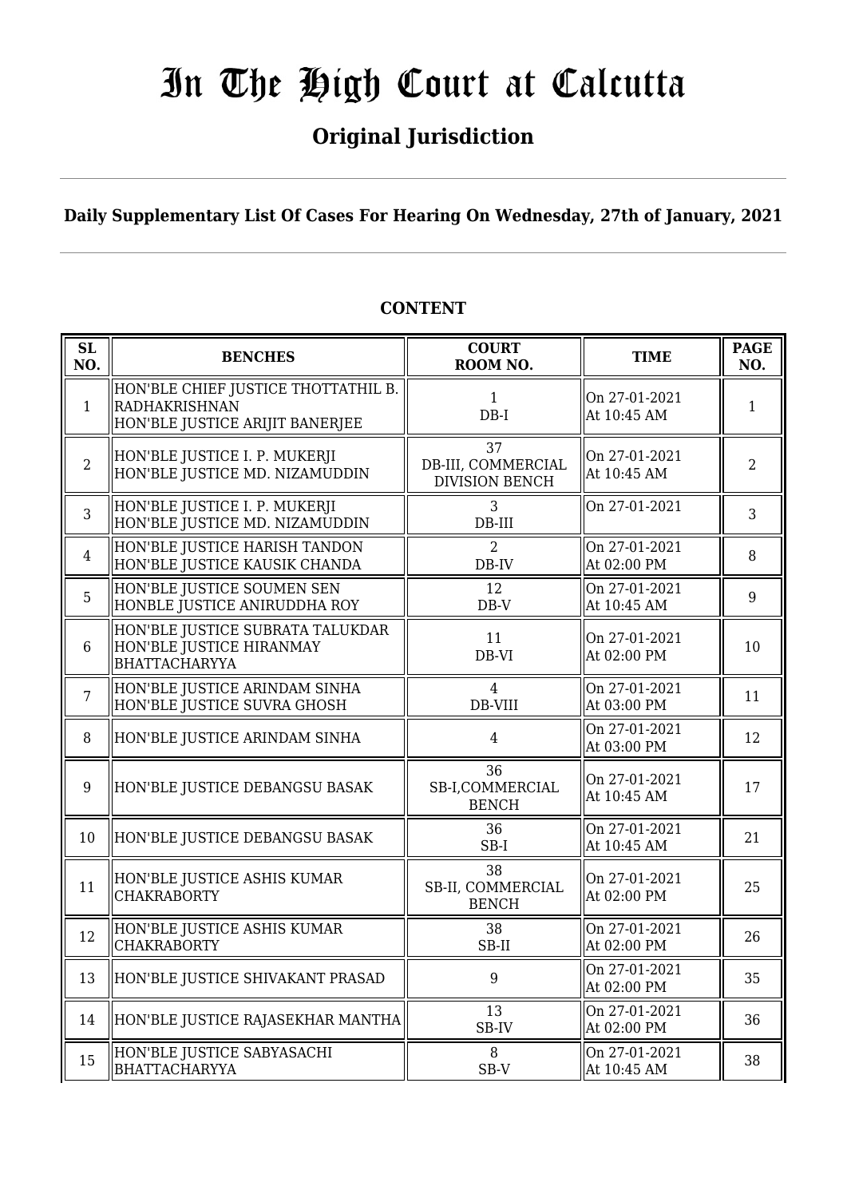# In The High Court at Calcutta

## Original Jurisdiction

**Daily Supplementary List Of Cases For Hearing On Wednesday, 27th of January, 2021**

### CONTENT

| SL NO. | BENCHES | COURT ROOM NO. | TIME | PAGE NO. |
|---|---|---|---|---|
| 1 | HON'BLE CHIEF JUSTICE THOTTATHIL B. RADHAKRISHNAN<br>HON'BLE JUSTICE ARIJIT BANERJEE | 1<br>DB-I | On 27-01-2021<br>At 10:45 AM | 1 |
| 2 | HON'BLE JUSTICE I. P. MUKERJI<br>HON'BLE JUSTICE MD. NIZAMUDDIN | 37<br>DB-III, COMMERCIAL DIVISION BENCH | On 27-01-2021<br>At 10:45 AM | 2 |
| 3 | HON'BLE JUSTICE I. P. MUKERJI<br>HON'BLE JUSTICE MD. NIZAMUDDIN | 3<br>DB-III | On 27-01-2021 | 3 |
| 4 | HON'BLE JUSTICE HARISH TANDON<br>HON'BLE JUSTICE KAUSIK CHANDA | 2<br>DB-IV | On 27-01-2021<br>At 02:00 PM | 8 |
| 5 | HON'BLE JUSTICE SOUMEN SEN<br>HONBLE JUSTICE ANIRUDDHA ROY | 12<br>DB-V | On 27-01-2021<br>At 10:45 AM | 9 |
| 6 | HON'BLE JUSTICE SUBRATA TALUKDAR<br>HON'BLE JUSTICE HIRANMAY BHATTACHARYYA | 11<br>DB-VI | On 27-01-2021<br>At 02:00 PM | 10 |
| 7 | HON'BLE JUSTICE ARINDAM SINHA<br>HON'BLE JUSTICE SUVRA GHOSH | 4<br>DB-VIII | On 27-01-2021<br>At 03:00 PM | 11 |
| 8 | HON'BLE JUSTICE ARINDAM SINHA | 4 | On 27-01-2021<br>At 03:00 PM | 12 |
| 9 | HON'BLE JUSTICE DEBANGSU BASAK | 36<br>SB-I,COMMERCIAL BENCH | On 27-01-2021<br>At 10:45 AM | 17 |
| 10 | HON'BLE JUSTICE DEBANGSU BASAK | 36<br>SB-I | On 27-01-2021<br>At 10:45 AM | 21 |
| 11 | HON'BLE JUSTICE ASHIS KUMAR CHAKRABORTY | 38<br>SB-II, COMMERCIAL BENCH | On 27-01-2021<br>At 02:00 PM | 25 |
| 12 | HON'BLE JUSTICE ASHIS KUMAR CHAKRABORTY | 38<br>SB-II | On 27-01-2021<br>At 02:00 PM | 26 |
| 13 | HON'BLE JUSTICE SHIVAKANT PRASAD | 9 | On 27-01-2021<br>At 02:00 PM | 35 |
| 14 | HON'BLE JUSTICE RAJASEKHAR MANTHA | 13<br>SB-IV | On 27-01-2021<br>At 02:00 PM | 36 |
| 15 | HON'BLE JUSTICE SABYASACHI BHATTACHARYYA | 8<br>SB-V | On 27-01-2021<br>At 10:45 AM | 38 |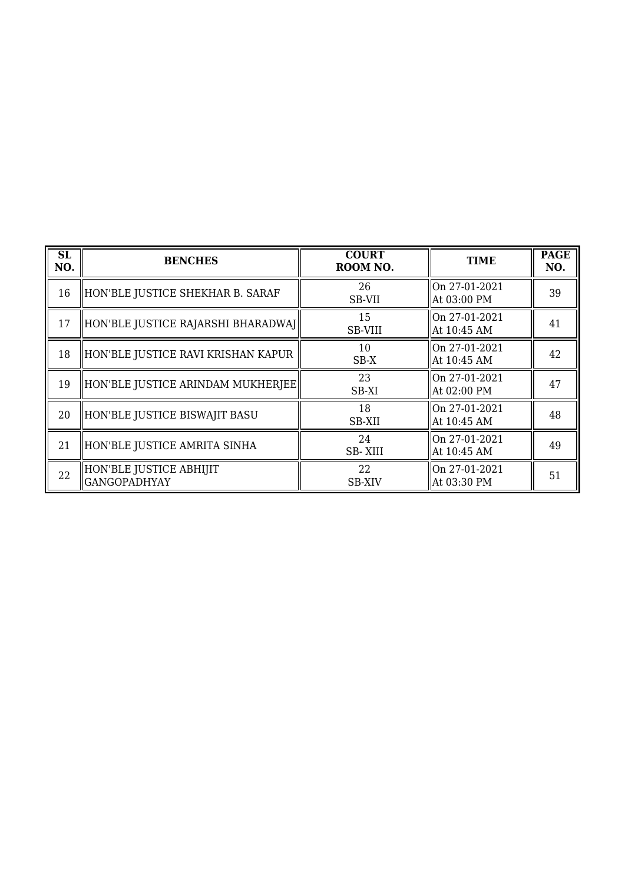| SL NO. | BENCHES | COURT ROOM NO. | TIME | PAGE NO. |
|---|---|---|---|---|
| 16 | HON'BLE JUSTICE SHEKHAR B. SARAF | 26<br>SB-VII | On 27-01-2021<br>At 03:00 PM | 39 |
| 17 | HON'BLE JUSTICE RAJARSHI BHARADWAJ | 15<br>SB-VIII | On 27-01-2021<br>At 10:45 AM | 41 |
| 18 | HON'BLE JUSTICE RAVI KRISHAN KAPUR | 10<br>SB-X | On 27-01-2021<br>At 10:45 AM | 42 |
| 19 | HON'BLE JUSTICE ARINDAM MUKHERJEE | 23<br>SB-XI | On 27-01-2021<br>At 02:00 PM | 47 |
| 20 | HON'BLE JUSTICE BISWAJIT BASU | 18<br>SB-XII | On 27-01-2021<br>At 10:45 AM | 48 |
| 21 | HON'BLE JUSTICE AMRITA SINHA | 24<br>SB- XIII | On 27-01-2021<br>At 10:45 AM | 49 |
| 22 | HON'BLE JUSTICE ABHIJIT GANGOPADHYAY | 22<br>SB-XIV | On 27-01-2021<br>At 03:30 PM | 51 |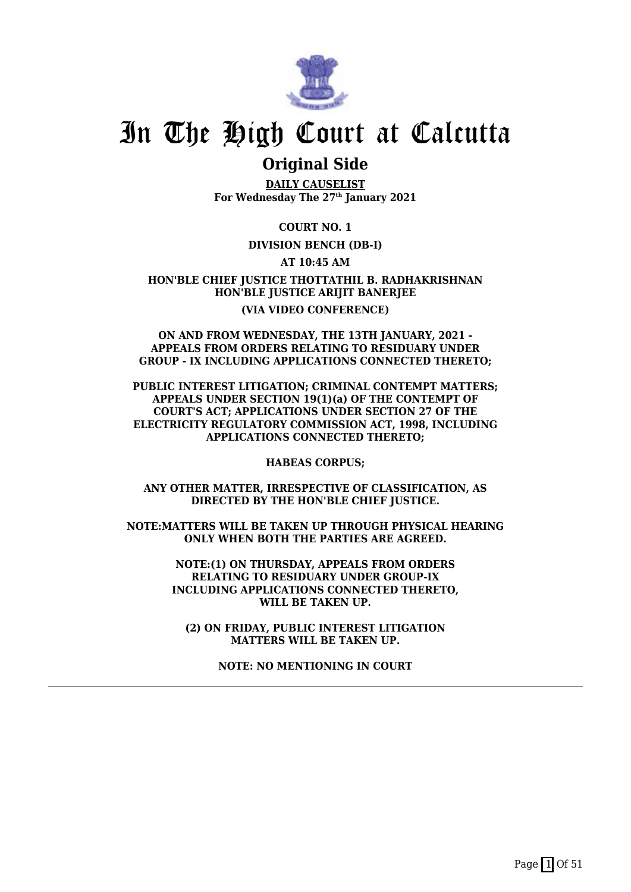# In The High Court at Calcutta

## Original Side

**DAILY CAUSELIST**
**For Wednesday The 27th January 2021**

**COURT NO. 1**

**DIVISION BENCH (DB-I)**

**AT 10:45 AM**

**HON'BLE CHIEF JUSTICE THOTTATHIL B. RADHAKRISHNAN**
**HON'BLE JUSTICE ARIJIT BANERJEE**

**(VIA VIDEO CONFERENCE)**

**ON AND FROM WEDNESDAY, THE 13TH JANUARY, 2021 - APPEALS FROM ORDERS RELATING TO RESIDUARY UNDER GROUP - IX INCLUDING APPLICATIONS CONNECTED THERETO;**

**PUBLIC INTEREST LITIGATION; CRIMINAL CONTEMPT MATTERS; APPEALS UNDER SECTION 19(1)(a) OF THE CONTEMPT OF COURT'S ACT; APPLICATIONS UNDER SECTION 27 OF THE ELECTRICITY REGULATORY COMMISSION ACT, 1998, INCLUDING APPLICATIONS CONNECTED THERETO;**

**HABEAS CORPUS;**

**ANY OTHER MATTER, IRRESPECTIVE OF CLASSIFICATION, AS DIRECTED BY THE HON'BLE CHIEF JUSTICE.**

**NOTE:MATTERS WILL BE TAKEN UP THROUGH PHYSICAL HEARING ONLY WHEN BOTH THE PARTIES ARE AGREED.**

**NOTE:(1) ON THURSDAY, APPEALS FROM ORDERS RELATING TO RESIDUARY UNDER GROUP-IX INCLUDING APPLICATIONS CONNECTED THERETO, WILL BE TAKEN UP.**

**(2) ON FRIDAY, PUBLIC INTEREST LITIGATION MATTERS WILL BE TAKEN UP.**

**NOTE: NO MENTIONING IN COURT**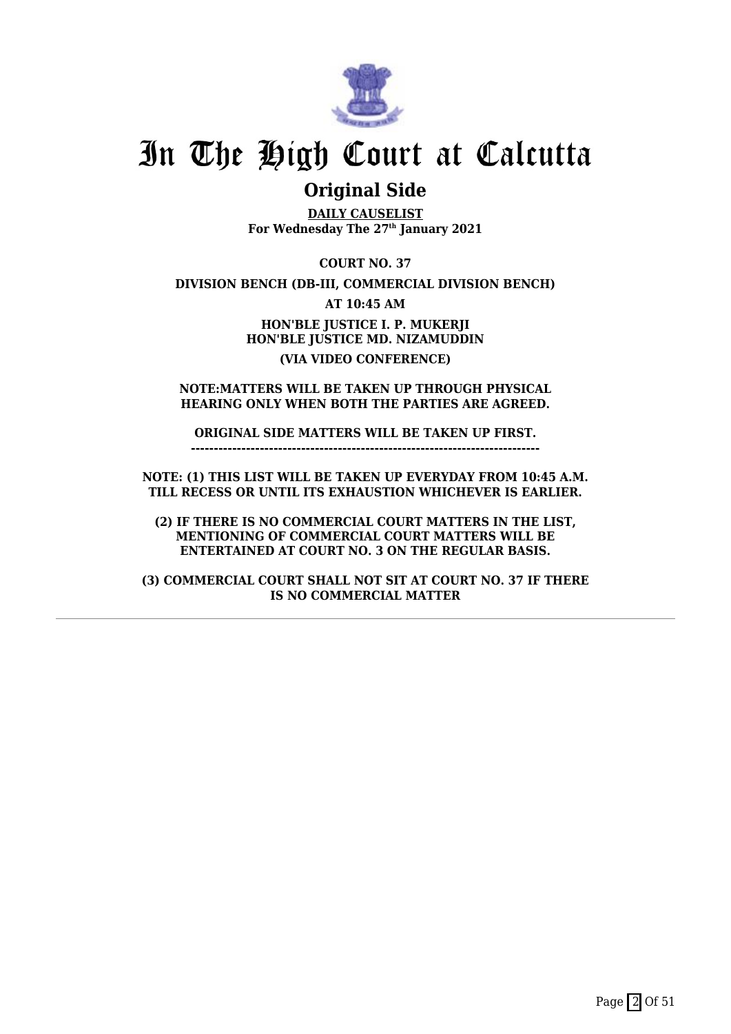# In The High Court at Calcutta

## Original Side

**DAILY CAUSELIST**
**For Wednesday The 27th January 2021**

**COURT NO. 37**

**DIVISION BENCH (DB-III, COMMERCIAL DIVISION BENCH)**

**AT 10:45 AM**

**HON'BLE JUSTICE I. P. MUKERJI**
**HON'BLE JUSTICE MD. NIZAMUDDIN**

**(VIA VIDEO CONFERENCE)**

**NOTE:MATTERS WILL BE TAKEN UP THROUGH PHYSICAL HEARING ONLY WHEN BOTH THE PARTIES ARE AGREED.**

**ORIGINAL SIDE MATTERS WILL BE TAKEN UP FIRST.**
**---------------------------------------------------------------------------**

**NOTE: (1) THIS LIST WILL BE TAKEN UP EVERYDAY FROM 10:45 A.M. TILL RECESS OR UNTIL ITS EXHAUSTION WHICHEVER IS EARLIER.**

**(2) IF THERE IS NO COMMERCIAL COURT MATTERS IN THE LIST, MENTIONING OF COMMERCIAL COURT MATTERS WILL BE ENTERTAINED AT COURT NO. 3 ON THE REGULAR BASIS.**

**(3) COMMERCIAL COURT SHALL NOT SIT AT COURT NO. 37 IF THERE IS NO COMMERCIAL MATTER**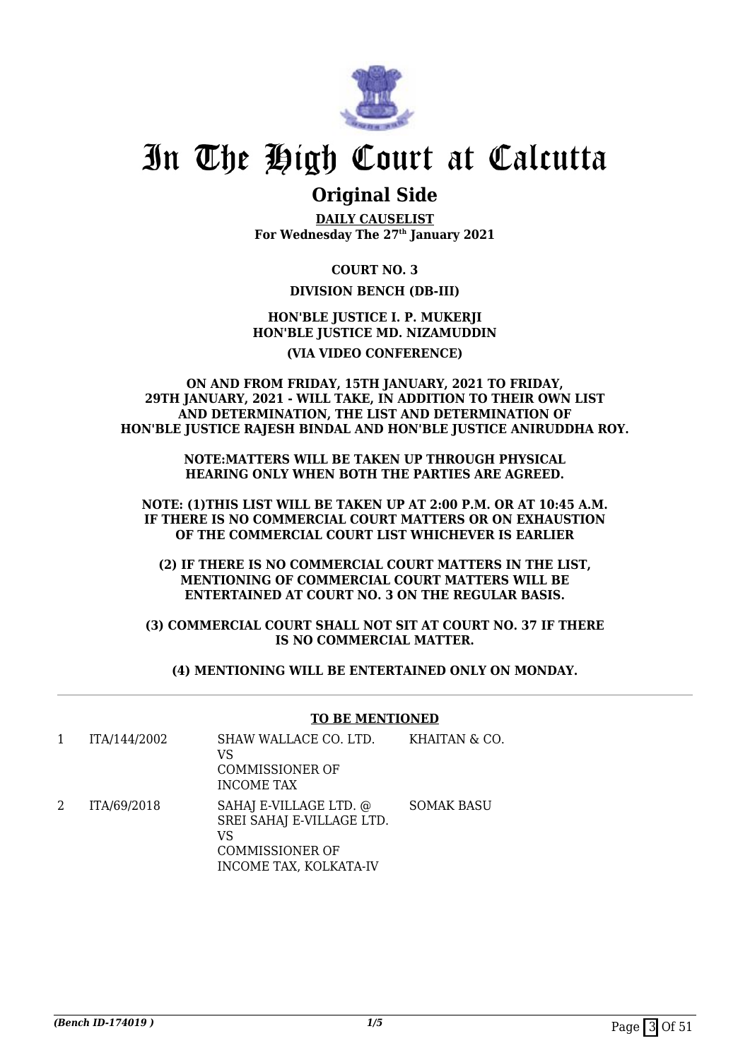# In The High Court at Calcutta

## Original Side

**DAILY CAUSELIST**
**For Wednesday The 27th January 2021**

**COURT NO. 3**

**DIVISION BENCH (DB-III)**

**HON'BLE JUSTICE I. P. MUKERJI**
**HON'BLE JUSTICE MD. NIZAMUDDIN**

**(VIA VIDEO CONFERENCE)**

**ON AND FROM FRIDAY, 15TH JANUARY, 2021 TO FRIDAY, 29TH JANUARY, 2021 - WILL TAKE, IN ADDITION TO THEIR OWN LIST AND DETERMINATION, THE LIST AND DETERMINATION OF HON'BLE JUSTICE RAJESH BINDAL AND HON'BLE JUSTICE ANIRUDDHA ROY.**

**NOTE:MATTERS WILL BE TAKEN UP THROUGH PHYSICAL HEARING ONLY WHEN BOTH THE PARTIES ARE AGREED.**

**NOTE: (1)THIS LIST WILL BE TAKEN UP AT 2:00 P.M. OR AT 10:45 A.M. IF THERE IS NO COMMERCIAL COURT MATTERS OR ON EXHAUSTION OF THE COMMERCIAL COURT LIST WHICHEVER IS EARLIER**

**(2) IF THERE IS NO COMMERCIAL COURT MATTERS IN THE LIST, MENTIONING OF COMMERCIAL COURT MATTERS WILL BE ENTERTAINED AT COURT NO. 3 ON THE REGULAR BASIS.**

**(3) COMMERCIAL COURT SHALL NOT SIT AT COURT NO. 37 IF THERE IS NO COMMERCIAL MATTER.**

**(4) MENTIONING WILL BE ENTERTAINED ONLY ON MONDAY.**

**TO BE MENTIONED**

| | | | |
|---|---|---|---|
| 1 | ITA/144/2002 | SHAW WALLACE CO. LTD. VS COMMISSIONER OF INCOME TAX | KHAITAN & CO. |
| 2 | ITA/69/2018 | SAHAJ E-VILLAGE LTD. @ SREI SAHAJ E-VILLAGE LTD. VS COMMISSIONER OF INCOME TAX, KOLKATA-IV | SOMAK BASU |

*(Bench ID-174019 )* 1/5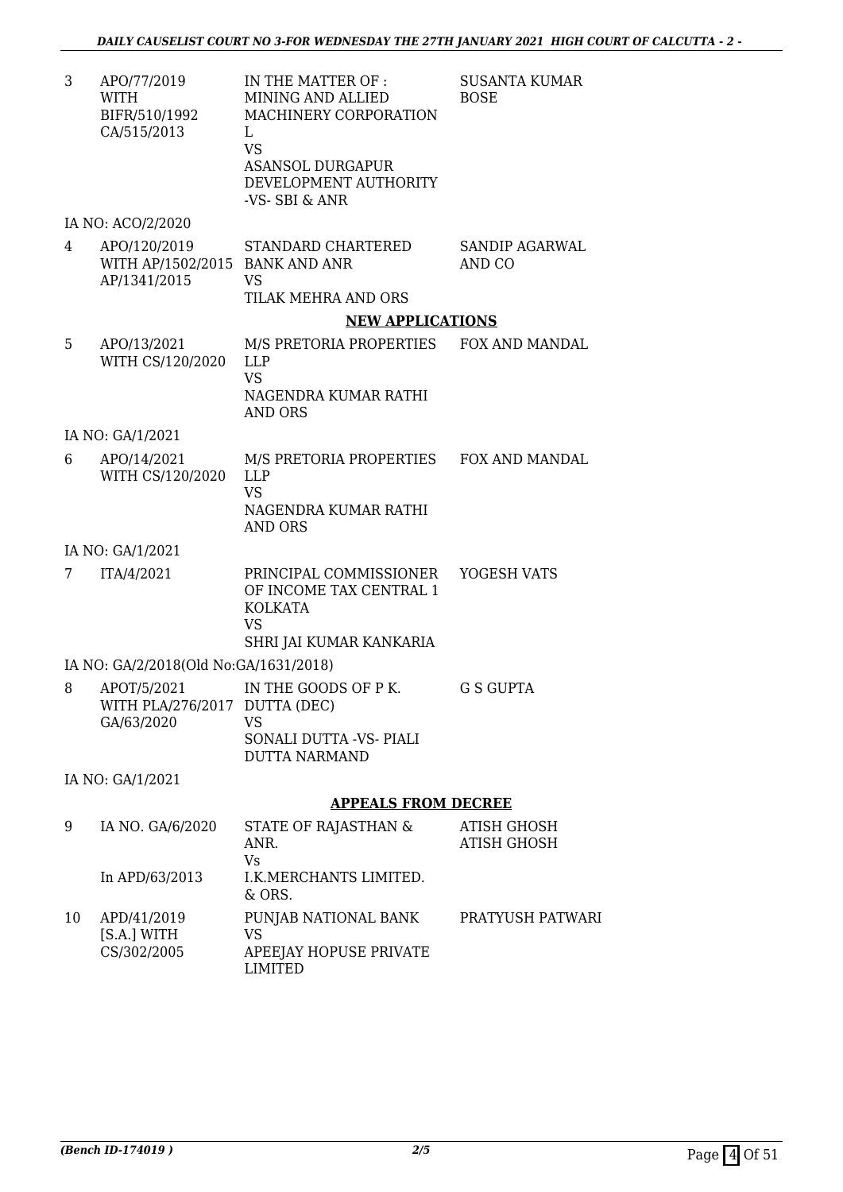| | | | |
|---|---|---|---|
| 3 | APO/77/2019 WITH BIFR/510/1992 CA/515/2013 | IN THE MATTER OF : MINING AND ALLIED MACHINERY CORPORATION L VS ASANSOL DURGAPUR DEVELOPMENT AUTHORITY -VS- SBI & ANR | SUSANTA KUMAR BOSE |
| | IA NO: ACO/2/2020 | | |
| 4 | APO/120/2019 WITH AP/1502/2015 AP/1341/2015 | STANDARD CHARTERED BANK AND ANR VS TILAK MEHRA AND ORS | SANDIP AGARWAL AND CO |

**NEW APPLICATIONS**

| | | | |
|---|---|---|---|
| 5 | APO/13/2021 WITH CS/120/2020 | M/S PRETORIA PROPERTIES LLP VS NAGENDRA KUMAR RATHI AND ORS | FOX AND MANDAL |
| | IA NO: GA/1/2021 | | |
| 6 | APO/14/2021 WITH CS/120/2020 | M/S PRETORIA PROPERTIES LLP VS NAGENDRA KUMAR RATHI AND ORS | FOX AND MANDAL |
| | IA NO: GA/1/2021 | | |
| 7 | ITA/4/2021 | PRINCIPAL COMMISSIONER OF INCOME TAX CENTRAL 1 KOLKATA VS SHRI JAI KUMAR KANKARIA | YOGESH VATS |
| | IA NO: GA/2/2018(Old No:GA/1631/2018) | | |
| 8 | APOT/5/2021 WITH PLA/276/2017 GA/63/2020 | IN THE GOODS OF P K. DUTTA (DEC) VS SONALI DUTTA -VS- PIALI DUTTA NARMAND | G S GUPTA |
| | IA NO: GA/1/2021 | | |

**APPEALS FROM DECREE**

| | | | |
|---|---|---|---|
| 9 | IA NO. GA/6/2020 In APD/63/2013 | STATE OF RAJASTHAN & ANR. Vs I.K.MERCHANTS LIMITED. & ORS. | ATISH GHOSH ATISH GHOSH |
| 10 | APD/41/2019 [S.A.] WITH CS/302/2005 | PUNJAB NATIONAL BANK VS APEEJAY HOPUSE PRIVATE LIMITED | PRATYUSH PATWARI |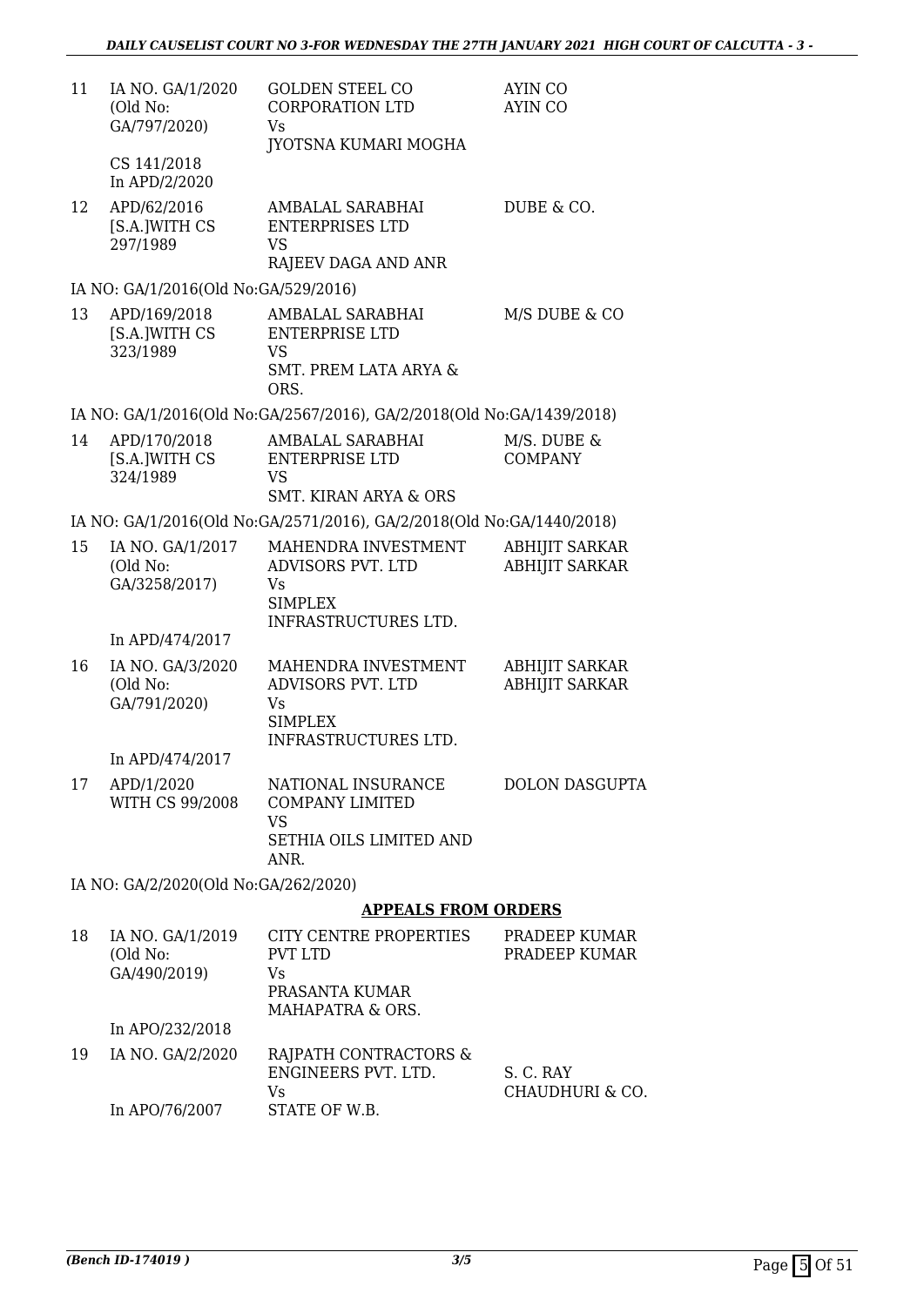| | | | |
|---|---|---|---|
| 11 | IA NO. GA/1/2020 (Old No: GA/797/2020)<br><br>CS 141/2018<br>In APD/2/2020 | GOLDEN STEEL CO CORPORATION LTD<br>Vs<br>JYOTSNA KUMARI MOGHA | AYIN CO<br>AYIN CO |
| 12 | APD/62/2016 [S.A.]WITH CS 297/1989 | AMBALAL SARABHAI ENTERPRISES LTD<br>VS<br>RAJEEV DAGA AND ANR | DUBE & CO. |

IA NO: GA/1/2016(Old No:GA/529/2016)

| | | | |
|---|---|---|---|
| 13 | APD/169/2018 [S.A.]WITH CS 323/1989 | AMBALAL SARABHAI ENTERPRISE LTD<br>VS<br>SMT. PREM LATA ARYA & ORS. | M/S DUBE & CO |

IA NO: GA/1/2016(Old No:GA/2567/2016), GA/2/2018(Old No:GA/1439/2018)

| | | | |
|---|---|---|---|
| 14 | APD/170/2018 [S.A.]WITH CS 324/1989 | AMBALAL SARABHAI ENTERPRISE LTD<br>VS<br>SMT. KIRAN ARYA & ORS | M/S. DUBE & COMPANY |

IA NO: GA/1/2016(Old No:GA/2571/2016), GA/2/2018(Old No:GA/1440/2018)

| | | | |
|---|---|---|---|
| 15 | IA NO. GA/1/2017 (Old No: GA/3258/2017)<br><br>In APD/474/2017 | MAHENDRA INVESTMENT ADVISORS PVT. LTD<br>Vs<br>SIMPLEX INFRASTRUCTURES LTD. | ABHIJIT SARKAR<br>ABHIJIT SARKAR |
| 16 | IA NO. GA/3/2020 (Old No: GA/791/2020)<br><br>In APD/474/2017 | MAHENDRA INVESTMENT ADVISORS PVT. LTD<br>Vs<br>SIMPLEX INFRASTRUCTURES LTD. | ABHIJIT SARKAR<br>ABHIJIT SARKAR |
| 17 | APD/1/2020 WITH CS 99/2008 | NATIONAL INSURANCE COMPANY LIMITED<br>VS<br>SETHIA OILS LIMITED AND ANR. | DOLON DASGUPTA |

IA NO: GA/2/2020(Old No:GA/262/2020)

## APPEALS FROM ORDERS

| | | | |
|---|---|---|---|
| 18 | IA NO. GA/1/2019 (Old No: GA/490/2019)<br><br>In APO/232/2018 | CITY CENTRE PROPERTIES PVT LTD<br>Vs<br>PRASANTA KUMAR MAHAPATRA & ORS. | PRADEEP KUMAR<br>PRADEEP KUMAR |
| 19 | IA NO. GA/2/2020<br><br>In APO/76/2007 | RAJPATH CONTRACTORS & ENGINEERS PVT. LTD.<br>Vs<br>STATE OF W.B. | S. C. RAY CHAUDHURI & CO. |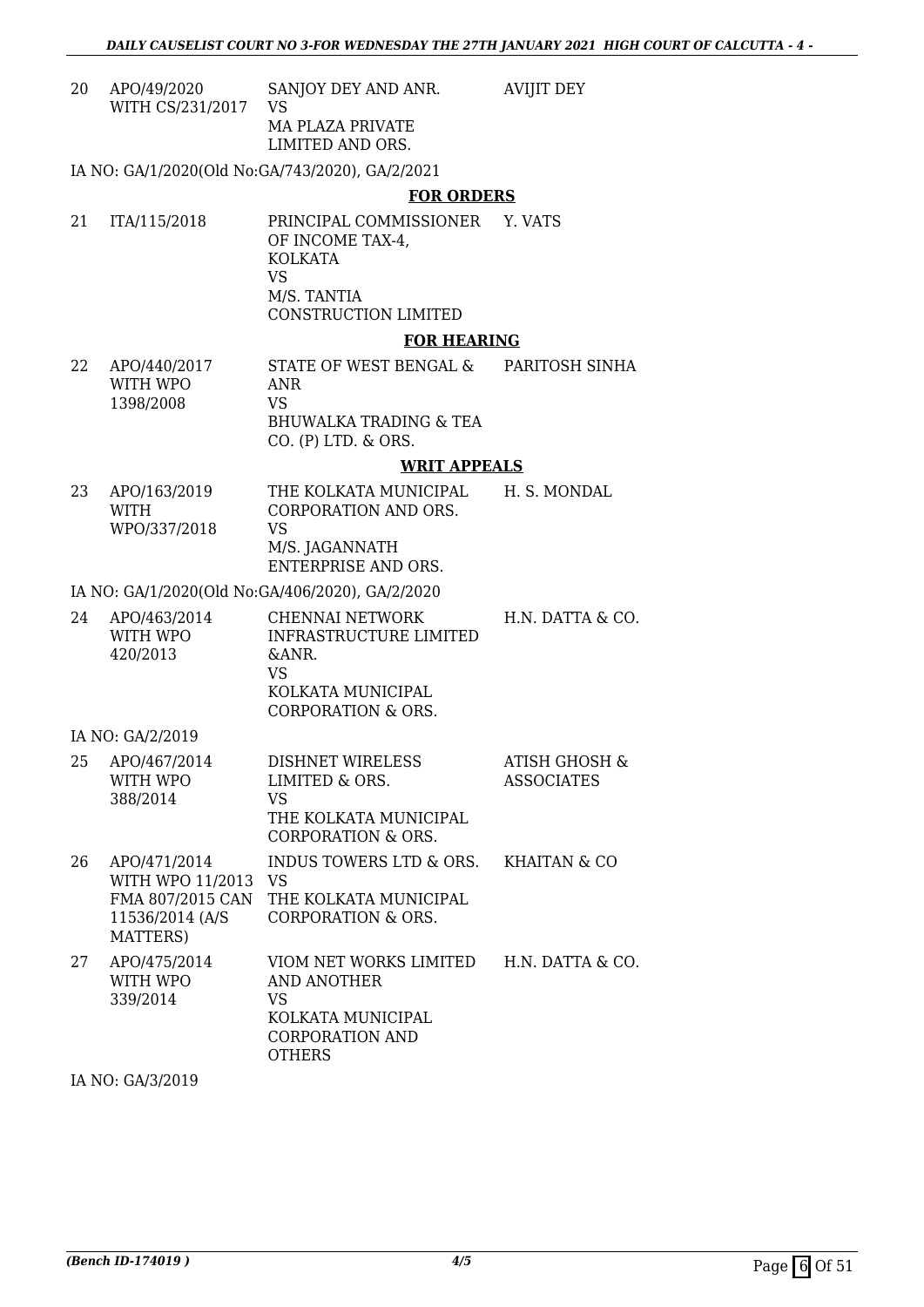| | | | |
|---|---|---|---|
| 20 | APO/49/2020 WITH CS/231/2017 | SANJOY DEY AND ANR. VS MA PLAZA PRIVATE LIMITED AND ORS. | AVIJIT DEY |

IA NO: GA/1/2020(Old No:GA/743/2020), GA/2/2021

## FOR ORDERS

| | | | |
|---|---|---|---|
| 21 | ITA/115/2018 | PRINCIPAL COMMISSIONER OF INCOME TAX-4, KOLKATA VS M/S. TANTIA CONSTRUCTION LIMITED | Y. VATS |

## FOR HEARING

| | | | |
|---|---|---|---|
| 22 | APO/440/2017 WITH WPO 1398/2008 | STATE OF WEST BENGAL & ANR VS BHUWALKA TRADING & TEA CO. (P) LTD. & ORS. | PARITOSH SINHA |

## WRIT APPEALS

| | | | |
|---|---|---|---|
| 23 | APO/163/2019 WITH WPO/337/2018 | THE KOLKATA MUNICIPAL CORPORATION AND ORS. VS M/S. JAGANNATH ENTERPRISE AND ORS. | H. S. MONDAL |

IA NO: GA/1/2020(Old No:GA/406/2020), GA/2/2020

| | | | |
|---|---|---|---|
| 24 | APO/463/2014 WITH WPO 420/2013 | CHENNAI NETWORK INFRASTRUCTURE LIMITED &ANR. VS KOLKATA MUNICIPAL CORPORATION & ORS. | H.N. DATTA & CO. |

IA NO: GA/2/2019

| | | | |
|---|---|---|---|
| 25 | APO/467/2014 WITH WPO 388/2014 | DISHNET WIRELESS LIMITED & ORS. VS THE KOLKATA MUNICIPAL CORPORATION & ORS. | ATISH GHOSH & ASSOCIATES |
| 26 | APO/471/2014 WITH WPO 11/2013 FMA 807/2015 CAN 11536/2014 (A/S MATTERS) | INDUS TOWERS LTD & ORS. VS THE KOLKATA MUNICIPAL CORPORATION & ORS. | KHAITAN & CO |
| 27 | APO/475/2014 WITH WPO 339/2014 | VIOM NET WORKS LIMITED AND ANOTHER VS KOLKATA MUNICIPAL CORPORATION AND OTHERS | H.N. DATTA & CO. |

IA NO: GA/3/2019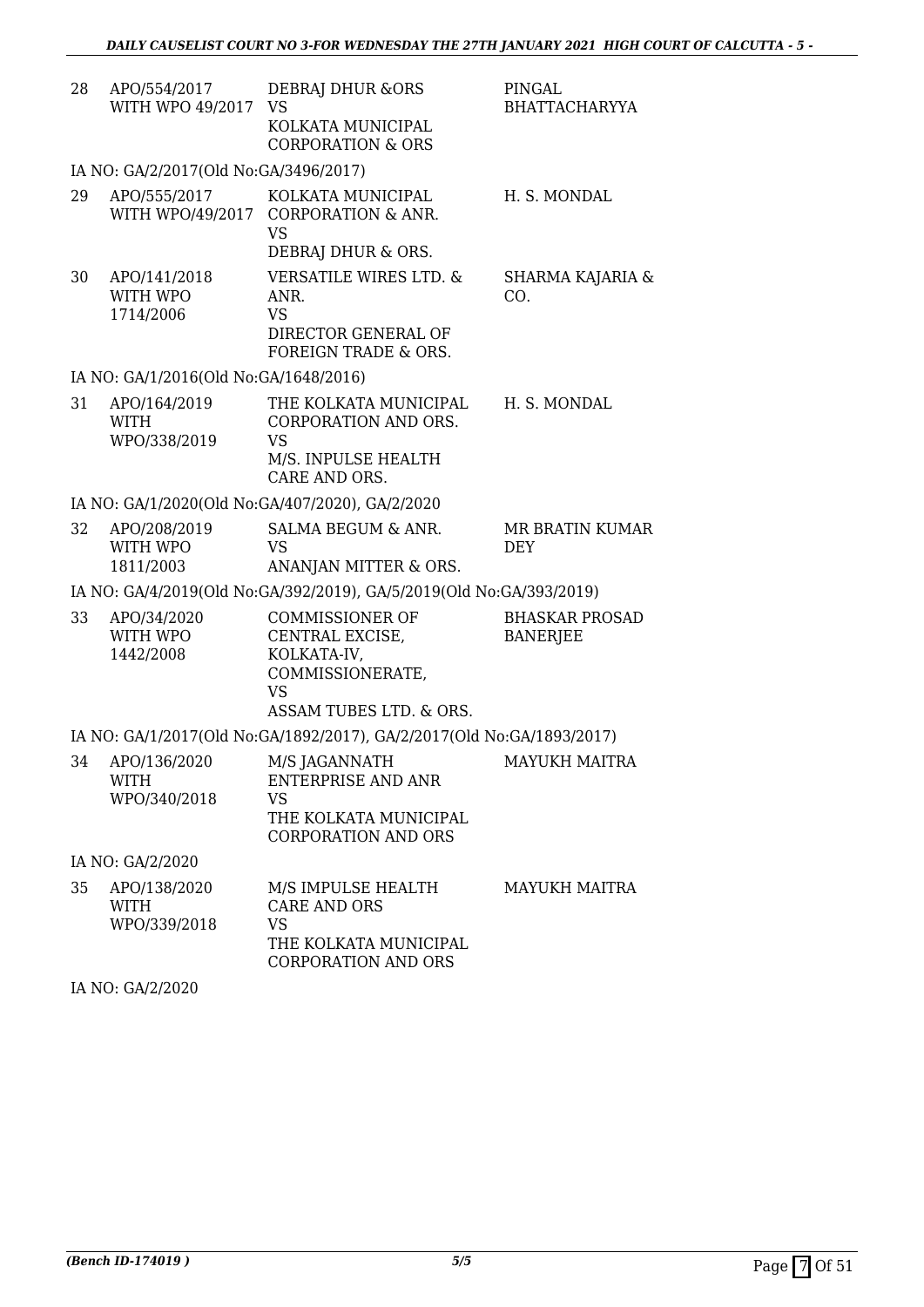| | | | |
|---|---|---|---|
| 28 | APO/554/2017 WITH WPO 49/2017 | DEBRAJ DHUR &ORS VS KOLKATA MUNICIPAL CORPORATION & ORS | PINGAL BHATTACHARYYA |

IA NO: GA/2/2017(Old No:GA/3496/2017)

| | | | |
|---|---|---|---|
| 29 | APO/555/2017 WITH WPO/49/2017 | KOLKATA MUNICIPAL CORPORATION & ANR. VS DEBRAJ DHUR & ORS. | H. S. MONDAL |
| 30 | APO/141/2018 WITH WPO 1714/2006 | VERSATILE WIRES LTD. & ANR. VS DIRECTOR GENERAL OF FOREIGN TRADE & ORS. | SHARMA KAJARIA & CO. |

IA NO: GA/1/2016(Old No:GA/1648/2016)

| | | | |
|---|---|---|---|
| 31 | APO/164/2019 WITH WPO/338/2019 | THE KOLKATA MUNICIPAL CORPORATION AND ORS. VS M/S. INPULSE HEALTH CARE AND ORS. | H. S. MONDAL |

IA NO: GA/1/2020(Old No:GA/407/2020), GA/2/2020

| | | | |
|---|---|---|---|
| 32 | APO/208/2019 WITH WPO 1811/2003 | SALMA BEGUM & ANR. VS ANANJAN MITTER & ORS. | MR BRATIN KUMAR DEY |

IA NO: GA/4/2019(Old No:GA/392/2019), GA/5/2019(Old No:GA/393/2019)

| | | | |
|---|---|---|---|
| 33 | APO/34/2020 WITH WPO 1442/2008 | COMMISSIONER OF CENTRAL EXCISE, KOLKATA-IV, COMMISSIONERATE, VS ASSAM TUBES LTD. & ORS. | BHASKAR PROSAD BANERJEE |

IA NO: GA/1/2017(Old No:GA/1892/2017), GA/2/2017(Old No:GA/1893/2017)

| | | | |
|---|---|---|---|
| 34 | APO/136/2020 WITH WPO/340/2018 | M/S JAGANNATH ENTERPRISE AND ANR VS THE KOLKATA MUNICIPAL CORPORATION AND ORS | MAYUKH MAITRA |

IA NO: GA/2/2020

| | | | |
|---|---|---|---|
| 35 | APO/138/2020 WITH WPO/339/2018 | M/S IMPULSE HEALTH CARE AND ORS VS THE KOLKATA MUNICIPAL CORPORATION AND ORS | MAYUKH MAITRA |

IA NO: GA/2/2020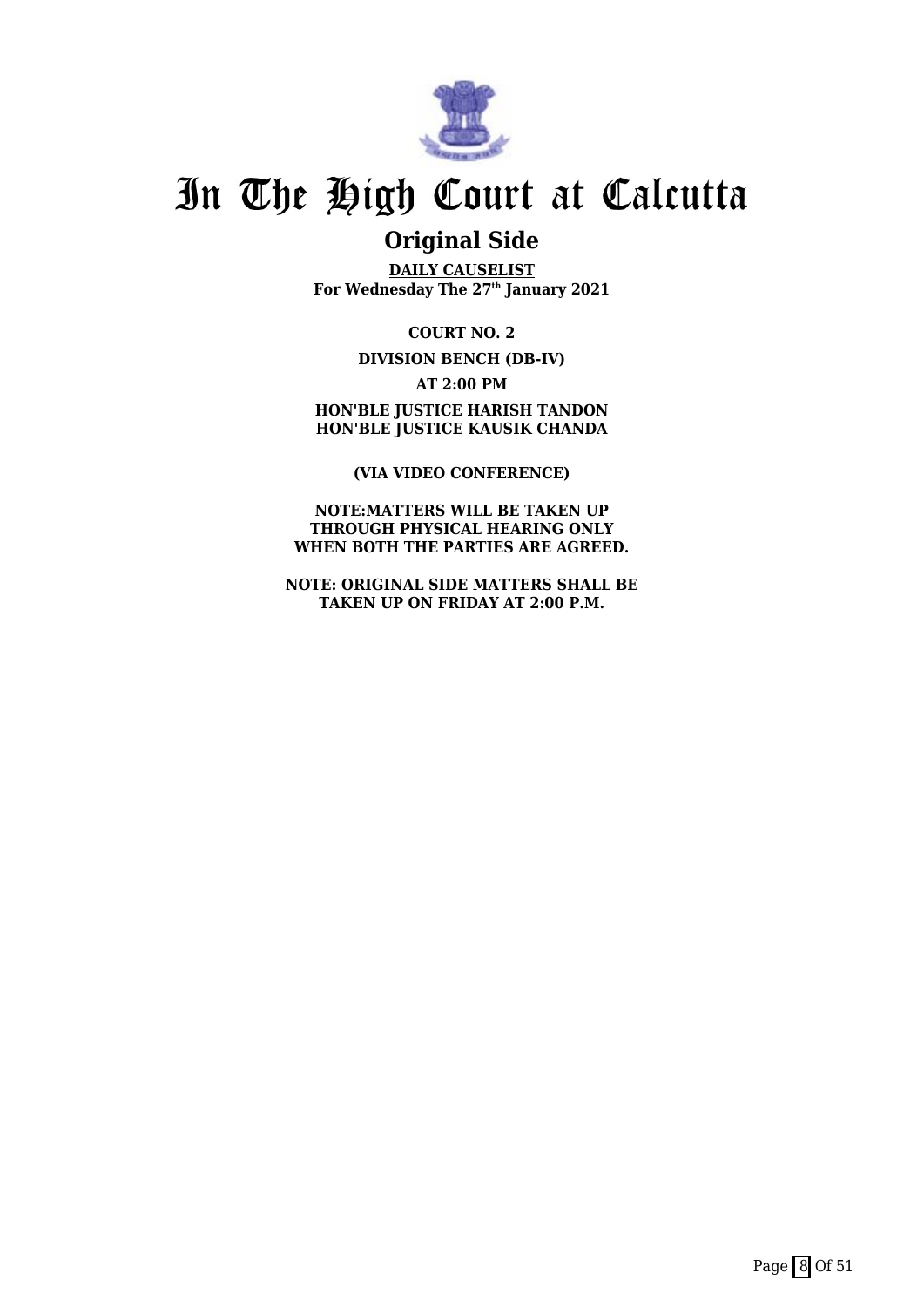# In The High Court at Calcutta

## Original Side

**DAILY CAUSELIST**
**For Wednesday The 27th January 2021**

**COURT NO. 2**

**DIVISION BENCH (DB-IV)**

**AT 2:00 PM**

**HON'BLE JUSTICE HARISH TANDON**
**HON'BLE JUSTICE KAUSIK CHANDA**

**(VIA VIDEO CONFERENCE)**

**NOTE:MATTERS WILL BE TAKEN UP THROUGH PHYSICAL HEARING ONLY WHEN BOTH THE PARTIES ARE AGREED.**

**NOTE: ORIGINAL SIDE MATTERS SHALL BE TAKEN UP ON FRIDAY AT 2:00 P.M.**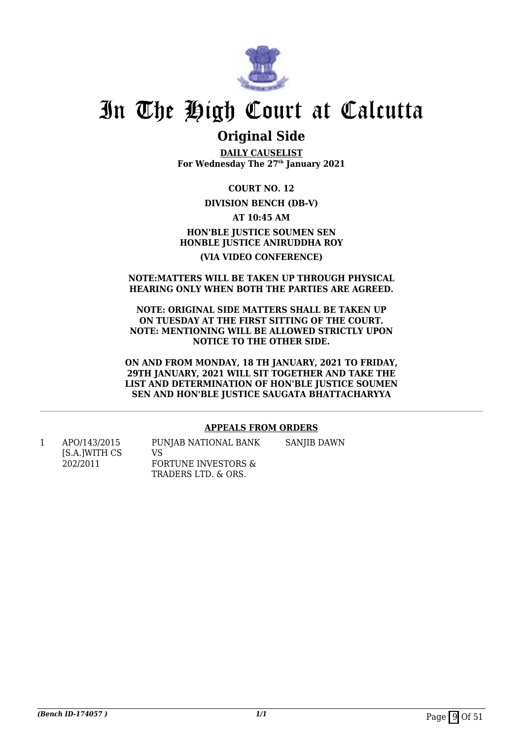# In The High Court at Calcutta

## Original Side

**DAILY CAUSELIST**
**For Wednesday The 27th January 2021**

**COURT NO. 12**

**DIVISION BENCH (DB-V)**

**AT 10:45 AM**

**HON'BLE JUSTICE SOUMEN SEN**
**HONBLE JUSTICE ANIRUDDHA ROY**

**(VIA VIDEO CONFERENCE)**

**NOTE:MATTERS WILL BE TAKEN UP THROUGH PHYSICAL HEARING ONLY WHEN BOTH THE PARTIES ARE AGREED.**

**NOTE: ORIGINAL SIDE MATTERS SHALL BE TAKEN UP ON TUESDAY AT THE FIRST SITTING OF THE COURT.**
**NOTE: MENTIONING WILL BE ALLOWED STRICTLY UPON NOTICE TO THE OTHER SIDE.**

**ON AND FROM MONDAY, 18 TH JANUARY, 2021 TO FRIDAY, 29TH JANUARY, 2021 WILL SIT TOGETHER AND TAKE THE LIST AND DETERMINATION OF HON'BLE JUSTICE SOUMEN SEN AND HON'BLE JUSTICE SAUGATA BHATTACHARYYA**

---

**APPEALS FROM ORDERS**

| | | | |
|---|---|---|---|
| 1 | APO/143/2015 [S.A.]WITH CS 202/2011 | PUNJAB NATIONAL BANK VS FORTUNE INVESTORS & TRADERS LTD. & ORS. | SANJIB DAWN |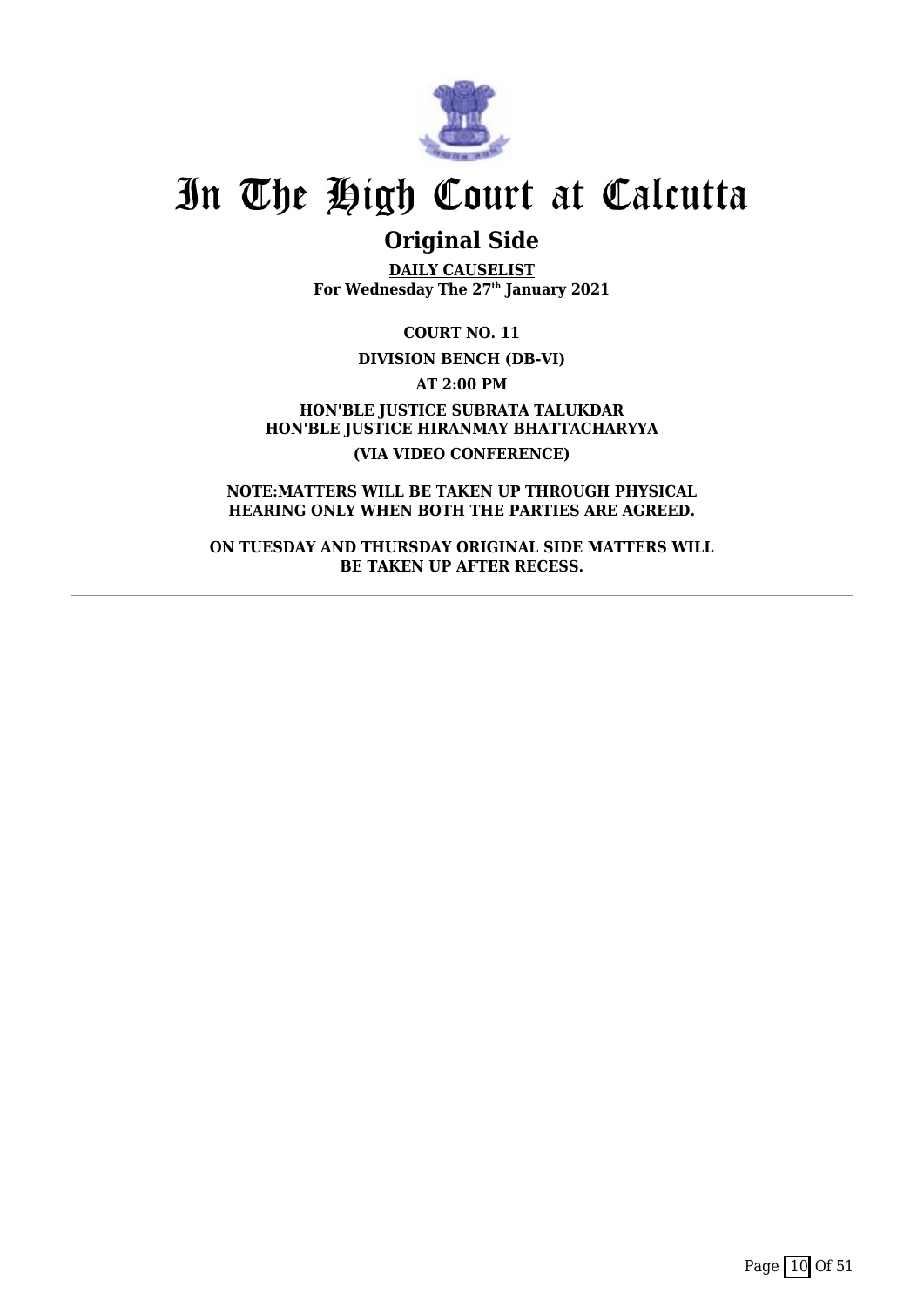# In The High Court at Calcutta

## Original Side

**DAILY CAUSELIST**
**For Wednesday The 27th January 2021**

**COURT NO. 11**

**DIVISION BENCH (DB-VI)**

**AT 2:00 PM**

**HON'BLE JUSTICE SUBRATA TALUKDAR**
**HON'BLE JUSTICE HIRANMAY BHATTACHARYYA**

**(VIA VIDEO CONFERENCE)**

**NOTE:MATTERS WILL BE TAKEN UP THROUGH PHYSICAL HEARING ONLY WHEN BOTH THE PARTIES ARE AGREED.**

**ON TUESDAY AND THURSDAY ORIGINAL SIDE MATTERS WILL BE TAKEN UP AFTER RECESS.**

---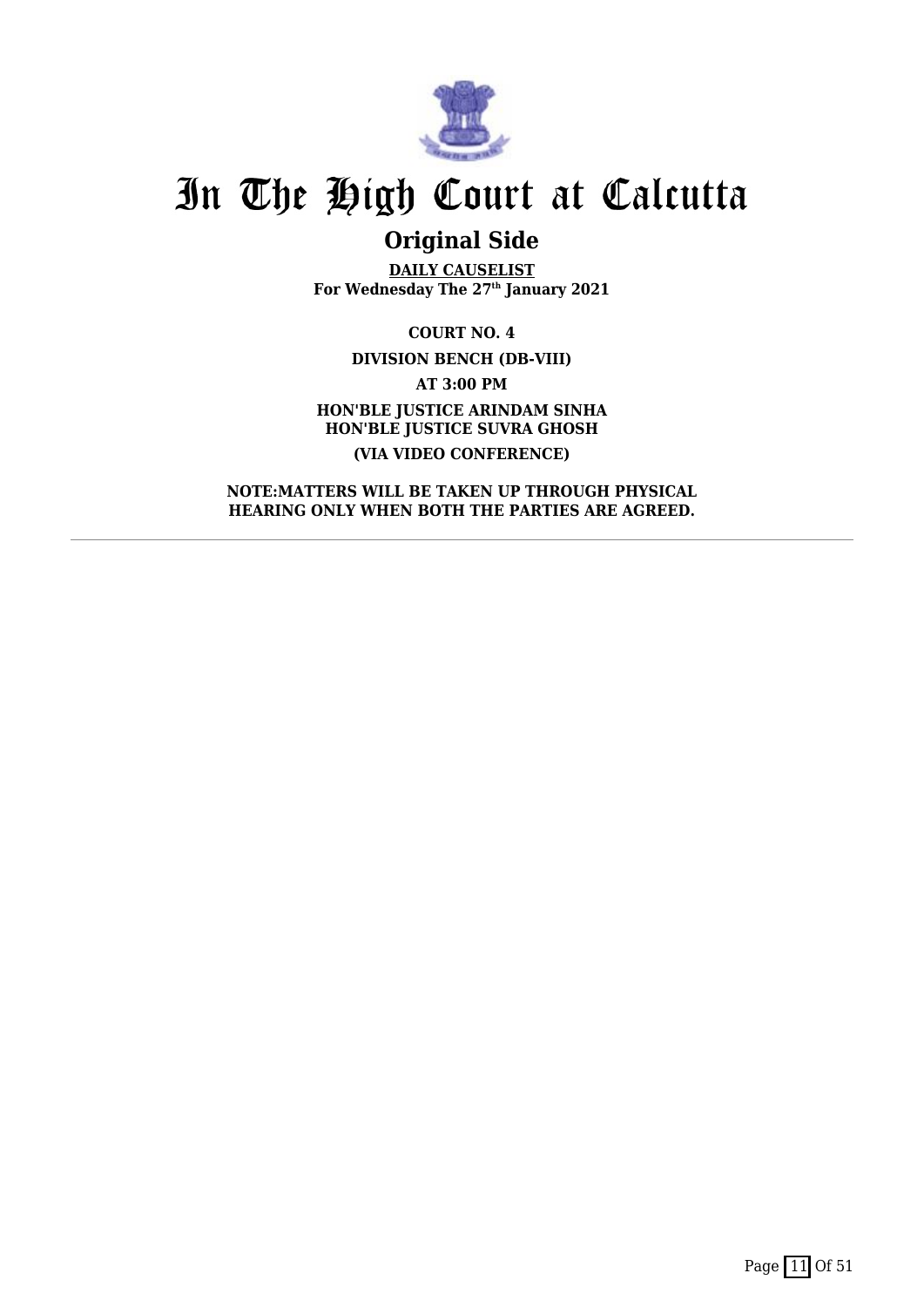# In The High Court at Calcutta

## Original Side

**DAILY CAUSELIST**
**For Wednesday The 27th January 2021**

**COURT NO. 4**

**DIVISION BENCH (DB-VIII)**

**AT 3:00 PM**

**HON'BLE JUSTICE ARINDAM SINHA**
**HON'BLE JUSTICE SUVRA GHOSH**

**(VIA VIDEO CONFERENCE)**

**NOTE:MATTERS WILL BE TAKEN UP THROUGH PHYSICAL HEARING ONLY WHEN BOTH THE PARTIES ARE AGREED.**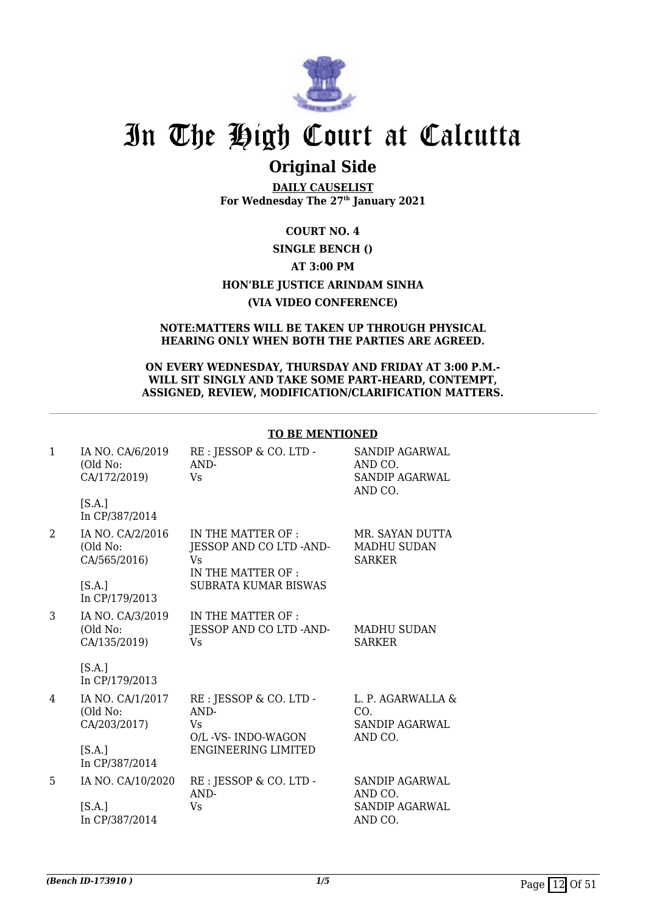# In The High Court at Calcutta

## Original Side

**DAILY CAUSELIST**
**For Wednesday The 27th January 2021**

**COURT NO. 4**

**SINGLE BENCH ()**

**AT 3:00 PM**

**HON'BLE JUSTICE ARINDAM SINHA**

**(VIA VIDEO CONFERENCE)**

**NOTE:MATTERS WILL BE TAKEN UP THROUGH PHYSICAL HEARING ONLY WHEN BOTH THE PARTIES ARE AGREED.**

**ON EVERY WEDNESDAY, THURSDAY AND FRIDAY AT 3:00 P.M.- WILL SIT SINGLY AND TAKE SOME PART-HEARD, CONTEMPT, ASSIGNED, REVIEW, MODIFICATION/CLARIFICATION MATTERS.**

**TO BE MENTIONED**

| | | | |
|---|---|---|---|
| 1 | IA NO. CA/6/2019 (Old No: CA/172/2019) [S.A.] In CP/387/2014 | RE : JESSOP & CO. LTD -AND- Vs | SANDIP AGARWAL AND CO. SANDIP AGARWAL AND CO. |
| 2 | IA NO. CA/2/2016 (Old No: CA/565/2016) [S.A.] In CP/179/2013 | IN THE MATTER OF : JESSOP AND CO LTD -AND- Vs IN THE MATTER OF : SUBRATA KUMAR BISWAS | MR. SAYAN DUTTA MADHU SUDAN SARKER |
| 3 | IA NO. CA/3/2019 (Old No: CA/135/2019) [S.A.] In CP/179/2013 | IN THE MATTER OF : JESSOP AND CO LTD -AND- Vs | MADHU SUDAN SARKER |
| 4 | IA NO. CA/1/2017 (Old No: CA/203/2017) [S.A.] In CP/387/2014 | RE : JESSOP & CO. LTD -AND- Vs O/L -VS- INDO-WAGON ENGINEERING LIMITED | L. P. AGARWALLA & CO. SANDIP AGARWAL AND CO. |
| 5 | IA NO. CA/10/2020 [S.A.] In CP/387/2014 | RE : JESSOP & CO. LTD -AND- Vs | SANDIP AGARWAL AND CO. SANDIP AGARWAL AND CO. |

*(Bench ID-173910 )* 1/5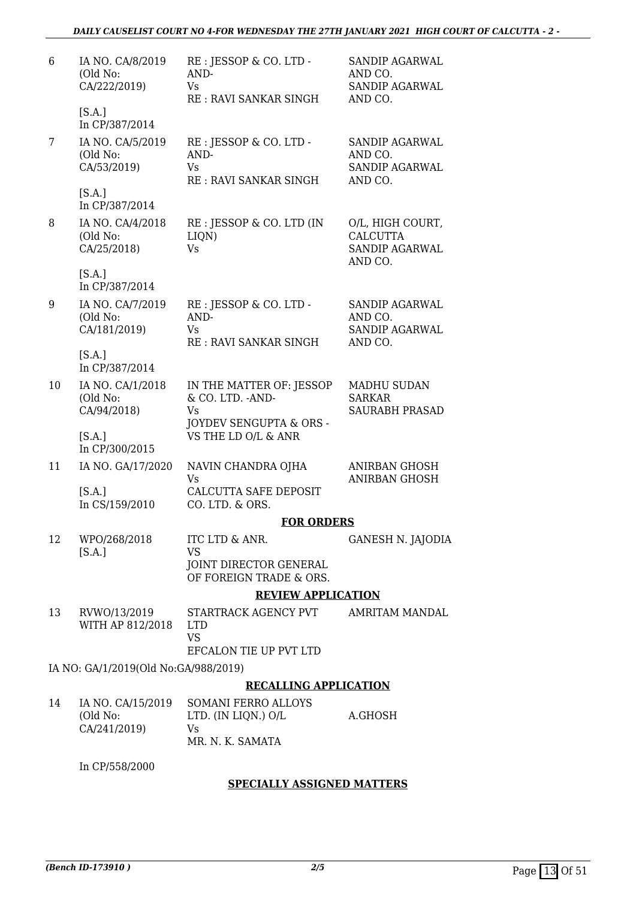| | | | |
|---|---|---|---|
| 6 | IA NO. CA/8/2019 (Old No: CA/222/2019) [S.A.] In CP/387/2014 | RE : JESSOP & CO. LTD -AND- Vs RE : RAVI SANKAR SINGH | SANDIP AGARWAL AND CO. SANDIP AGARWAL AND CO. |
| 7 | IA NO. CA/5/2019 (Old No: CA/53/2019) [S.A.] In CP/387/2014 | RE : JESSOP & CO. LTD -AND- Vs RE : RAVI SANKAR SINGH | SANDIP AGARWAL AND CO. SANDIP AGARWAL AND CO. |
| 8 | IA NO. CA/4/2018 (Old No: CA/25/2018) [S.A.] In CP/387/2014 | RE : JESSOP & CO. LTD (IN LIQN) Vs | O/L, HIGH COURT, CALCUTTA SANDIP AGARWAL AND CO. |
| 9 | IA NO. CA/7/2019 (Old No: CA/181/2019) [S.A.] In CP/387/2014 | RE : JESSOP & CO. LTD -AND- Vs RE : RAVI SANKAR SINGH | SANDIP AGARWAL AND CO. SANDIP AGARWAL AND CO. |
| 10 | IA NO. CA/1/2018 (Old No: CA/94/2018) [S.A.] In CP/300/2015 | IN THE MATTER OF: JESSOP & CO. LTD. -AND- Vs JOYDEV SENGUPTA & ORS - VS THE LD O/L & ANR | MADHU SUDAN SARKAR SAURABH PRASAD |
| 11 | IA NO. GA/17/2020 [S.A.] In CS/159/2010 | NAVIN CHANDRA OJHA Vs CALCUTTA SAFE DEPOSIT CO. LTD. & ORS. | ANIRBAN GHOSH ANIRBAN GHOSH |

**FOR ORDERS**

| | | | |
|---|---|---|---|
| 12 | WPO/268/2018 [S.A.] | ITC LTD & ANR. VS JOINT DIRECTOR GENERAL OF FOREIGN TRADE & ORS. | GANESH N. JAJODIA |

**REVIEW APPLICATION**

| | | | |
|---|---|---|---|
| 13 | RVWO/13/2019 WITH AP 812/2018 | STARTRACK AGENCY PVT LTD VS EFCALON TIE UP PVT LTD | AMRITAM MANDAL |

IA NO: GA/1/2019(Old No:GA/988/2019)

**RECALLING APPLICATION**

| | | | |
|---|---|---|---|
| 14 | IA NO. CA/15/2019 (Old No: CA/241/2019) In CP/558/2000 | SOMANI FERRO ALLOYS LTD. (IN LIQN.) O/L Vs MR. N. K. SAMATA | A.GHOSH |

**SPECIALLY ASSIGNED MATTERS**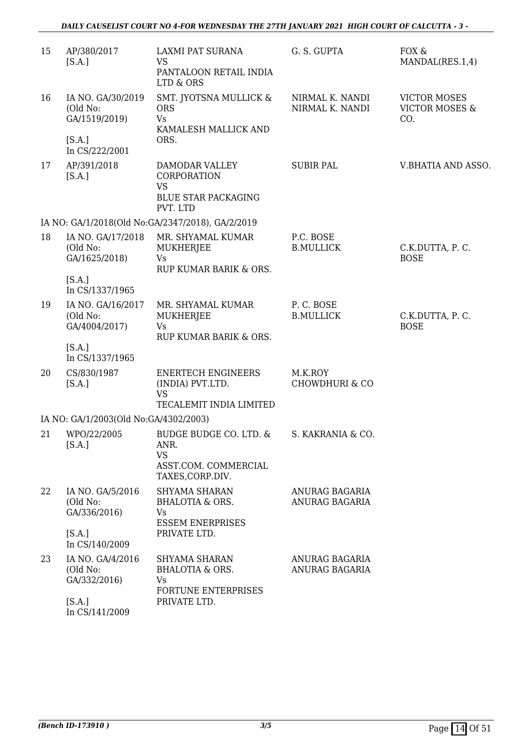| | | | | |
|---|---|---|---|---|
| 15 | AP/380/2017 [S.A.] | LAXMI PAT SURANA VS PANTALOON RETAIL INDIA LTD & ORS | G. S. GUPTA | FOX & MANDAL(RES.1,4) |
| 16 | IA NO. GA/30/2019 (Old No: GA/1519/2019) [S.A.] In CS/222/2001 | SMT. JYOTSNA MULLICK & ORS Vs KAMALESH MALLICK AND ORS. | NIRMAL K. NANDI NIRMAL K. NANDI | VICTOR MOSES VICTOR MOSES & CO. |
| 17 | AP/391/2018 [S.A.] | DAMODAR VALLEY CORPORATION VS BLUE STAR PACKAGING PVT. LTD | SUBIR PAL | V.BHATIA AND ASSO. |
| | IA NO: GA/1/2018(Old No:GA/2347/2018), GA/2/2019 | | | |
| 18 | IA NO. GA/17/2018 (Old No: GA/1625/2018) [S.A.] In CS/1337/1965 | MR. SHYAMAL KUMAR MUKHERJEE Vs RUP KUMAR BARIK & ORS. | P.C. BOSE B.MULLICK | C.K.DUTTA, P. C. BOSE |
| 19 | IA NO. GA/16/2017 (Old No: GA/4004/2017) [S.A.] In CS/1337/1965 | MR. SHYAMAL KUMAR MUKHERJEE Vs RUP KUMAR BARIK & ORS. | P. C. BOSE B.MULLICK | C.K.DUTTA, P. C. BOSE |
| 20 | CS/830/1987 [S.A.] | ENERTECH ENGINEERS (INDIA) PVT.LTD. VS TECALEMIT INDIA LIMITED | M.K.ROY CHOWDHURI & CO | |
| | IA NO: GA/1/2003(Old No:GA/4302/2003) | | | |
| 21 | WPO/22/2005 [S.A.] | BUDGE BUDGE CO. LTD. & ANR. VS ASST.COM. COMMERCIAL TAXES,CORP.DIV. | S. KAKRANIA & CO. | |
| 22 | IA NO. GA/5/2016 (Old No: GA/336/2016) [S.A.] In CS/140/2009 | SHYAMA SHARAN BHALOTIA & ORS. Vs ESSEM ENERPRISES PRIVATE LTD. | ANURAG BAGARIA ANURAG BAGARIA | |
| 23 | IA NO. GA/4/2016 (Old No: GA/332/2016) [S.A.] In CS/141/2009 | SHYAMA SHARAN BHALOTIA & ORS. Vs FORTUNE ENTERPRISES PRIVATE LTD. | ANURAG BAGARIA ANURAG BAGARIA | |

(Bench ID-173910 ) 3/5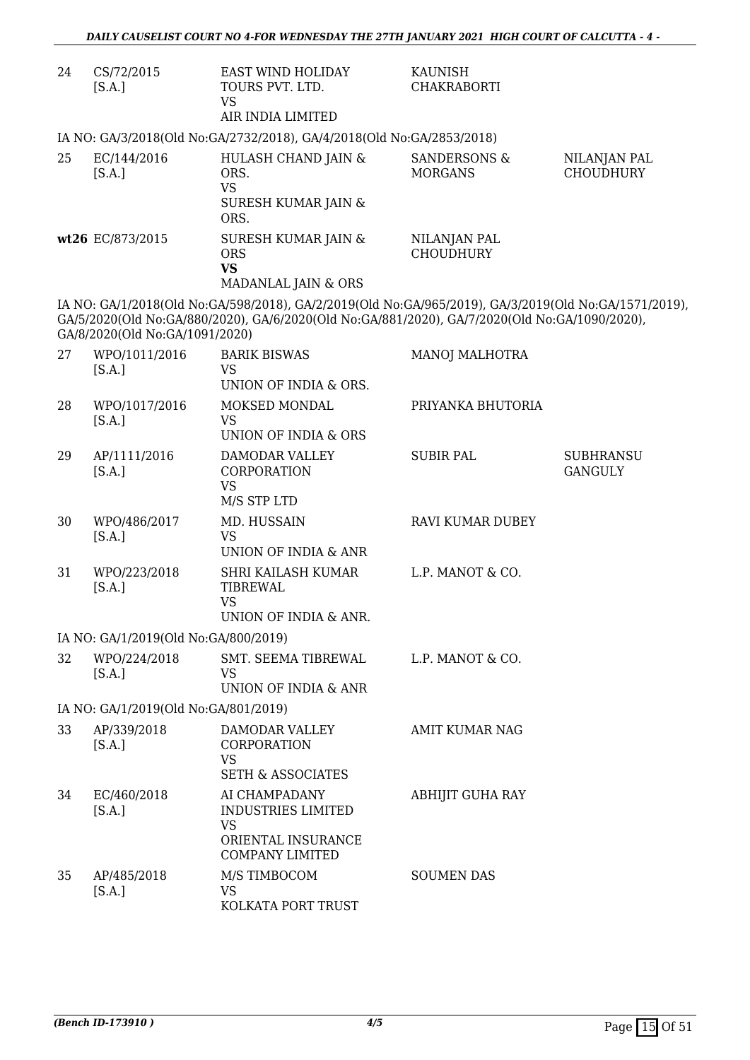| | | | | |
|---|---|---|---|---|
| 24 | CS/72/2015 [S.A.] | EAST WIND HOLIDAY TOURS PVT. LTD. VS AIR INDIA LIMITED | KAUNISH CHAKRABORTI | |

IA NO: GA/3/2018(Old No:GA/2732/2018), GA/4/2018(Old No:GA/2853/2018)

| | | | | |
|---|---|---|---|---|
| 25 | EC/144/2016 [S.A.] | HULASH CHAND JAIN & ORS. VS SURESH KUMAR JAIN & ORS. | SANDERSONS & MORGANS | NILANJAN PAL CHOUDHURY |
| **wt26** | EC/873/2015 | SURESH KUMAR JAIN & ORS **VS** MADANLAL JAIN & ORS | NILANJAN PAL CHOUDHURY | |

IA NO: GA/1/2018(Old No:GA/598/2018), GA/2/2019(Old No:GA/965/2019), GA/3/2019(Old No:GA/1571/2019), GA/5/2020(Old No:GA/880/2020), GA/6/2020(Old No:GA/881/2020), GA/7/2020(Old No:GA/1090/2020), GA/8/2020(Old No:GA/1091/2020)

| | | | | |
|---|---|---|---|---|
| 27 | WPO/1011/2016 [S.A.] | BARIK BISWAS VS UNION OF INDIA & ORS. | MANOJ MALHOTRA | |
| 28 | WPO/1017/2016 [S.A.] | MOKSED MONDAL VS UNION OF INDIA & ORS | PRIYANKA BHUTORIA | |
| 29 | AP/1111/2016 [S.A.] | DAMODAR VALLEY CORPORATION VS M/S STP LTD | SUBIR PAL | SUBHRANSU GANGULY |
| 30 | WPO/486/2017 [S.A.] | MD. HUSSAIN VS UNION OF INDIA & ANR | RAVI KUMAR DUBEY | |
| 31 | WPO/223/2018 [S.A.] | SHRI KAILASH KUMAR TIBREWAL VS UNION OF INDIA & ANR. | L.P. MANOT & CO. | |

IA NO: GA/1/2019(Old No:GA/800/2019)

| | | | | |
|---|---|---|---|---|
| 32 | WPO/224/2018 [S.A.] | SMT. SEEMA TIBREWAL VS UNION OF INDIA & ANR | L.P. MANOT & CO. | |

IA NO: GA/1/2019(Old No:GA/801/2019)

| | | | | |
|---|---|---|---|---|
| 33 | AP/339/2018 [S.A.] | DAMODAR VALLEY CORPORATION VS SETH & ASSOCIATES | AMIT KUMAR NAG | |
| 34 | EC/460/2018 [S.A.] | AI CHAMPADANY INDUSTRIES LIMITED VS ORIENTAL INSURANCE COMPANY LIMITED | ABHIJIT GUHA RAY | |
| 35 | AP/485/2018 [S.A.] | M/S TIMBOCOM VS KOLKATA PORT TRUST | SOUMEN DAS | |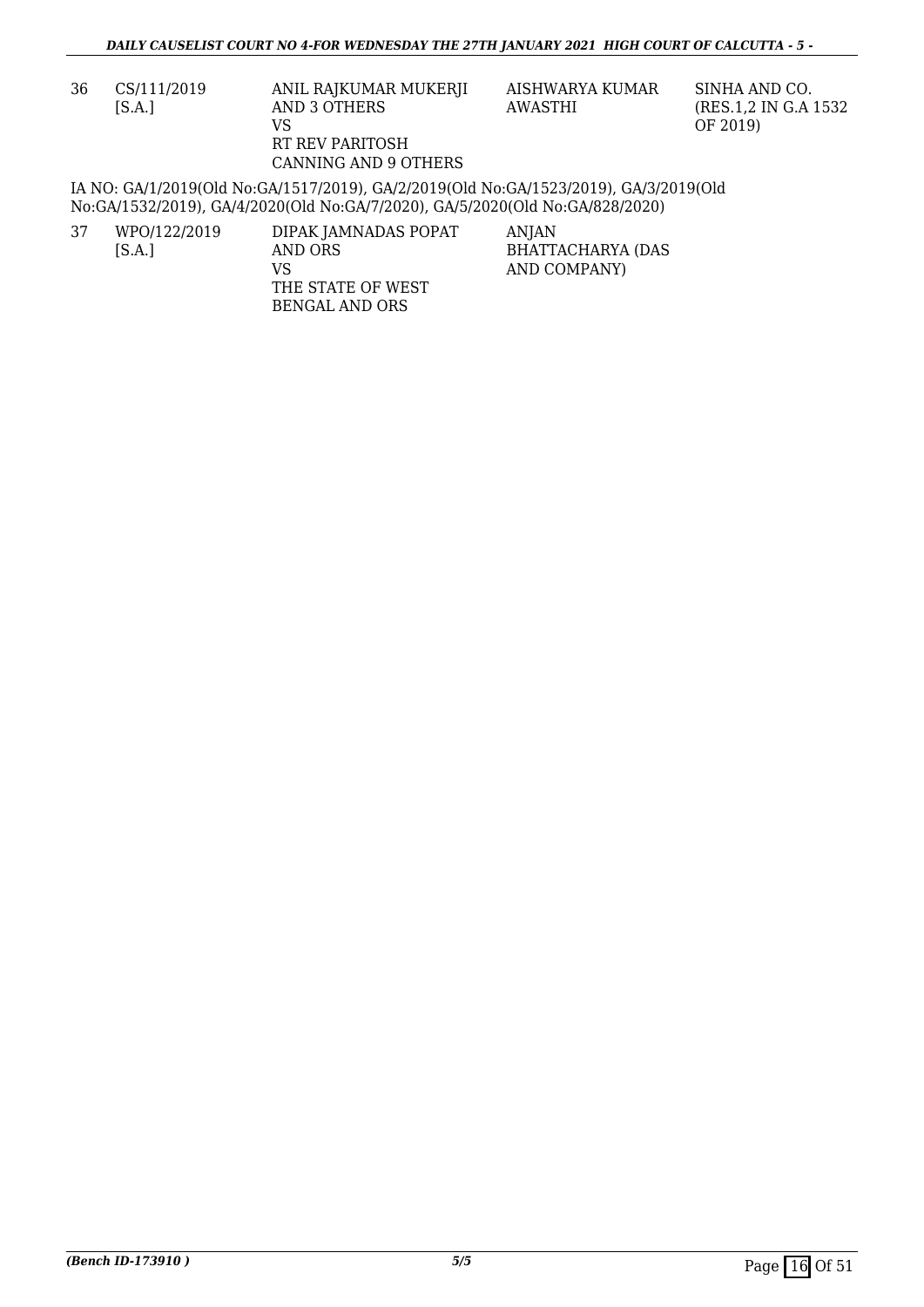| 36 | CS/111/2019 [S.A.] | ANIL RAJKUMAR MUKERJI AND 3 OTHERS VS RT REV PARITOSH CANNING AND 9 OTHERS | AISHWARYA KUMAR AWASTHI | SINHA AND CO. (RES.1,2 IN G.A 1532 OF 2019) |
|---|---|---|---|---|

IA NO: GA/1/2019(Old No:GA/1517/2019), GA/2/2019(Old No:GA/1523/2019), GA/3/2019(Old No:GA/1532/2019), GA/4/2020(Old No:GA/7/2020), GA/5/2020(Old No:GA/828/2020)

| 37 | WPO/122/2019 [S.A.] | DIPAK JAMNADAS POPAT AND ORS VS THE STATE OF WEST BENGAL AND ORS | ANJAN BHATTACHARYA (DAS AND COMPANY) | |
|---|---|---|---|---|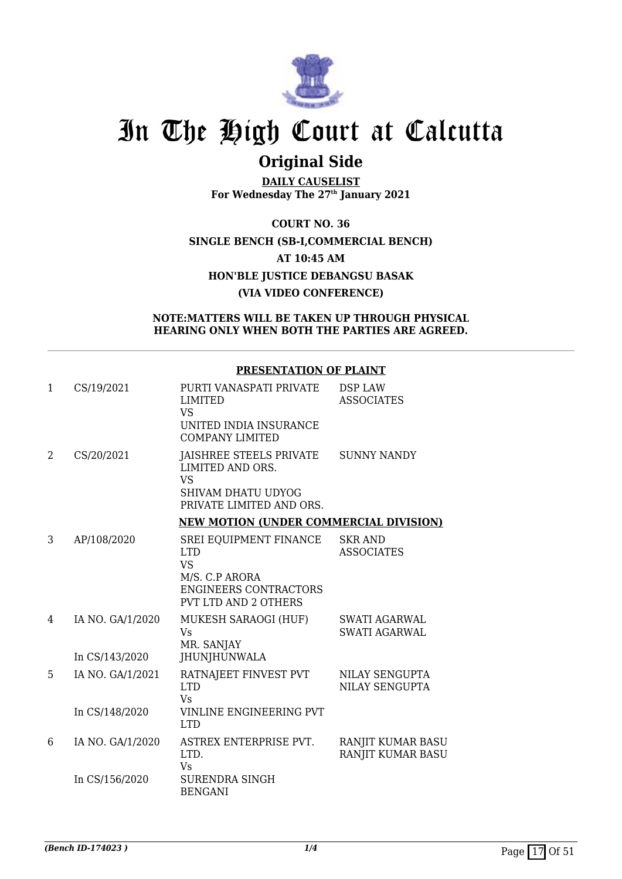# In The High Court at Calcutta

## Original Side

**DAILY CAUSELIST**
**For Wednesday The 27th January 2021**

**COURT NO. 36**
**SINGLE BENCH (SB-I,COMMERCIAL BENCH)**
**AT 10:45 AM**
**HON'BLE JUSTICE DEBANGSU BASAK**
**(VIA VIDEO CONFERENCE)**

**NOTE:MATTERS WILL BE TAKEN UP THROUGH PHYSICAL HEARING ONLY WHEN BOTH THE PARTIES ARE AGREED.**

**PRESENTATION OF PLAINT**

| | | | |
|---|---|---|---|
| 1 | CS/19/2021 | PURTI VANASPATI PRIVATE LIMITED<br>VS<br>UNITED INDIA INSURANCE COMPANY LIMITED | DSP LAW ASSOCIATES |
| 2 | CS/20/2021 | JAISHREE STEELS PRIVATE LIMITED AND ORS.<br>VS<br>SHIVAM DHATU UDYOG PRIVATE LIMITED AND ORS. | SUNNY NANDY |

**NEW MOTION (UNDER COMMERCIAL DIVISION)**

| | | | |
|---|---|---|---|
| 3 | AP/108/2020 | SREI EQUIPMENT FINANCE LTD<br>VS<br>M/S. C.P ARORA ENGINEERS CONTRACTORS PVT LTD AND 2 OTHERS | SKR AND ASSOCIATES |
| 4 | IA NO. GA/1/2020<br><br>In CS/143/2020 | MUKESH SARAOGI (HUF)<br>Vs<br>MR. SANJAY JHUNJHUNWALA | SWATI AGARWAL<br>SWATI AGARWAL |
| 5 | IA NO. GA/1/2021<br><br>In CS/148/2020 | RATNAJEET FINVEST PVT LTD<br>Vs<br>VINLINE ENGINEERING PVT LTD | NILAY SENGUPTA<br>NILAY SENGUPTA |
| 6 | IA NO. GA/1/2020<br><br>In CS/156/2020 | ASTREX ENTERPRISE PVT. LTD.<br>Vs<br>SURENDRA SINGH BENGANI | RANJIT KUMAR BASU<br>RANJIT KUMAR BASU |

*(Bench ID-174023 )* 1/4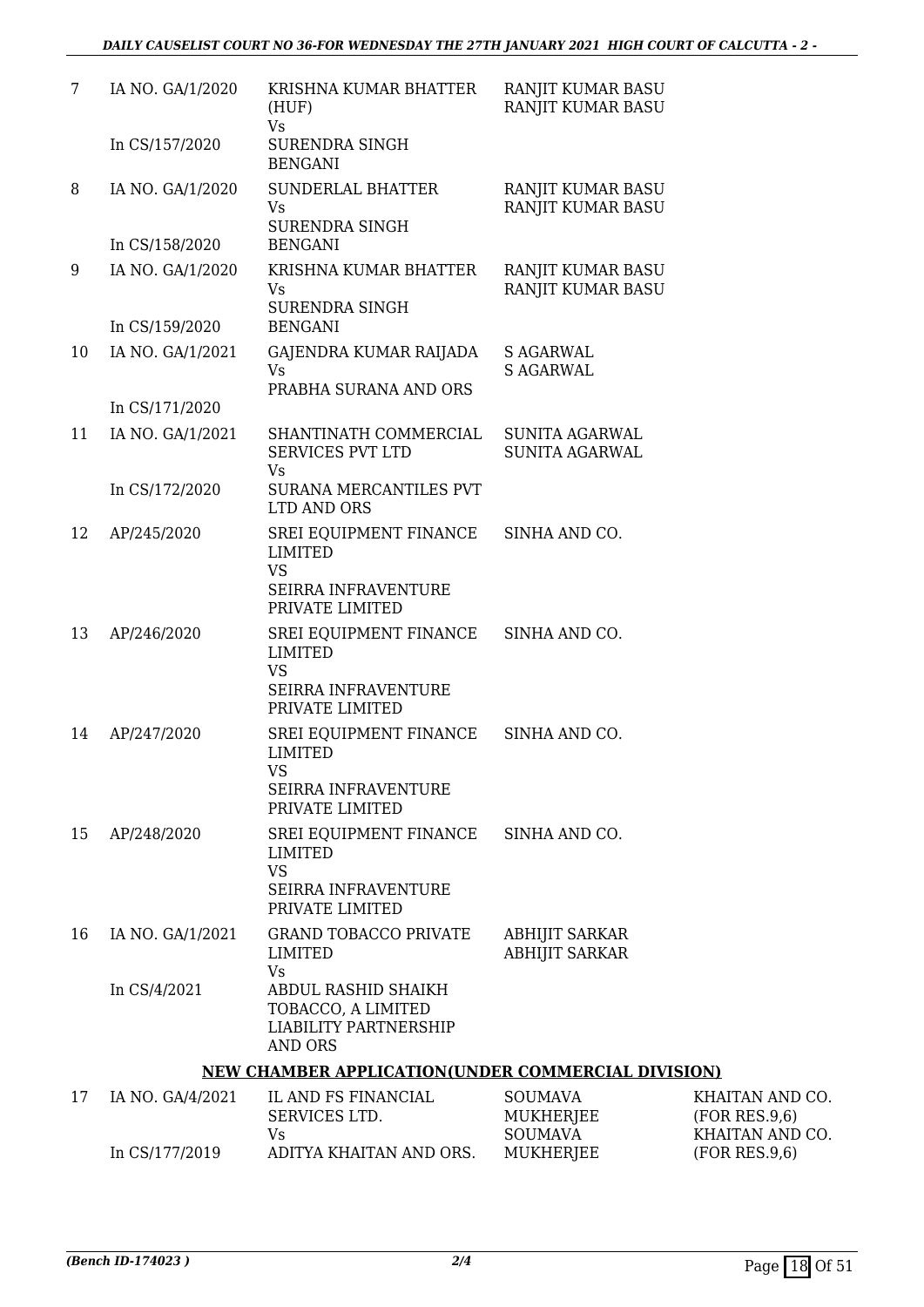| 7 | IA NO. GA/1/2020<br><br>In CS/157/2020 | KRISHNA KUMAR BHATTER (HUF)<br>Vs<br>SURENDRA SINGH BENGANI | RANJIT KUMAR BASU<br>RANJIT KUMAR BASU | |
|---|---|---|---|---|
| 8 | IA NO. GA/1/2020<br><br>In CS/158/2020 | SUNDERLAL BHATTER<br>Vs<br>SURENDRA SINGH BENGANI | RANJIT KUMAR BASU<br>RANJIT KUMAR BASU | |
| 9 | IA NO. GA/1/2020<br><br>In CS/159/2020 | KRISHNA KUMAR BHATTER<br>Vs<br>SURENDRA SINGH BENGANI | RANJIT KUMAR BASU<br>RANJIT KUMAR BASU | |
| 10 | IA NO. GA/1/2021<br><br>In CS/171/2020 | GAJENDRA KUMAR RAIJADA<br>Vs<br>PRABHA SURANA AND ORS | S AGARWAL<br>S AGARWAL | |
| 11 | IA NO. GA/1/2021<br><br>In CS/172/2020 | SHANTINATH COMMERCIAL SERVICES PVT LTD<br>Vs<br>SURANA MERCANTILES PVT LTD AND ORS | SUNITA AGARWAL<br>SUNITA AGARWAL | |
| 12 | AP/245/2020 | SREI EQUIPMENT FINANCE LIMITED<br>VS<br>SEIRRA INFRAVENTURE PRIVATE LIMITED | SINHA AND CO. | |
| 13 | AP/246/2020 | SREI EQUIPMENT FINANCE LIMITED<br>VS<br>SEIRRA INFRAVENTURE PRIVATE LIMITED | SINHA AND CO. | |
| 14 | AP/247/2020 | SREI EQUIPMENT FINANCE LIMITED<br>VS<br>SEIRRA INFRAVENTURE PRIVATE LIMITED | SINHA AND CO. | |
| 15 | AP/248/2020 | SREI EQUIPMENT FINANCE LIMITED<br>VS<br>SEIRRA INFRAVENTURE PRIVATE LIMITED | SINHA AND CO. | |
| 16 | IA NO. GA/1/2021<br><br>In CS/4/2021 | GRAND TOBACCO PRIVATE LIMITED<br>Vs<br>ABDUL RASHID SHAIKH TOBACCO, A LIMITED LIABILITY PARTNERSHIP AND ORS | ABHIJIT SARKAR<br>ABHIJIT SARKAR | |

## NEW CHAMBER APPLICATION(UNDER COMMERCIAL DIVISION)

| 17 | IA NO. GA/4/2021<br><br>In CS/177/2019 | IL AND FS FINANCIAL SERVICES LTD.<br>Vs<br>ADITYA KHAITAN AND ORS. | SOUMAVA MUKHERJEE<br>SOUMAVA MUKHERJEE | KHAITAN AND CO. (FOR RES.9,6)<br>KHAITAN AND CO. (FOR RES.9,6) |
|---|---|---|---|---|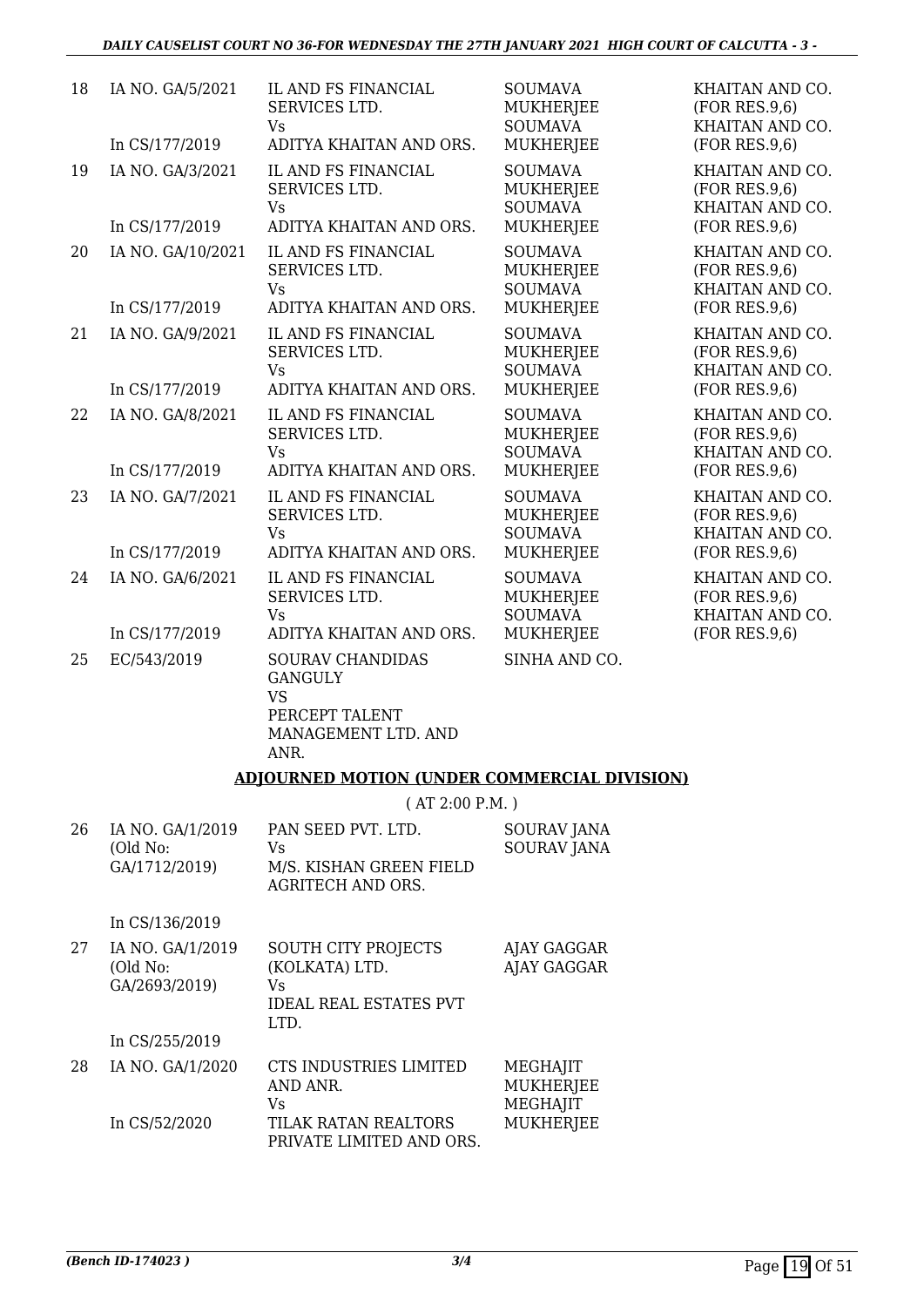| 18 | IA NO. GA/5/2021<br><br>In CS/177/2019 | IL AND FS FINANCIAL SERVICES LTD.<br>Vs<br>ADITYA KHAITAN AND ORS. | SOUMAVA MUKHERJEE<br>SOUMAVA MUKHERJEE | KHAITAN AND CO. (FOR RES.9,6)<br>KHAITAN AND CO. (FOR RES.9,6) |
|---|---|---|---|---|
| 19 | IA NO. GA/3/2021<br><br>In CS/177/2019 | IL AND FS FINANCIAL SERVICES LTD.<br>Vs<br>ADITYA KHAITAN AND ORS. | SOUMAVA MUKHERJEE<br>SOUMAVA MUKHERJEE | KHAITAN AND CO. (FOR RES.9,6)<br>KHAITAN AND CO. (FOR RES.9,6) |
| 20 | IA NO. GA/10/2021<br><br>In CS/177/2019 | IL AND FS FINANCIAL SERVICES LTD.<br>Vs<br>ADITYA KHAITAN AND ORS. | SOUMAVA MUKHERJEE<br>SOUMAVA MUKHERJEE | KHAITAN AND CO. (FOR RES.9,6)<br>KHAITAN AND CO. (FOR RES.9,6) |
| 21 | IA NO. GA/9/2021<br><br>In CS/177/2019 | IL AND FS FINANCIAL SERVICES LTD.<br>Vs<br>ADITYA KHAITAN AND ORS. | SOUMAVA MUKHERJEE<br>SOUMAVA MUKHERJEE | KHAITAN AND CO. (FOR RES.9,6)<br>KHAITAN AND CO. (FOR RES.9,6) |
| 22 | IA NO. GA/8/2021<br><br>In CS/177/2019 | IL AND FS FINANCIAL SERVICES LTD.<br>Vs<br>ADITYA KHAITAN AND ORS. | SOUMAVA MUKHERJEE<br>SOUMAVA MUKHERJEE | KHAITAN AND CO. (FOR RES.9,6)<br>KHAITAN AND CO. (FOR RES.9,6) |
| 23 | IA NO. GA/7/2021<br><br>In CS/177/2019 | IL AND FS FINANCIAL SERVICES LTD.<br>Vs<br>ADITYA KHAITAN AND ORS. | SOUMAVA MUKHERJEE<br>SOUMAVA MUKHERJEE | KHAITAN AND CO. (FOR RES.9,6)<br>KHAITAN AND CO. (FOR RES.9,6) |
| 24 | IA NO. GA/6/2021<br><br>In CS/177/2019 | IL AND FS FINANCIAL SERVICES LTD.<br>Vs<br>ADITYA KHAITAN AND ORS. | SOUMAVA MUKHERJEE<br>SOUMAVA MUKHERJEE | KHAITAN AND CO. (FOR RES.9,6)<br>KHAITAN AND CO. (FOR RES.9,6) |
| 25 | EC/543/2019 | SOURAV CHANDIDAS GANGULY<br>VS<br>PERCEPT TALENT MANAGEMENT LTD. AND ANR. | SINHA AND CO. | |

## ADJOURNED MOTION (UNDER COMMERCIAL DIVISION)

( AT 2:00 P.M. )

| 26 | IA NO. GA/1/2019 (Old No: GA/1712/2019)<br><br>In CS/136/2019 | PAN SEED PVT. LTD.<br>Vs<br>M/S. KISHAN GREEN FIELD AGRITECH AND ORS. | SOURAV JANA<br>SOURAV JANA |
|---|---|---|---|
| 27 | IA NO. GA/1/2019 (Old No: GA/2693/2019)<br><br>In CS/255/2019 | SOUTH CITY PROJECTS (KOLKATA) LTD.<br>Vs<br>IDEAL REAL ESTATES PVT LTD. | AJAY GAGGAR<br>AJAY GAGGAR |
| 28 | IA NO. GA/1/2020<br><br>In CS/52/2020 | CTS INDUSTRIES LIMITED AND ANR.<br>Vs<br>TILAK RATAN REALTORS PRIVATE LIMITED AND ORS. | MEGHAJIT MUKHERJEE<br>MEGHAJIT MUKHERJEE |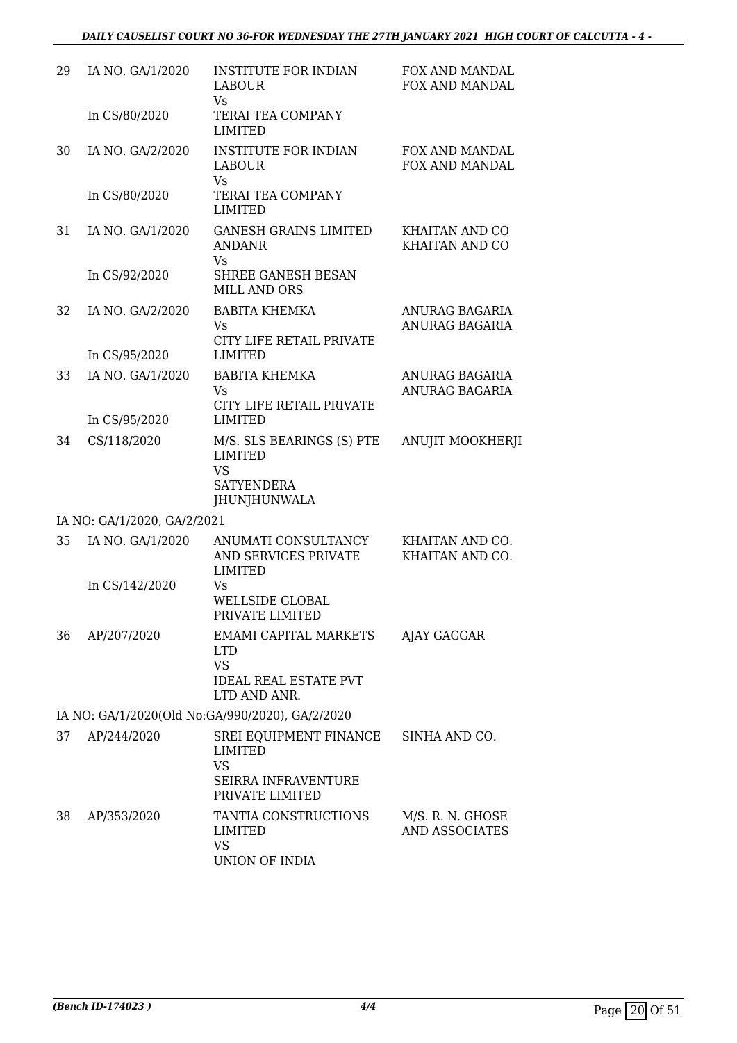| | | | |
|---|---|---|---|
| 29 | IA NO. GA/1/2020<br><br>In CS/80/2020 | INSTITUTE FOR INDIAN LABOUR<br>Vs<br>TERAI TEA COMPANY LIMITED | FOX AND MANDAL<br>FOX AND MANDAL |
| 30 | IA NO. GA/2/2020<br><br>In CS/80/2020 | INSTITUTE FOR INDIAN LABOUR<br>Vs<br>TERAI TEA COMPANY LIMITED | FOX AND MANDAL<br>FOX AND MANDAL |
| 31 | IA NO. GA/1/2020<br><br>In CS/92/2020 | GANESH GRAINS LIMITED ANDANR<br>Vs<br>SHREE GANESH BESAN MILL AND ORS | KHAITAN AND CO<br>KHAITAN AND CO |
| 32 | IA NO. GA/2/2020<br><br>In CS/95/2020 | BABITA KHEMKA<br>Vs<br>CITY LIFE RETAIL PRIVATE LIMITED | ANURAG BAGARIA<br>ANURAG BAGARIA |
| 33 | IA NO. GA/1/2020<br><br>In CS/95/2020 | BABITA KHEMKA<br>Vs<br>CITY LIFE RETAIL PRIVATE LIMITED | ANURAG BAGARIA<br>ANURAG BAGARIA |
| 34 | CS/118/2020 | M/S. SLS BEARINGS (S) PTE LIMITED<br>VS<br>SATYENDERA JHUNJHUNWALA | ANUJIT MOOKHERJI |

IA NO: GA/1/2020, GA/2/2021

| | | | |
|---|---|---|---|
| 35 | IA NO. GA/1/2020<br><br>In CS/142/2020 | ANUMATI CONSULTANCY AND SERVICES PRIVATE LIMITED<br>Vs<br>WELLSIDE GLOBAL PRIVATE LIMITED | KHAITAN AND CO.<br>KHAITAN AND CO. |
| 36 | AP/207/2020 | EMAMI CAPITAL MARKETS LTD<br>VS<br>IDEAL REAL ESTATE PVT LTD AND ANR. | AJAY GAGGAR |

IA NO: GA/1/2020(Old No:GA/990/2020), GA/2/2020

| | | | |
|---|---|---|---|
| 37 | AP/244/2020 | SREI EQUIPMENT FINANCE LIMITED<br>VS<br>SEIRRA INFRAVENTURE PRIVATE LIMITED | SINHA AND CO. |
| 38 | AP/353/2020 | TANTIA CONSTRUCTIONS LIMITED<br>VS<br>UNION OF INDIA | M/S. R. N. GHOSE AND ASSOCIATES |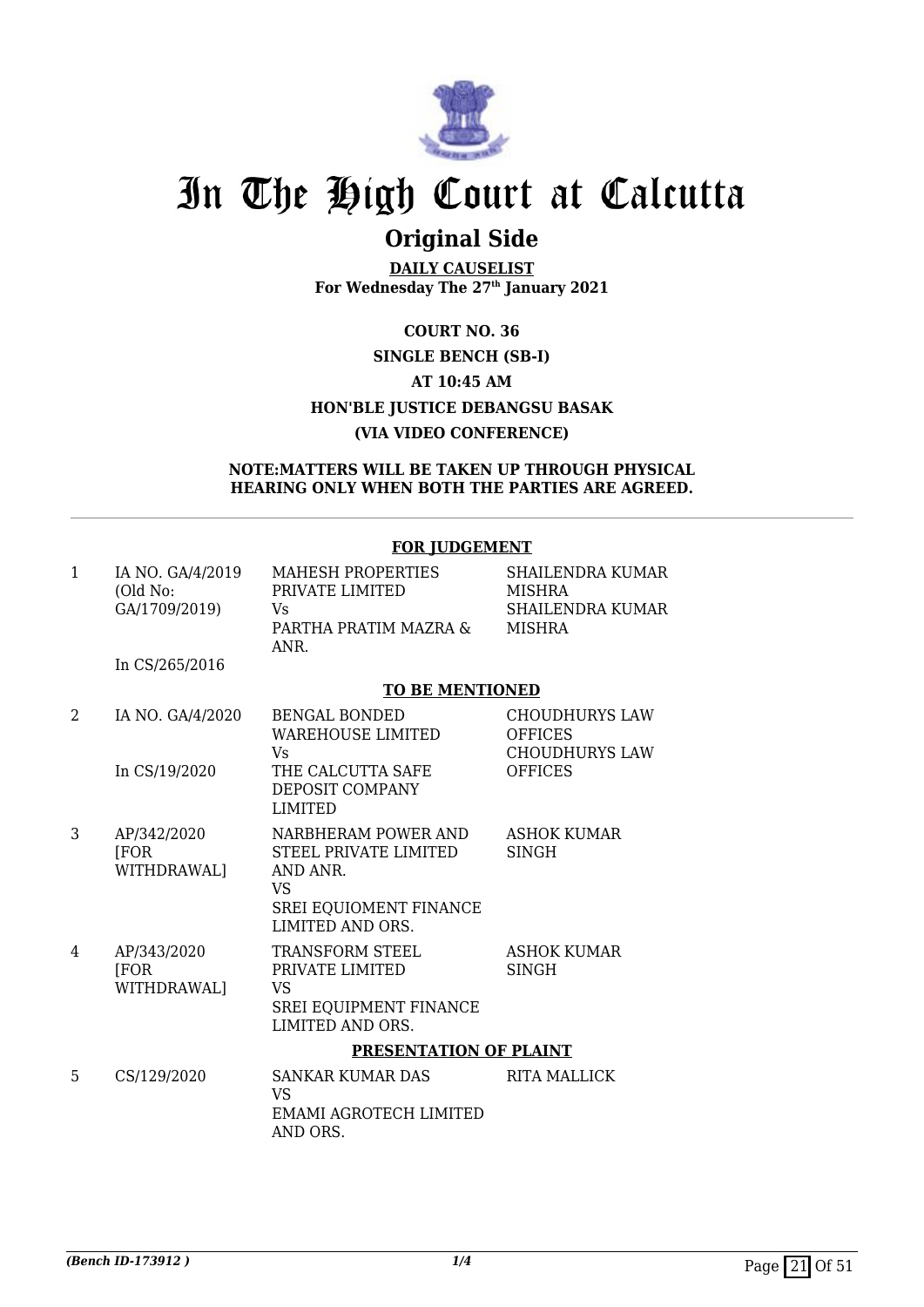# In The High Court at Calcutta

## Original Side

**DAILY CAUSELIST**
**For Wednesday The 27th January 2021**

**COURT NO. 36**
**SINGLE BENCH (SB-I)**
**AT 10:45 AM**
**HON'BLE JUSTICE DEBANGSU BASAK**
**(VIA VIDEO CONFERENCE)**

**NOTE:MATTERS WILL BE TAKEN UP THROUGH PHYSICAL HEARING ONLY WHEN BOTH THE PARTIES ARE AGREED.**

**FOR JUDGEMENT**

| | | | |
|---|---|---|---|
| 1 | IA NO. GA/4/2019 (Old No: GA/1709/2019)<br><br>In CS/265/2016 | MAHESH PROPERTIES PRIVATE LIMITED<br>Vs<br>PARTHA PRATIM MAZRA & ANR. | SHAILENDRA KUMAR MISHRA<br>SHAILENDRA KUMAR MISHRA |

**TO BE MENTIONED**

| | | | |
|---|---|---|---|
| 2 | IA NO. GA/4/2020<br><br>In CS/19/2020 | BENGAL BONDED WAREHOUSE LIMITED<br>Vs<br>THE CALCUTTA SAFE DEPOSIT COMPANY LIMITED | CHOUDHURYS LAW OFFICES<br>CHOUDHURYS LAW OFFICES |
| 3 | AP/342/2020 [FOR WITHDRAWAL] | NARBHERAM POWER AND STEEL PRIVATE LIMITED AND ANR.<br>VS<br>SREI EQUIOMENT FINANCE LIMITED AND ORS. | ASHOK KUMAR SINGH |
| 4 | AP/343/2020 [FOR WITHDRAWAL] | TRANSFORM STEEL PRIVATE LIMITED<br>VS<br>SREI EQUIPMENT FINANCE LIMITED AND ORS. | ASHOK KUMAR SINGH |

**PRESENTATION OF PLAINT**

| | | | |
|---|---|---|---|
| 5 | CS/129/2020 | SANKAR KUMAR DAS<br>VS<br>EMAMI AGROTECH LIMITED AND ORS. | RITA MALLICK |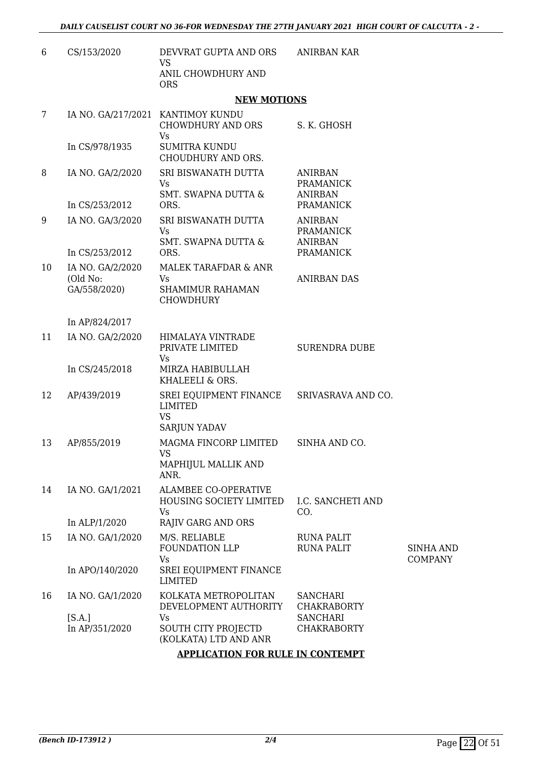| | | | | |
|---|---|---|---|---|
| 6 | CS/153/2020 | DEVVRAT GUPTA AND ORS<br>VS<br>ANIL CHOWDHURY AND ORS | ANIRBAN KAR | |

## NEW MOTIONS

| | | | | |
|---|---|---|---|---|
| 7 | IA NO. GA/217/2021<br><br>In CS/978/1935 | KANTIMOY KUNDU CHOWDHURY AND ORS<br>Vs<br>SUMITRA KUNDU CHOUDHURY AND ORS. | S. K. GHOSH | |
| 8 | IA NO. GA/2/2020<br><br>In CS/253/2012 | SRI BISWANATH DUTTA<br>Vs<br>SMT. SWAPNA DUTTA & ORS. | ANIRBAN PRAMANICK<br>ANIRBAN PRAMANICK | |
| 9 | IA NO. GA/3/2020<br><br>In CS/253/2012 | SRI BISWANATH DUTTA<br>Vs<br>SMT. SWAPNA DUTTA & ORS. | ANIRBAN PRAMANICK<br>ANIRBAN PRAMANICK | |
| 10 | IA NO. GA/2/2020 (Old No: GA/558/2020)<br><br>In AP/824/2017 | MALEK TARAFDAR & ANR<br>Vs<br>SHAMIMUR RAHAMAN CHOWDHURY | ANIRBAN DAS | |
| 11 | IA NO. GA/2/2020<br><br>In CS/245/2018 | HIMALAYA VINTRADE PRIVATE LIMITED<br>Vs<br>MIRZA HABIBULLAH KHALEELI & ORS. | SURENDRA DUBE | |
| 12 | AP/439/2019 | SREI EQUIPMENT FINANCE LIMITED<br>VS<br>SARJUN YADAV | SRIVASRAVA AND CO. | |
| 13 | AP/855/2019 | MAGMA FINCORP LIMITED<br>VS<br>MAPHIJUL MALLIK AND ANR. | SINHA AND CO. | |
| 14 | IA NO. GA/1/2021<br><br>In ALP/1/2020 | ALAMBEE CO-OPERATIVE HOUSING SOCIETY LIMITED<br>Vs<br>RAJIV GARG AND ORS | I.C. SANCHETI AND CO. | |
| 15 | IA NO. GA/1/2020<br><br>In APO/140/2020 | M/S. RELIABLE FOUNDATION LLP<br>Vs<br>SREI EQUIPMENT FINANCE LIMITED | RUNA PALIT<br>RUNA PALIT | SINHA AND COMPANY |
| 16 | IA NO. GA/1/2020<br>[S.A.]<br>In AP/351/2020 | KOLKATA METROPOLITAN DEVELOPMENT AUTHORITY<br>Vs<br>SOUTH CITY PROJECTD (KOLKATA) LTD AND ANR | SANCHARI CHAKRABORTY<br>SANCHARI CHAKRABORTY | |

## APPLICATION FOR RULE IN CONTEMPT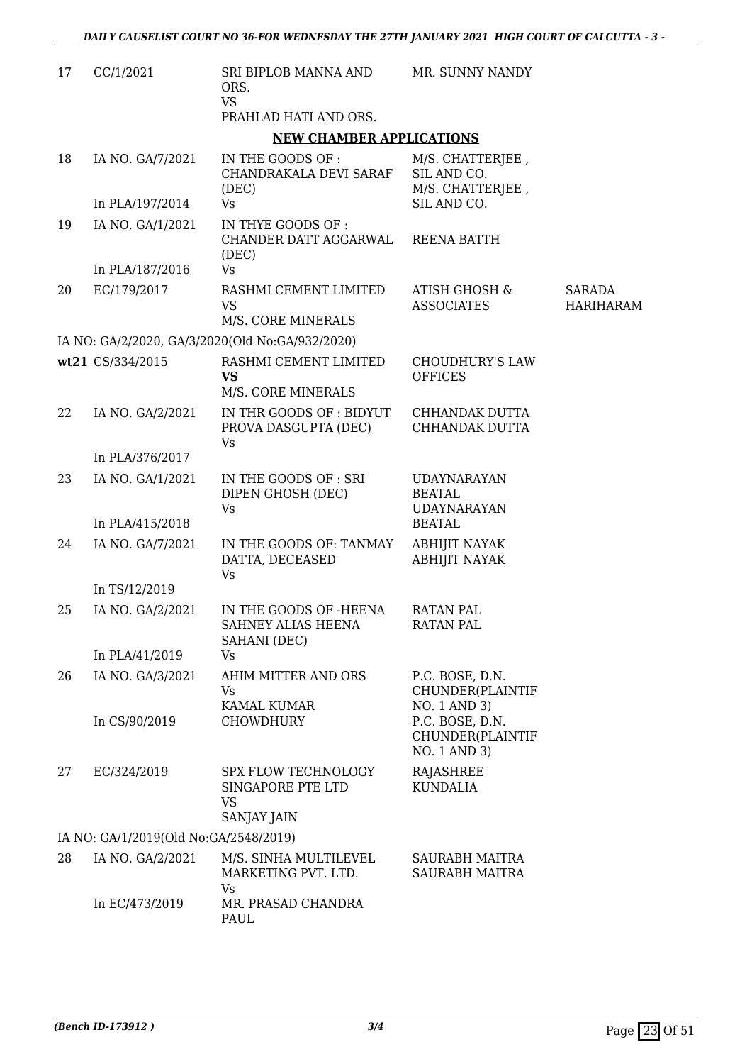| | | | | |
|---|---|---|---|---|
| 17 | CC/1/2021 | SRI BIPLOB MANNA AND ORS.<br>VS<br>PRAHLAD HATI AND ORS. | MR. SUNNY NANDY | |

**NEW CHAMBER APPLICATIONS**

| | | | | |
|---|---|---|---|---|
| 18 | IA NO. GA/7/2021<br><br>In PLA/197/2014 | IN THE GOODS OF : CHANDRAKALA DEVI SARAF (DEC)<br>Vs | M/S. CHATTERJEE , SIL AND CO.<br>M/S. CHATTERJEE , SIL AND CO. | |
| 19 | IA NO. GA/1/2021<br><br>In PLA/187/2016 | IN THYE GOODS OF : CHANDER DATT AGGARWAL (DEC)<br>Vs | REENA BATTH | |
| 20 | EC/179/2017 | RASHMI CEMENT LIMITED<br>VS<br>M/S. CORE MINERALS | ATISH GHOSH & ASSOCIATES | SARADA HARIHARAM |

IA NO: GA/2/2020, GA/3/2020(Old No:GA/932/2020)

| | | | | |
|---|---|---|---|---|
| wt21 | CS/334/2015 | RASHMI CEMENT LIMITED<br>**VS**<br>M/S. CORE MINERALS | CHOUDHURY'S LAW OFFICES | |
| 22 | IA NO. GA/2/2021<br><br>In PLA/376/2017 | IN THR GOODS OF : BIDYUT PROVA DASGUPTA (DEC)<br>Vs | CHHANDAK DUTTA<br>CHHANDAK DUTTA | |
| 23 | IA NO. GA/1/2021<br><br>In PLA/415/2018 | IN THE GOODS OF : SRI DIPEN GHOSH (DEC)<br>Vs | UDAYNARAYAN BEATAL<br>UDAYNARAYAN BEATAL | |
| 24 | IA NO. GA/7/2021<br><br>In TS/12/2019 | IN THE GOODS OF: TANMAY DATTA, DECEASED<br>Vs | ABHIJIT NAYAK<br>ABHIJIT NAYAK | |
| 25 | IA NO. GA/2/2021<br><br>In PLA/41/2019 | IN THE GOODS OF -HEENA SAHNEY ALIAS HEENA SAHANI (DEC)<br>Vs | RATAN PAL<br>RATAN PAL | |
| 26 | IA NO. GA/3/2021<br><br>In CS/90/2019 | AHIM MITTER AND ORS<br>Vs<br>KAMAL KUMAR CHOWDHURY | P.C. BOSE, D.N. CHUNDER(PLAINTIF NO. 1 AND 3)<br>P.C. BOSE, D.N. CHUNDER(PLAINTIF NO. 1 AND 3) | |
| 27 | EC/324/2019 | SPX FLOW TECHNOLOGY SINGAPORE PTE LTD<br>VS<br>SANJAY JAIN | RAJASHREE KUNDALIA | |

IA NO: GA/1/2019(Old No:GA/2548/2019)

| | | | | |
|---|---|---|---|---|
| 28 | IA NO. GA/2/2021<br><br>In EC/473/2019 | M/S. SINHA MULTILEVEL MARKETING PVT. LTD.<br>Vs<br>MR. PRASAD CHANDRA PAUL | SAURABH MAITRA<br>SAURABH MAITRA | |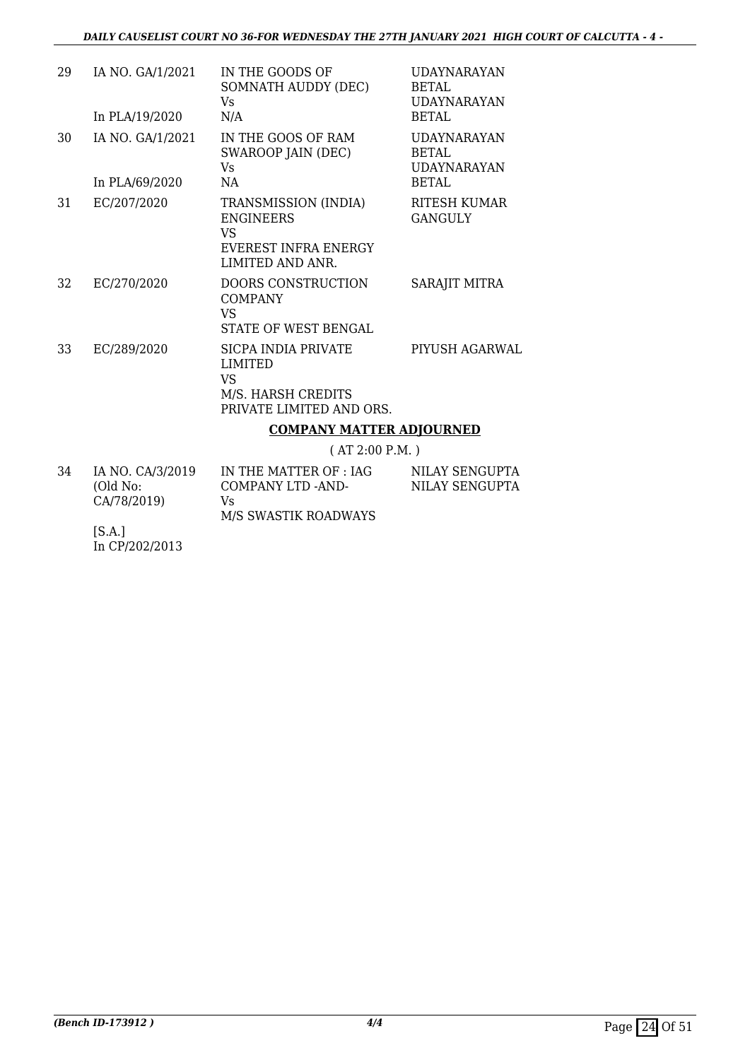| 29 | IA NO. GA/1/2021<br><br>In PLA/19/2020 | IN THE GOODS OF SOMNATH AUDDY (DEC)<br>Vs<br>N/A | UDAYNARAYAN BETAL<br>UDAYNARAYAN BETAL |
|---|---|---|---|
| 30 | IA NO. GA/1/2021<br><br>In PLA/69/2020 | IN THE GOOS OF RAM SWAROOP JAIN (DEC)<br>Vs<br>NA | UDAYNARAYAN BETAL<br>UDAYNARAYAN BETAL |
| 31 | EC/207/2020 | TRANSMISSION (INDIA) ENGINEERS<br>VS<br>EVEREST INFRA ENERGY LIMITED AND ANR. | RITESH KUMAR GANGULY |
| 32 | EC/270/2020 | DOORS CONSTRUCTION COMPANY<br>VS<br>STATE OF WEST BENGAL | SARAJIT MITRA |
| 33 | EC/289/2020 | SICPA INDIA PRIVATE LIMITED<br>VS<br>M/S. HARSH CREDITS PRIVATE LIMITED AND ORS. | PIYUSH AGARWAL |

**COMPANY MATTER ADJOURNED**

( AT 2:00 P.M. )

| 34 | IA NO. CA/3/2019 (Old No: CA/78/2019)<br><br>[S.A.]<br>In CP/202/2013 | IN THE MATTER OF : IAG COMPANY LTD -AND-<br>Vs<br>M/S SWASTIK ROADWAYS | NILAY SENGUPTA<br>NILAY SENGUPTA |
|---|---|---|---|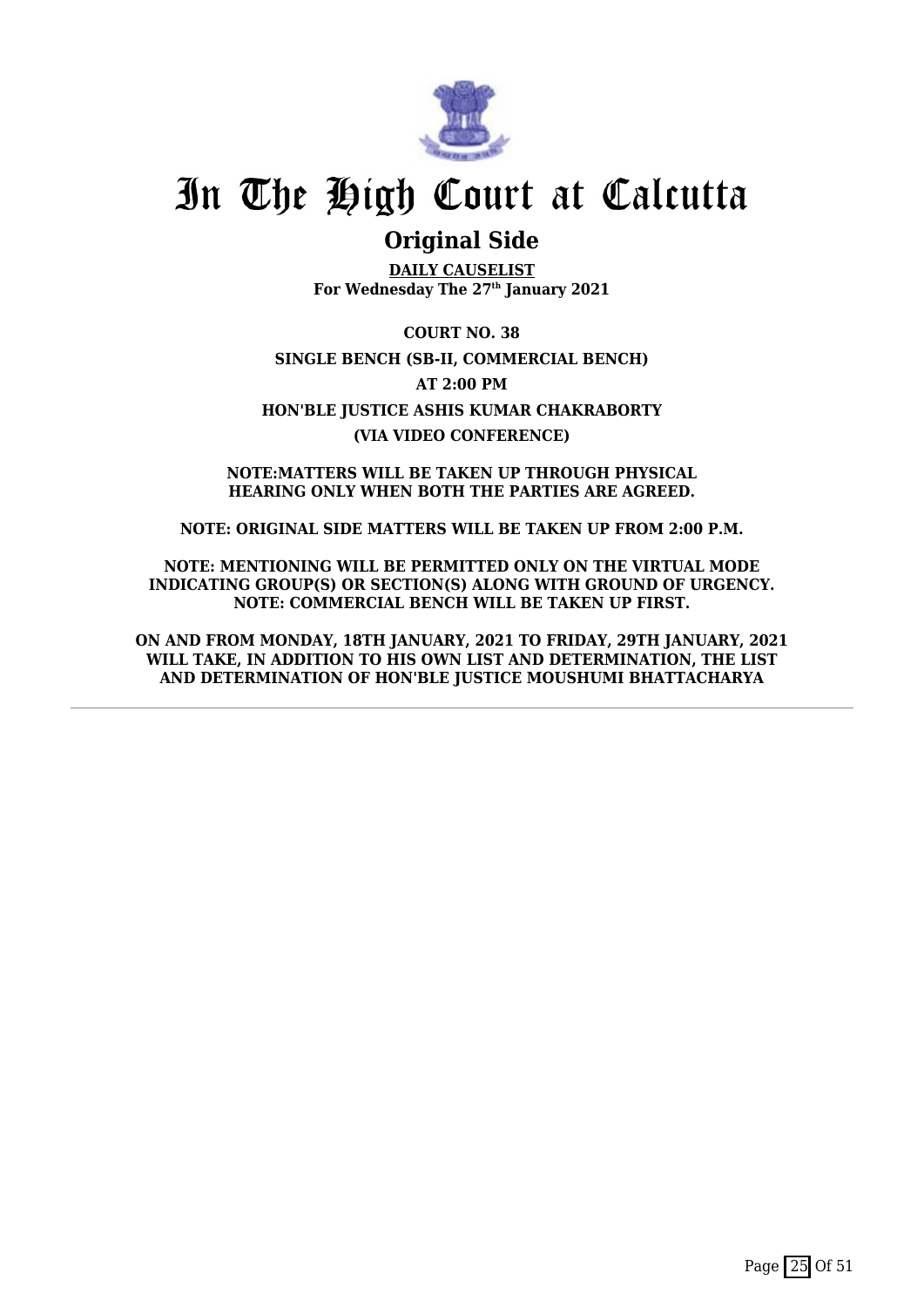# In The High Court at Calcutta

## Original Side

**DAILY CAUSELIST**
**For Wednesday The 27th January 2021**

**COURT NO. 38**

**SINGLE BENCH (SB-II, COMMERCIAL BENCH)**

**AT 2:00 PM**

**HON'BLE JUSTICE ASHIS KUMAR CHAKRABORTY**

**(VIA VIDEO CONFERENCE)**

**NOTE:MATTERS WILL BE TAKEN UP THROUGH PHYSICAL HEARING ONLY WHEN BOTH THE PARTIES ARE AGREED.**

**NOTE: ORIGINAL SIDE MATTERS WILL BE TAKEN UP FROM 2:00 P.M.**

**NOTE: MENTIONING WILL BE PERMITTED ONLY ON THE VIRTUAL MODE INDICATING GROUP(S) OR SECTION(S) ALONG WITH GROUND OF URGENCY.**
**NOTE: COMMERCIAL BENCH WILL BE TAKEN UP FIRST.**

**ON AND FROM MONDAY, 18TH JANUARY, 2021 TO FRIDAY, 29TH JANUARY, 2021 WILL TAKE, IN ADDITION TO HIS OWN LIST AND DETERMINATION, THE LIST AND DETERMINATION OF HON'BLE JUSTICE MOUSHUMI BHATTACHARYA**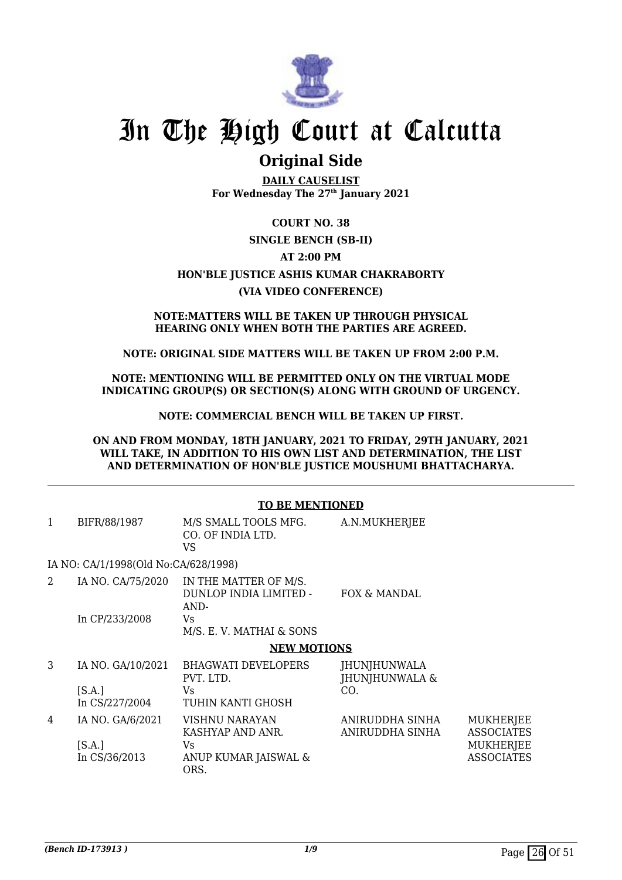# In The High Court at Calcutta

## Original Side

**DAILY CAUSELIST**
**For Wednesday The 27th January 2021**

**COURT NO. 38**

**SINGLE BENCH (SB-II)**

**AT 2:00 PM**

**HON'BLE JUSTICE ASHIS KUMAR CHAKRABORTY**

**(VIA VIDEO CONFERENCE)**

**NOTE:MATTERS WILL BE TAKEN UP THROUGH PHYSICAL HEARING ONLY WHEN BOTH THE PARTIES ARE AGREED.**

**NOTE: ORIGINAL SIDE MATTERS WILL BE TAKEN UP FROM 2:00 P.M.**

**NOTE: MENTIONING WILL BE PERMITTED ONLY ON THE VIRTUAL MODE INDICATING GROUP(S) OR SECTION(S) ALONG WITH GROUND OF URGENCY.**

**NOTE: COMMERCIAL BENCH WILL BE TAKEN UP FIRST.**

**ON AND FROM MONDAY, 18TH JANUARY, 2021 TO FRIDAY, 29TH JANUARY, 2021 WILL TAKE, IN ADDITION TO HIS OWN LIST AND DETERMINATION, THE LIST AND DETERMINATION OF HON'BLE JUSTICE MOUSHUMI BHATTACHARYA.**

**TO BE MENTIONED**

| | | | | |
|---|---|---|---|---|
| 1 | BIFR/88/1987 | M/S SMALL TOOLS MFG. CO. OF INDIA LTD. VS | A.N.MUKHERJEE | |
| | IA NO: CA/1/1998(Old No:CA/628/1998) | | | |
| 2 | IA NO. CA/75/2020<br>In CP/233/2008 | IN THE MATTER OF M/S. DUNLOP INDIA LIMITED -AND-<br>Vs<br>M/S. E. V. MATHAI & SONS | FOX & MANDAL | |

**NEW MOTIONS**

| | | | | |
|---|---|---|---|---|
| 3 | IA NO. GA/10/2021<br>[S.A.]<br>In CS/227/2004 | BHAGWATI DEVELOPERS PVT. LTD.<br>Vs<br>TUHIN KANTI GHOSH | JHUNJHUNWALA JHUNJHUNWALA & CO. | |
| 4 | IA NO. GA/6/2021<br>[S.A.]<br>In CS/36/2013 | VISHNU NARAYAN KASHYAP AND ANR.<br>Vs<br>ANUP KUMAR JAISWAL & ORS. | ANIRUDDHA SINHA<br>ANIRUDDHA SINHA | MUKHERJEE ASSOCIATES<br>MUKHERJEE ASSOCIATES |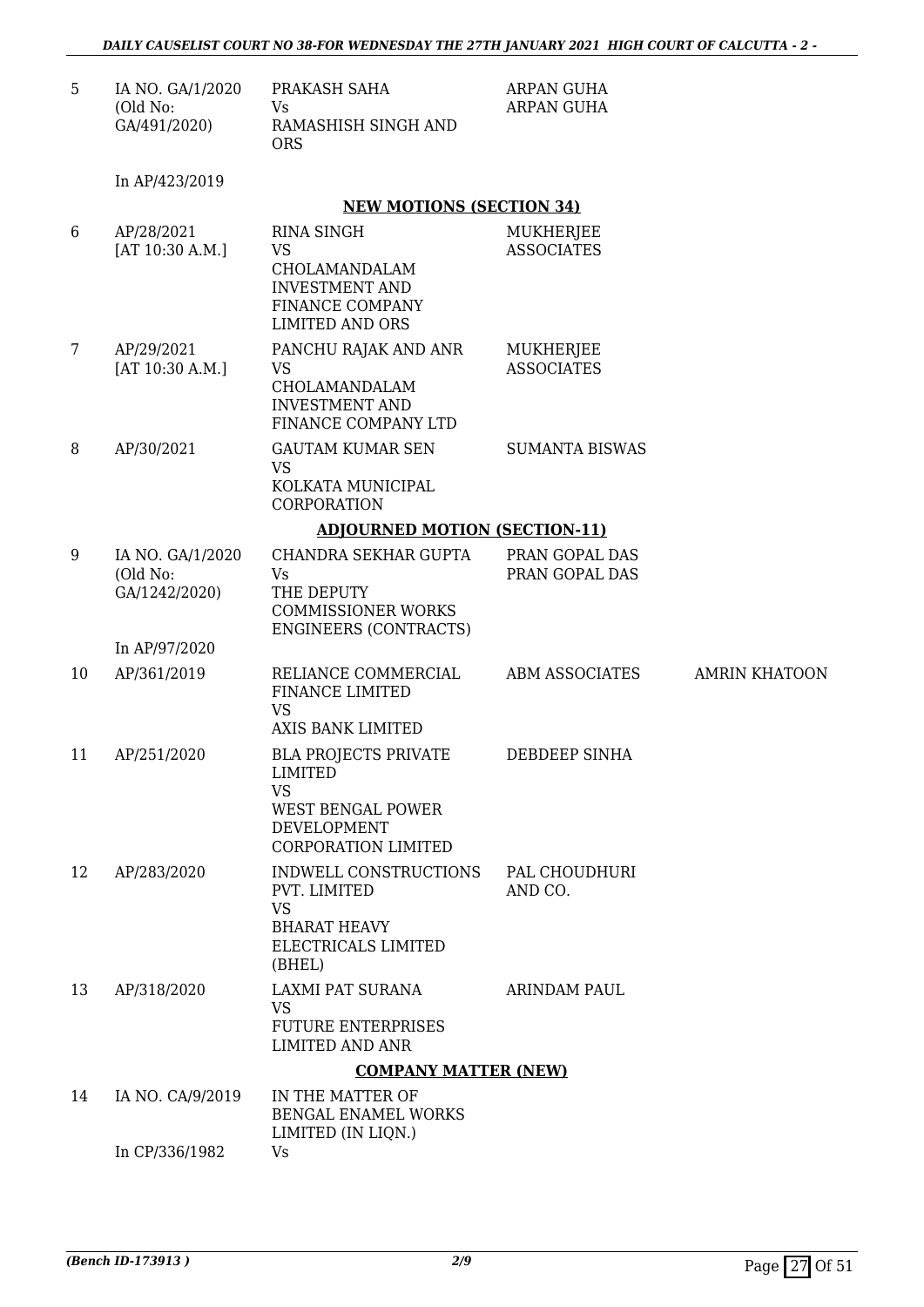| | | | | |
|---|---|---|---|---|
| 5 | IA NO. GA/1/2020 (Old No: GA/491/2020) In AP/423/2019 | PRAKASH SAHA Vs RAMASHISH SINGH AND ORS | ARPAN GUHA ARPAN GUHA | |

**NEW MOTIONS (SECTION 34)**

| | | | | |
|---|---|---|---|---|
| 6 | AP/28/2021 [AT 10:30 A.M.] | RINA SINGH VS CHOLAMANDALAM INVESTMENT AND FINANCE COMPANY LIMITED AND ORS | MUKHERJEE ASSOCIATES | |
| 7 | AP/29/2021 [AT 10:30 A.M.] | PANCHU RAJAK AND ANR VS CHOLAMANDALAM INVESTMENT AND FINANCE COMPANY LTD | MUKHERJEE ASSOCIATES | |
| 8 | AP/30/2021 | GAUTAM KUMAR SEN VS KOLKATA MUNICIPAL CORPORATION | SUMANTA BISWAS | |

**ADJOURNED MOTION (SECTION-11)**

| | | | | |
|---|---|---|---|---|
| 9 | IA NO. GA/1/2020 (Old No: GA/1242/2020) In AP/97/2020 | CHANDRA SEKHAR GUPTA Vs THE DEPUTY COMMISSIONER WORKS ENGINEERS (CONTRACTS) | PRAN GOPAL DAS PRAN GOPAL DAS | |
| 10 | AP/361/2019 | RELIANCE COMMERCIAL FINANCE LIMITED VS AXIS BANK LIMITED | ABM ASSOCIATES | AMRIN KHATOON |
| 11 | AP/251/2020 | BLA PROJECTS PRIVATE LIMITED VS WEST BENGAL POWER DEVELOPMENT CORPORATION LIMITED | DEBDEEP SINHA | |
| 12 | AP/283/2020 | INDWELL CONSTRUCTIONS PVT. LIMITED VS BHARAT HEAVY ELECTRICALS LIMITED (BHEL) | PAL CHOUDHURI AND CO. | |
| 13 | AP/318/2020 | LAXMI PAT SURANA VS FUTURE ENTERPRISES LIMITED AND ANR | ARINDAM PAUL | |

**COMPANY MATTER (NEW)**

| | | | | |
|---|---|---|---|---|
| 14 | IA NO. CA/9/2019 In CP/336/1982 | IN THE MATTER OF BENGAL ENAMEL WORKS LIMITED (IN LIQN.) Vs | | |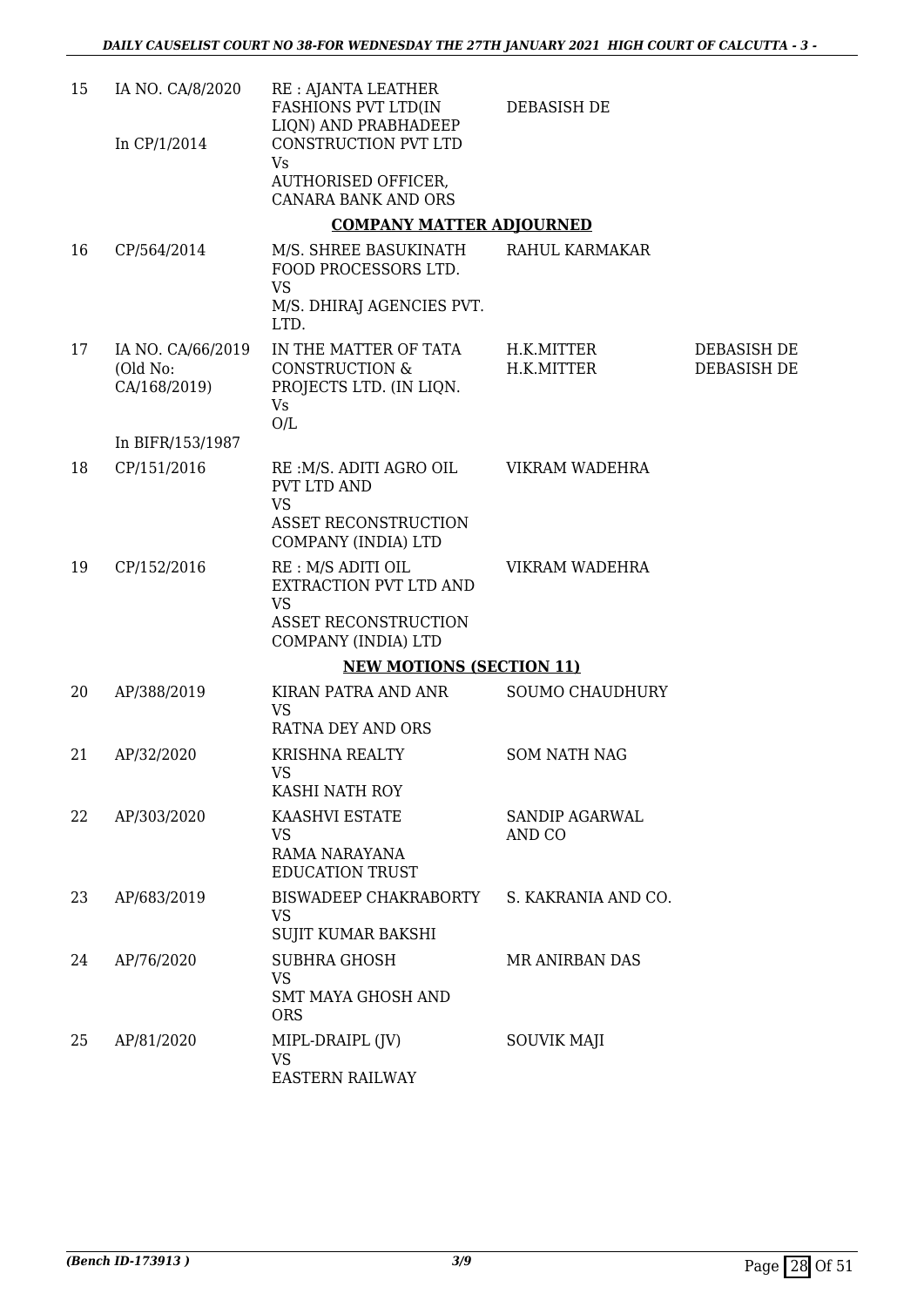| | | | | |
|---|---|---|---|---|
| 15 | IA NO. CA/8/2020<br><br>In CP/1/2014 | RE : AJANTA LEATHER FASHIONS PVT LTD(IN LIQN) AND PRABHADEEP CONSTRUCTION PVT LTD<br>Vs<br>AUTHORISED OFFICER, CANARA BANK AND ORS | DEBASISH DE | |

**COMPANY MATTER ADJOURNED**

| | | | | |
|---|---|---|---|---|
| 16 | CP/564/2014 | M/S. SHREE BASUKINATH FOOD PROCESSORS LTD.<br>VS<br>M/S. DHIRAJ AGENCIES PVT. LTD. | RAHUL KARMAKAR | |
| 17 | IA NO. CA/66/2019 (Old No: CA/168/2019)<br><br>In BIFR/153/1987 | IN THE MATTER OF TATA CONSTRUCTION & PROJECTS LTD. (IN LIQN.<br>Vs<br>O/L | H.K.MITTER<br>H.K.MITTER | DEBASISH DE<br>DEBASISH DE |
| 18 | CP/151/2016 | RE :M/S. ADITI AGRO OIL PVT LTD AND<br>VS<br>ASSET RECONSTRUCTION COMPANY (INDIA) LTD | VIKRAM WADEHRA | |
| 19 | CP/152/2016 | RE : M/S ADITI OIL EXTRACTION PVT LTD AND<br>VS<br>ASSET RECONSTRUCTION COMPANY (INDIA) LTD | VIKRAM WADEHRA | |

**NEW MOTIONS (SECTION 11)**

| | | | | |
|---|---|---|---|---|
| 20 | AP/388/2019 | KIRAN PATRA AND ANR<br>VS<br>RATNA DEY AND ORS | SOUMO CHAUDHURY | |
| 21 | AP/32/2020 | KRISHNA REALTY<br>VS<br>KASHI NATH ROY | SOM NATH NAG | |
| 22 | AP/303/2020 | KAASHVI ESTATE<br>VS<br>RAMA NARAYANA EDUCATION TRUST | SANDIP AGARWAL AND CO | |
| 23 | AP/683/2019 | BISWADEEP CHAKRABORTY<br>VS<br>SUJIT KUMAR BAKSHI | S. KAKRANIA AND CO. | |
| 24 | AP/76/2020 | SUBHRA GHOSH<br>VS<br>SMT MAYA GHOSH AND ORS | MR ANIRBAN DAS | |
| 25 | AP/81/2020 | MIPL-DRAIPL (JV)<br>VS<br>EASTERN RAILWAY | SOUVIK MAJI | |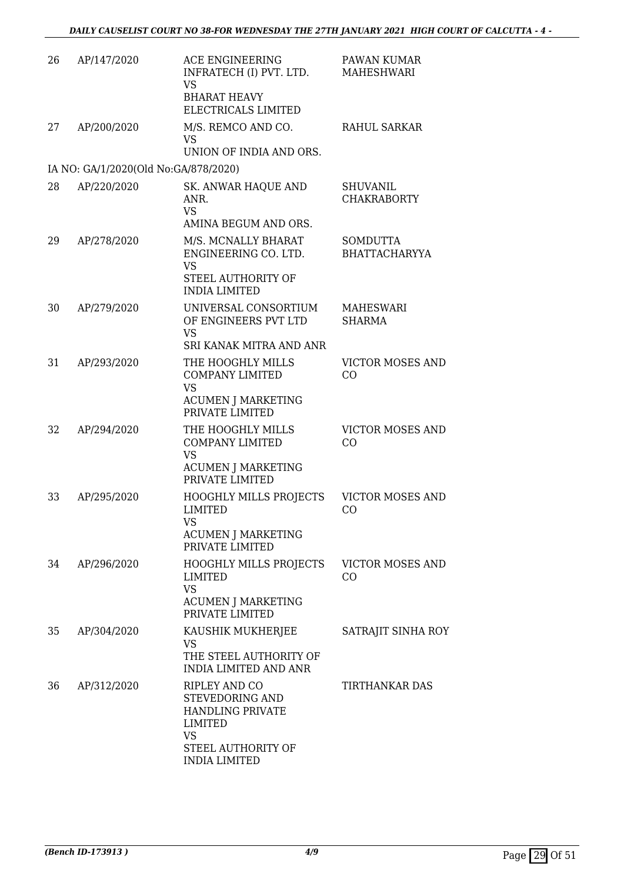| | | | |
|---|---|---|---|
| 26 | AP/147/2020 | ACE ENGINEERING INFRATECH (I) PVT. LTD. VS BHARAT HEAVY ELECTRICALS LIMITED | PAWAN KUMAR MAHESHWARI |
| 27 | AP/200/2020 | M/S. REMCO AND CO. VS UNION OF INDIA AND ORS. | RAHUL SARKAR |
| IA NO: GA/1/2020(Old No:GA/878/2020) | | | |
| 28 | AP/220/2020 | SK. ANWAR HAQUE AND ANR. VS AMINA BEGUM AND ORS. | SHUVANIL CHAKRABORTY |
| 29 | AP/278/2020 | M/S. MCNALLY BHARAT ENGINEERING CO. LTD. VS STEEL AUTHORITY OF INDIA LIMITED | SOMDUTTA BHATTACHARYYA |
| 30 | AP/279/2020 | UNIVERSAL CONSORTIUM OF ENGINEERS PVT LTD VS SRI KANAK MITRA AND ANR | MAHESWARI SHARMA |
| 31 | AP/293/2020 | THE HOOGHLY MILLS COMPANY LIMITED VS ACUMEN J MARKETING PRIVATE LIMITED | VICTOR MOSES AND CO |
| 32 | AP/294/2020 | THE HOOGHLY MILLS COMPANY LIMITED VS ACUMEN J MARKETING PRIVATE LIMITED | VICTOR MOSES AND CO |
| 33 | AP/295/2020 | HOOGHLY MILLS PROJECTS LIMITED VS ACUMEN J MARKETING PRIVATE LIMITED | VICTOR MOSES AND CO |
| 34 | AP/296/2020 | HOOGHLY MILLS PROJECTS LIMITED VS ACUMEN J MARKETING PRIVATE LIMITED | VICTOR MOSES AND CO |
| 35 | AP/304/2020 | KAUSHIK MUKHERJEE VS THE STEEL AUTHORITY OF INDIA LIMITED AND ANR | SATRAJIT SINHA ROY |
| 36 | AP/312/2020 | RIPLEY AND CO STEVEDORING AND HANDLING PRIVATE LIMITED VS STEEL AUTHORITY OF INDIA LIMITED | TIRTHANKAR DAS |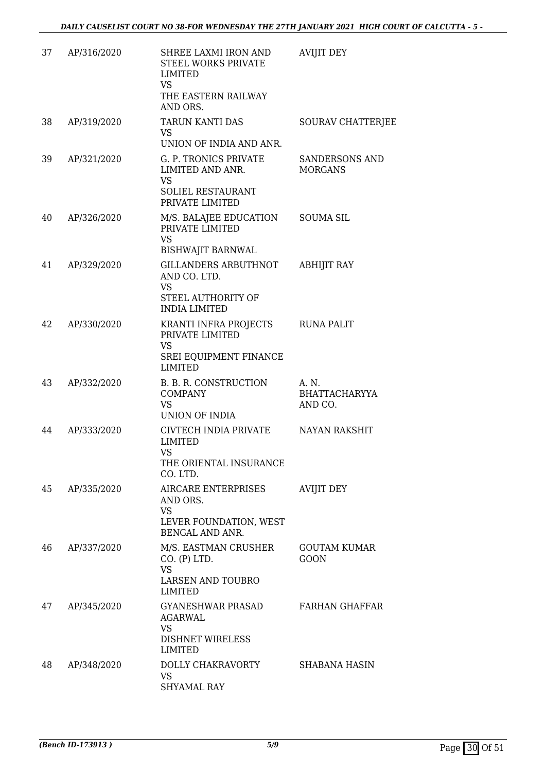| 37 | AP/316/2020 | SHREE LAXMI IRON AND STEEL WORKS PRIVATE LIMITED<br>VS<br>THE EASTERN RAILWAY AND ORS. | AVIJIT DEY |
|---|---|---|---|
| 38 | AP/319/2020 | TARUN KANTI DAS<br>VS<br>UNION OF INDIA AND ANR. | SOURAV CHATTERJEE |
| 39 | AP/321/2020 | G. P. TRONICS PRIVATE LIMITED AND ANR.<br>VS<br>SOLIEL RESTAURANT PRIVATE LIMITED | SANDERSONS AND MORGANS |
| 40 | AP/326/2020 | M/S. BALAJEE EDUCATION PRIVATE LIMITED<br>VS<br>BISHWAJIT BARNWAL | SOUMA SIL |
| 41 | AP/329/2020 | GILLANDERS ARBUTHNOT AND CO. LTD.<br>VS<br>STEEL AUTHORITY OF INDIA LIMITED | ABHIJIT RAY |
| 42 | AP/330/2020 | KRANTI INFRA PROJECTS PRIVATE LIMITED<br>VS<br>SREI EQUIPMENT FINANCE LIMITED | RUNA PALIT |
| 43 | AP/332/2020 | B. B. R. CONSTRUCTION COMPANY<br>VS<br>UNION OF INDIA | A. N. BHATTACHARYYA AND CO. |
| 44 | AP/333/2020 | CIVTECH INDIA PRIVATE LIMITED<br>VS<br>THE ORIENTAL INSURANCE CO. LTD. | NAYAN RAKSHIT |
| 45 | AP/335/2020 | AIRCARE ENTERPRISES AND ORS.<br>VS<br>LEVER FOUNDATION, WEST BENGAL AND ANR. | AVIJIT DEY |
| 46 | AP/337/2020 | M/S. EASTMAN CRUSHER CO. (P) LTD.<br>VS<br>LARSEN AND TOUBRO LIMITED | GOUTAM KUMAR GOON |
| 47 | AP/345/2020 | GYANESHWAR PRASAD AGARWAL<br>VS<br>DISHNET WIRELESS LIMITED | FARHAN GHAFFAR |
| 48 | AP/348/2020 | DOLLY CHAKRAVORTY<br>VS<br>SHYAMAL RAY | SHABANA HASIN |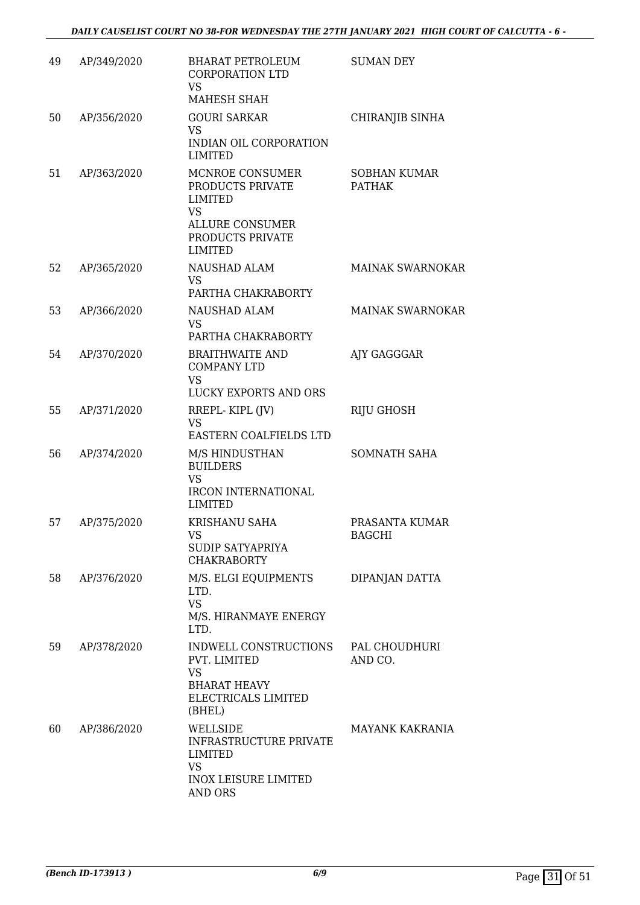| 49 | AP/349/2020 | BHARAT PETROLEUM CORPORATION LTD VS MAHESH SHAH | SUMAN DEY |
|---|---|---|---|
| 50 | AP/356/2020 | GOURI SARKAR VS INDIAN OIL CORPORATION LIMITED | CHIRANJIB SINHA |
| 51 | AP/363/2020 | MCNROE CONSUMER PRODUCTS PRIVATE LIMITED VS ALLURE CONSUMER PRODUCTS PRIVATE LIMITED | SOBHAN KUMAR PATHAK |
| 52 | AP/365/2020 | NAUSHAD ALAM VS PARTHA CHAKRABORTY | MAINAK SWARNOKAR |
| 53 | AP/366/2020 | NAUSHAD ALAM VS PARTHA CHAKRABORTY | MAINAK SWARNOKAR |
| 54 | AP/370/2020 | BRAITHWAITE AND COMPANY LTD VS LUCKY EXPORTS AND ORS | AJY GAGGGAR |
| 55 | AP/371/2020 | RREPL- KIPL (JV) VS EASTERN COALFIELDS LTD | RIJU GHOSH |
| 56 | AP/374/2020 | M/S HINDUSTHAN BUILDERS VS IRCON INTERNATIONAL LIMITED | SOMNATH SAHA |
| 57 | AP/375/2020 | KRISHANU SAHA VS SUDIP SATYAPRIYA CHAKRABORTY | PRASANTA KUMAR BAGCHI |
| 58 | AP/376/2020 | M/S. ELGI EQUIPMENTS LTD. VS M/S. HIRANMAYE ENERGY LTD. | DIPANJAN DATTA |
| 59 | AP/378/2020 | INDWELL CONSTRUCTIONS PVT. LIMITED VS BHARAT HEAVY ELECTRICALS LIMITED (BHEL) | PAL CHOUDHURI AND CO. |
| 60 | AP/386/2020 | WELLSIDE INFRASTRUCTURE PRIVATE LIMITED VS INOX LEISURE LIMITED AND ORS | MAYANK KAKRANIA |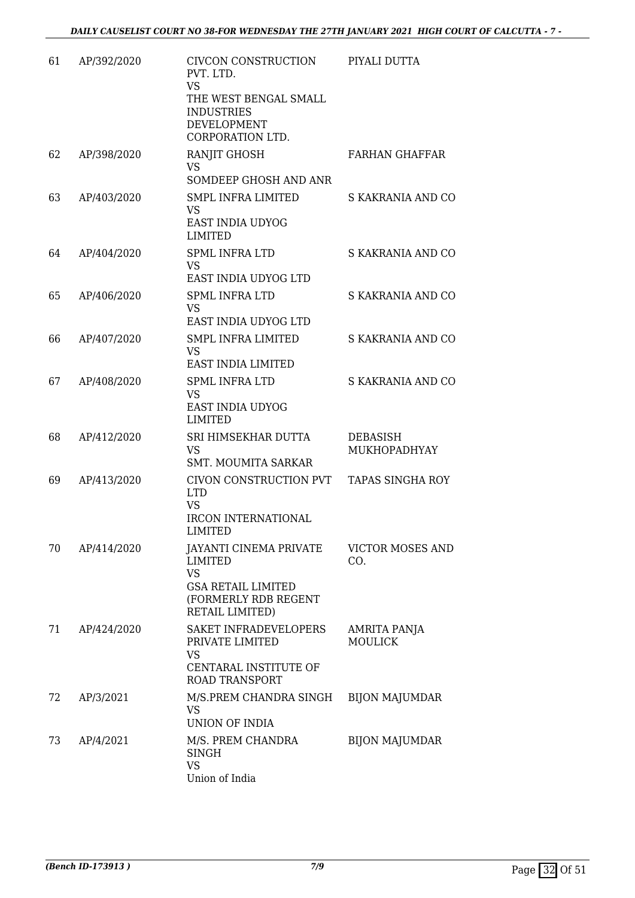| | | | |
|---|---|---|---|
| 61 | AP/392/2020 | CIVCON CONSTRUCTION PVT. LTD.<br>VS<br>THE WEST BENGAL SMALL INDUSTRIES DEVELOPMENT CORPORATION LTD. | PIYALI DUTTA |
| 62 | AP/398/2020 | RANJIT GHOSH<br>VS<br>SOMDEEP GHOSH AND ANR | FARHAN GHAFFAR |
| 63 | AP/403/2020 | SMPL INFRA LIMITED<br>VS<br>EAST INDIA UDYOG LIMITED | S KAKRANIA AND CO |
| 64 | AP/404/2020 | SPML INFRA LTD<br>VS<br>EAST INDIA UDYOG LTD | S KAKRANIA AND CO |
| 65 | AP/406/2020 | SPML INFRA LTD<br>VS<br>EAST INDIA UDYOG LTD | S KAKRANIA AND CO |
| 66 | AP/407/2020 | SMPL INFRA LIMITED<br>VS<br>EAST INDIA LIMITED | S KAKRANIA AND CO |
| 67 | AP/408/2020 | SPML INFRA LTD<br>VS<br>EAST INDIA UDYOG LIMITED | S KAKRANIA AND CO |
| 68 | AP/412/2020 | SRI HIMSEKHAR DUTTA<br>VS<br>SMT. MOUMITA SARKAR | DEBASISH MUKHOPADHYAY |
| 69 | AP/413/2020 | CIVON CONSTRUCTION PVT LTD<br>VS<br>IRCON INTERNATIONAL LIMITED | TAPAS SINGHA ROY |
| 70 | AP/414/2020 | JAYANTI CINEMA PRIVATE LIMITED<br>VS<br>GSA RETAIL LIMITED (FORMERLY RDB REGENT RETAIL LIMITED) | VICTOR MOSES AND CO. |
| 71 | AP/424/2020 | SAKET INFRADEVELOPERS PRIVATE LIMITED<br>VS<br>CENTARAL INSTITUTE OF ROAD TRANSPORT | AMRITA PANJA MOULICK |
| 72 | AP/3/2021 | M/S.PREM CHANDRA SINGH<br>VS<br>UNION OF INDIA | BIJON MAJUMDAR |
| 73 | AP/4/2021 | M/S. PREM CHANDRA SINGH<br>VS<br>Union of India | BIJON MAJUMDAR |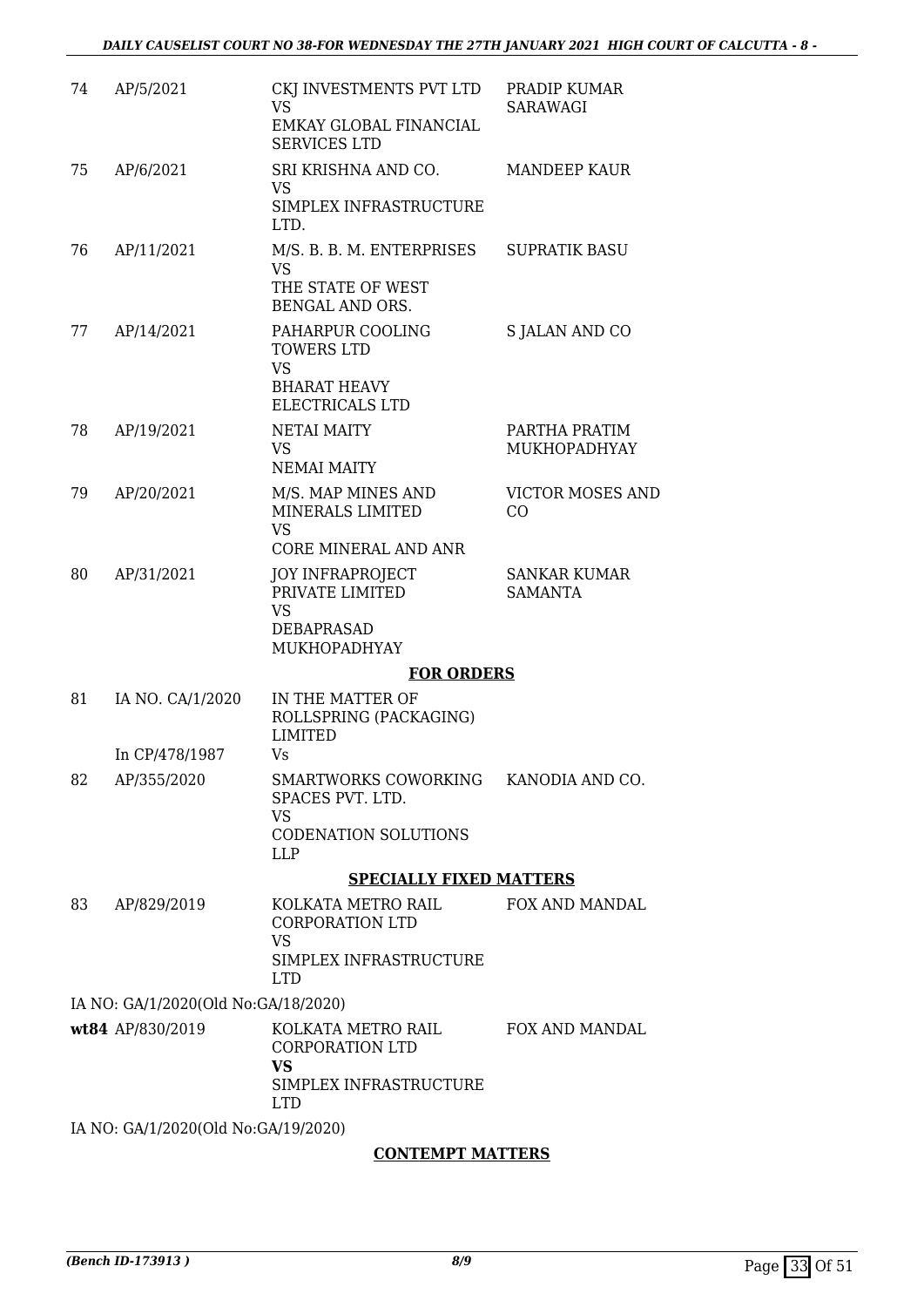| | | | |
|---|---|---|---|
| 74 | AP/5/2021 | CKJ INVESTMENTS PVT LTD<br>VS<br>EMKAY GLOBAL FINANCIAL SERVICES LTD | PRADIP KUMAR SARAWAGI |
| 75 | AP/6/2021 | SRI KRISHNA AND CO.<br>VS<br>SIMPLEX INFRASTRUCTURE LTD. | MANDEEP KAUR |
| 76 | AP/11/2021 | M/S. B. B. M. ENTERPRISES<br>VS<br>THE STATE OF WEST BENGAL AND ORS. | SUPRATIK BASU |
| 77 | AP/14/2021 | PAHARPUR COOLING TOWERS LTD<br>VS<br>BHARAT HEAVY ELECTRICALS LTD | S JALAN AND CO |
| 78 | AP/19/2021 | NETAI MAITY<br>VS<br>NEMAI MAITY | PARTHA PRATIM MUKHOPADHYAY |
| 79 | AP/20/2021 | M/S. MAP MINES AND MINERALS LIMITED<br>VS<br>CORE MINERAL AND ANR | VICTOR MOSES AND CO |
| 80 | AP/31/2021 | JOY INFRAPROJECT PRIVATE LIMITED<br>VS<br>DEBAPRASAD MUKHOPADHYAY | SANKAR KUMAR SAMANTA |

**FOR ORDERS**

| | | | |
|---|---|---|---|
| 81 | IA NO. CA/1/2020<br>In CP/478/1987 | IN THE MATTER OF ROLLSPRING (PACKAGING) LIMITED<br>Vs | |
| 82 | AP/355/2020 | SMARTWORKS COWORKING SPACES PVT. LTD.<br>VS<br>CODENATION SOLUTIONS LLP | KANODIA AND CO. |

**SPECIALLY FIXED MATTERS**

| | | | |
|---|---|---|---|
| 83 | AP/829/2019 | KOLKATA METRO RAIL CORPORATION LTD<br>VS<br>SIMPLEX INFRASTRUCTURE LTD | FOX AND MANDAL |

IA NO: GA/1/2020(Old No:GA/18/2020)

| | | | |
|---|---|---|---|
| **wt84** | AP/830/2019 | KOLKATA METRO RAIL CORPORATION LTD<br>**VS**<br>SIMPLEX INFRASTRUCTURE LTD | FOX AND MANDAL |

IA NO: GA/1/2020(Old No:GA/19/2020)

**CONTEMPT MATTERS**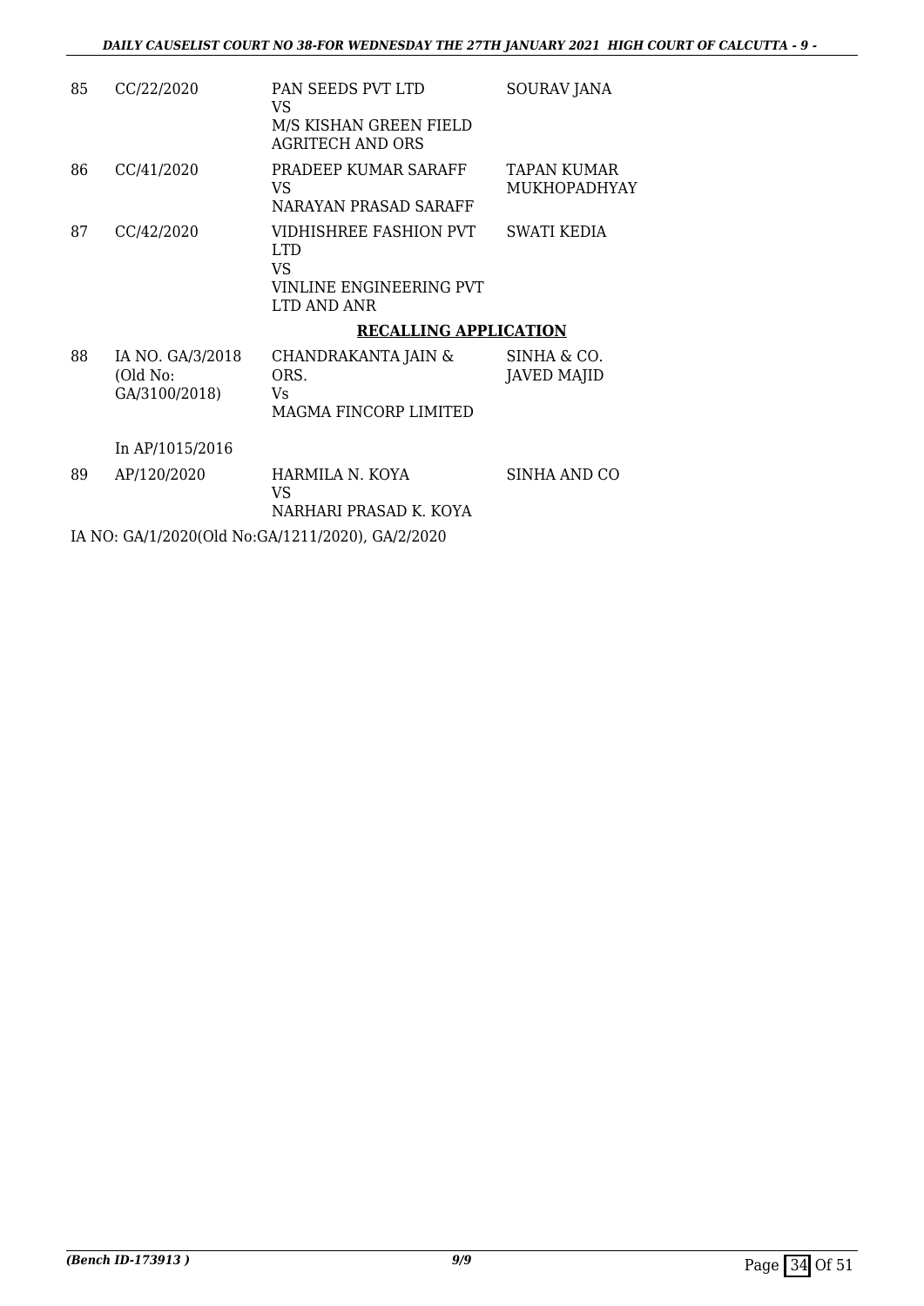| | | | |
|---|---|---|---|
| 85 | CC/22/2020 | PAN SEEDS PVT LTD<br>VS<br>M/S KISHAN GREEN FIELD AGRITECH AND ORS | SOURAV JANA |
| 86 | CC/41/2020 | PRADEEP KUMAR SARAFF<br>VS<br>NARAYAN PRASAD SARAFF | TAPAN KUMAR MUKHOPADHYAY |
| 87 | CC/42/2020 | VIDHISHREE FASHION PVT LTD<br>VS<br>VINLINE ENGINEERING PVT LTD AND ANR | SWATI KEDIA |

**RECALLING APPLICATION**

| | | | |
|---|---|---|---|
| 88 | IA NO. GA/3/2018 (Old No: GA/3100/2018)<br><br>In AP/1015/2016 | CHANDRAKANTA JAIN & ORS.<br>Vs<br>MAGMA FINCORP LIMITED | SINHA & CO.<br>JAVED MAJID |
| 89 | AP/120/2020 | HARMILA N. KOYA<br>VS<br>NARHARI PRASAD K. KOYA | SINHA AND CO |

IA NO: GA/1/2020(Old No:GA/1211/2020), GA/2/2020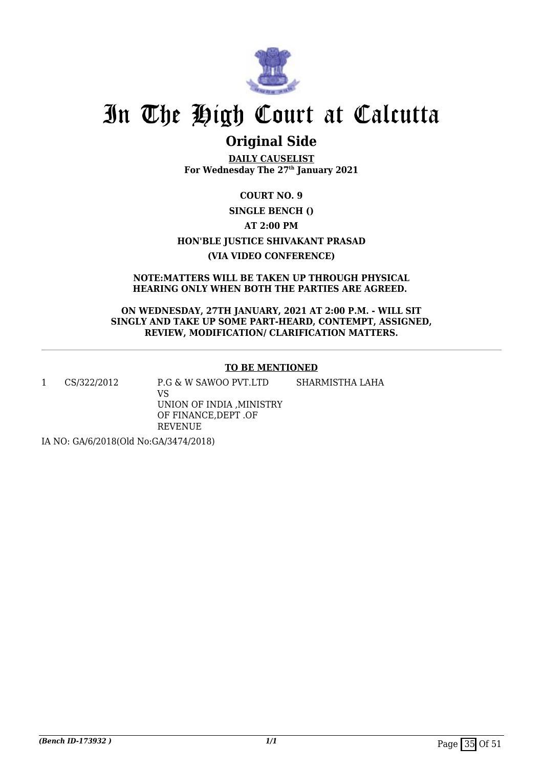# In The High Court at Calcutta

## Original Side

**DAILY CAUSELIST**
**For Wednesday The 27th January 2021**

**COURT NO. 9**

**SINGLE BENCH ()**

**AT 2:00 PM**

**HON'BLE JUSTICE SHIVAKANT PRASAD**

**(VIA VIDEO CONFERENCE)**

**NOTE:MATTERS WILL BE TAKEN UP THROUGH PHYSICAL HEARING ONLY WHEN BOTH THE PARTIES ARE AGREED.**

**ON WEDNESDAY, 27TH JANUARY, 2021 AT 2:00 P.M. - WILL SIT SINGLY AND TAKE UP SOME PART-HEARD, CONTEMPT, ASSIGNED, REVIEW, MODIFICATION/ CLARIFICATION MATTERS.**

---

**TO BE MENTIONED**

| | | | |
|---|---|---|---|
| 1 | CS/322/2012 | P.G & W SAWOO PVT.LTD<br>VS<br>UNION OF INDIA ,MINISTRY OF FINANCE,DEPT .OF REVENUE | SHARMISTHA LAHA |

IA NO: GA/6/2018(Old No:GA/3474/2018)

*(Bench ID-173932 )*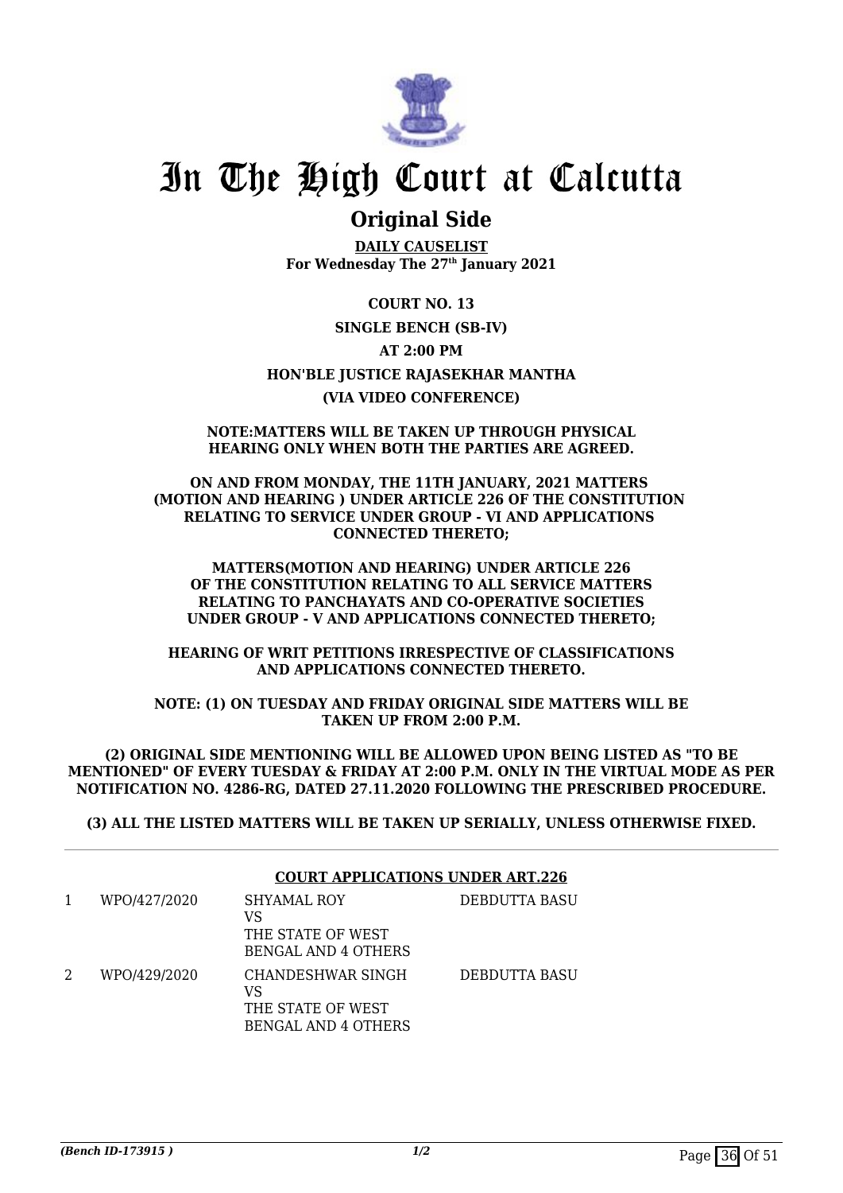# In The High Court at Calcutta

## Original Side

**DAILY CAUSELIST**
**For Wednesday The 27th January 2021**

**COURT NO. 13**

**SINGLE BENCH (SB-IV)**

**AT 2:00 PM**

**HON'BLE JUSTICE RAJASEKHAR MANTHA**

**(VIA VIDEO CONFERENCE)**

**NOTE:MATTERS WILL BE TAKEN UP THROUGH PHYSICAL HEARING ONLY WHEN BOTH THE PARTIES ARE AGREED.**

**ON AND FROM MONDAY, THE 11TH JANUARY, 2021 MATTERS (MOTION AND HEARING ) UNDER ARTICLE 226 OF THE CONSTITUTION RELATING TO SERVICE UNDER GROUP - VI AND APPLICATIONS CONNECTED THERETO;**

**MATTERS(MOTION AND HEARING) UNDER ARTICLE 226 OF THE CONSTITUTION RELATING TO ALL SERVICE MATTERS RELATING TO PANCHAYATS AND CO-OPERATIVE SOCIETIES UNDER GROUP - V AND APPLICATIONS CONNECTED THERETO;**

**HEARING OF WRIT PETITIONS IRRESPECTIVE OF CLASSIFICATIONS AND APPLICATIONS CONNECTED THERETO.**

**NOTE: (1) ON TUESDAY AND FRIDAY ORIGINAL SIDE MATTERS WILL BE TAKEN UP FROM 2:00 P.M.**

**(2) ORIGINAL SIDE MENTIONING WILL BE ALLOWED UPON BEING LISTED AS "TO BE MENTIONED" OF EVERY TUESDAY & FRIDAY AT 2:00 P.M. ONLY IN THE VIRTUAL MODE AS PER NOTIFICATION NO. 4286-RG, DATED 27.11.2020 FOLLOWING THE PRESCRIBED PROCEDURE.**

**(3) ALL THE LISTED MATTERS WILL BE TAKEN UP SERIALLY, UNLESS OTHERWISE FIXED.**

**COURT APPLICATIONS UNDER ART.226**

| | | | |
|---|---|---|---|
| 1 | WPO/427/2020 | SHYAMAL ROY<br>VS<br>THE STATE OF WEST BENGAL AND 4 OTHERS | DEBDUTTA BASU |
| 2 | WPO/429/2020 | CHANDESHWAR SINGH<br>VS<br>THE STATE OF WEST BENGAL AND 4 OTHERS | DEBDUTTA BASU |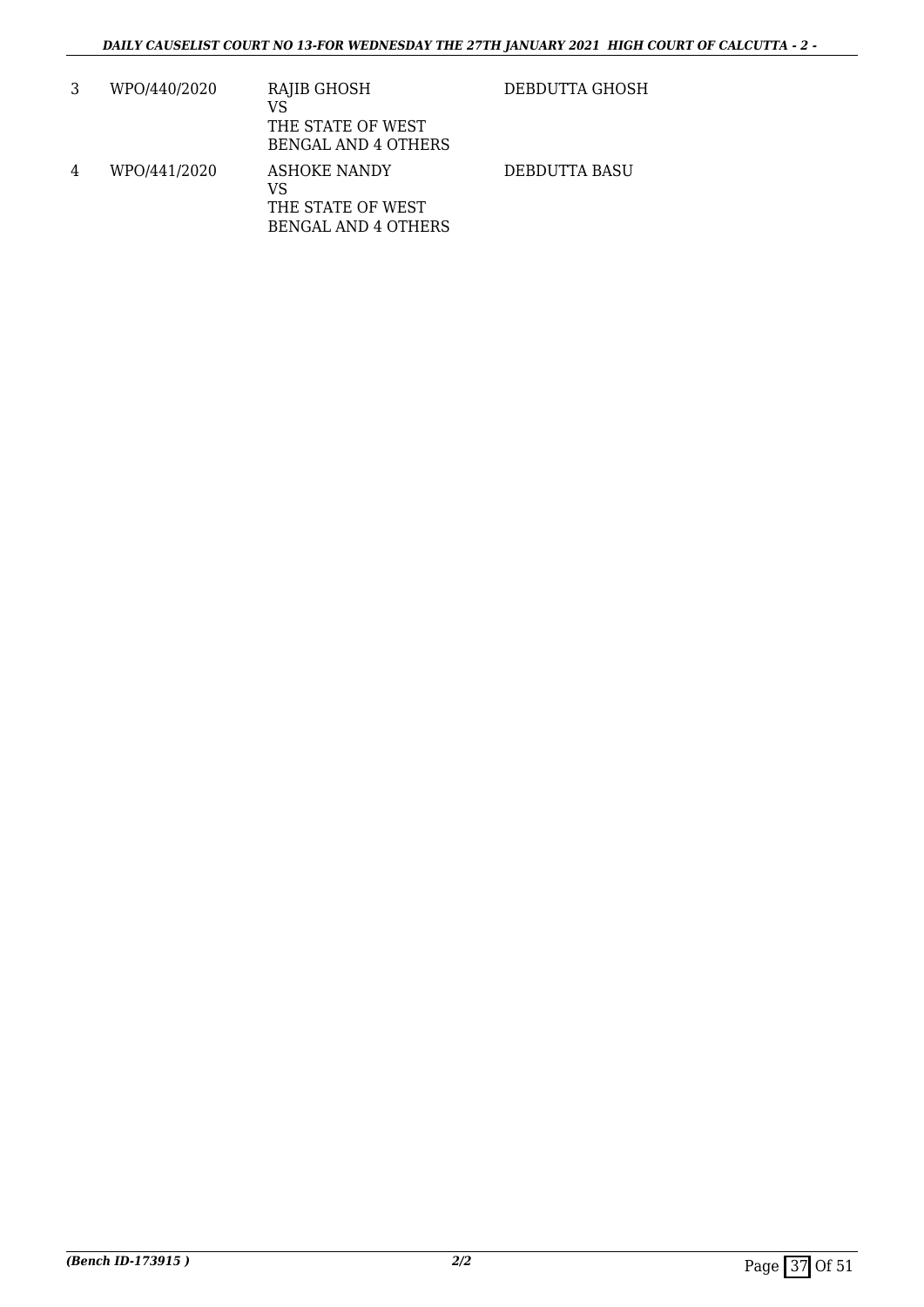| | | | |
|---|---|---|---|
| 3 | WPO/440/2020 | RAJIB GHOSH<br>VS<br>THE STATE OF WEST BENGAL AND 4 OTHERS | DEBDUTTA GHOSH |
| 4 | WPO/441/2020 | ASHOKE NANDY<br>VS<br>THE STATE OF WEST BENGAL AND 4 OTHERS | DEBDUTTA BASU |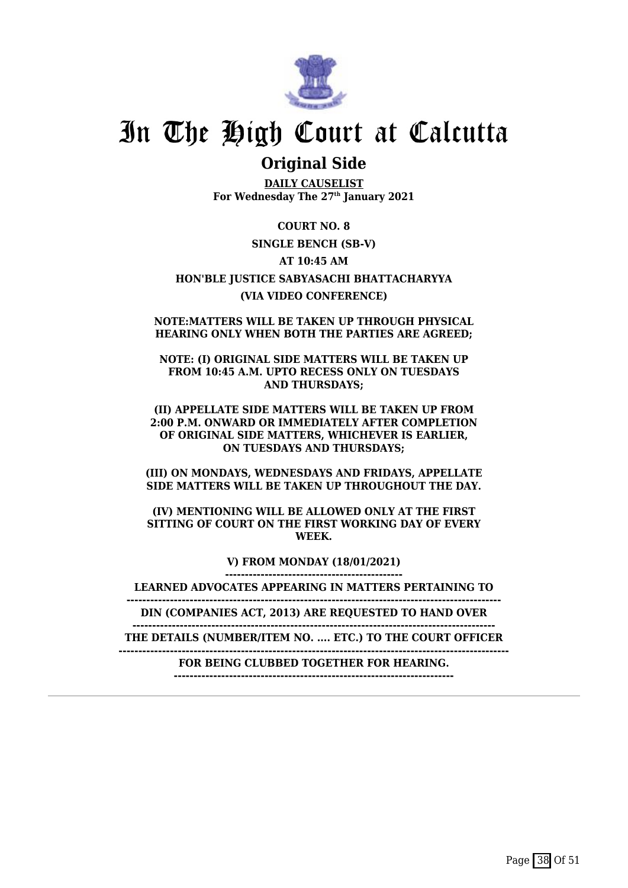# In The High Court at Calcutta

## Original Side

**DAILY CAUSELIST**
**For Wednesday The 27th January 2021**

**COURT NO. 8**

**SINGLE BENCH (SB-V)**

**AT 10:45 AM**

**HON'BLE JUSTICE SABYASACHI BHATTACHARYYA**

**(VIA VIDEO CONFERENCE)**

**NOTE:MATTERS WILL BE TAKEN UP THROUGH PHYSICAL HEARING ONLY WHEN BOTH THE PARTIES ARE AGREED;**

**NOTE: (I) ORIGINAL SIDE MATTERS WILL BE TAKEN UP FROM 10:45 A.M. UPTO RECESS ONLY ON TUESDAYS AND THURSDAYS;**

**(II) APPELLATE SIDE MATTERS WILL BE TAKEN UP FROM 2:00 P.M. ONWARD OR IMMEDIATELY AFTER COMPLETION OF ORIGINAL SIDE MATTERS, WHICHEVER IS EARLIER, ON TUESDAYS AND THURSDAYS;**

**(III) ON MONDAYS, WEDNESDAYS AND FRIDAYS, APPELLATE SIDE MATTERS WILL BE TAKEN UP THROUGHOUT THE DAY.**

**(IV) MENTIONING WILL BE ALLOWED ONLY AT THE FIRST SITTING OF COURT ON THE FIRST WORKING DAY OF EVERY WEEK.**

**V) FROM MONDAY (18/01/2021)**

**LEARNED ADVOCATES APPEARING IN MATTERS PERTAINING TO**

**DIN (COMPANIES ACT, 2013) ARE REQUESTED TO HAND OVER**

**THE DETAILS (NUMBER/ITEM NO. .... ETC.) TO THE COURT OFFICER**

**FOR BEING CLUBBED TOGETHER FOR HEARING.**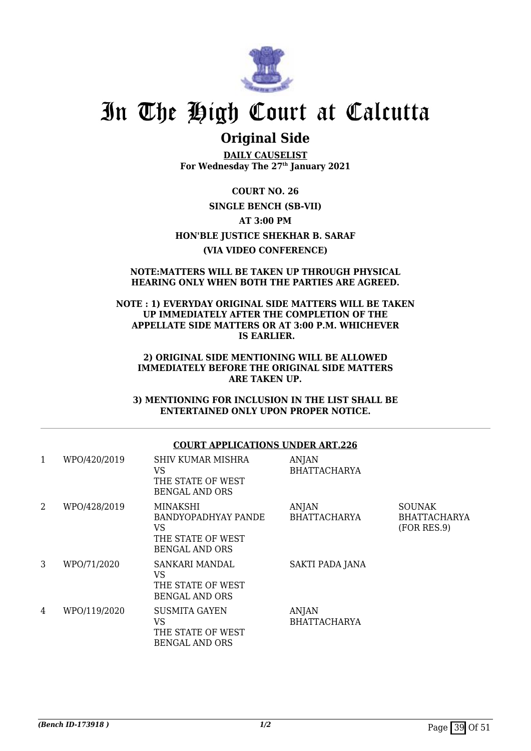# In The High Court at Calcutta

## Original Side

**DAILY CAUSELIST**
**For Wednesday The 27th January 2021**

**COURT NO. 26**

**SINGLE BENCH (SB-VII)**

**AT 3:00 PM**

**HON'BLE JUSTICE SHEKHAR B. SARAF**

**(VIA VIDEO CONFERENCE)**

**NOTE:MATTERS WILL BE TAKEN UP THROUGH PHYSICAL HEARING ONLY WHEN BOTH THE PARTIES ARE AGREED.**

**NOTE : 1) EVERYDAY ORIGINAL SIDE MATTERS WILL BE TAKEN UP IMMEDIATELY AFTER THE COMPLETION OF THE APPELLATE SIDE MATTERS OR AT 3:00 P.M. WHICHEVER IS EARLIER.**

**2) ORIGINAL SIDE MENTIONING WILL BE ALLOWED IMMEDIATELY BEFORE THE ORIGINAL SIDE MATTERS ARE TAKEN UP.**

**3) MENTIONING FOR INCLUSION IN THE LIST SHALL BE ENTERTAINED ONLY UPON PROPER NOTICE.**

**COURT APPLICATIONS UNDER ART.226**

| | | | | |
|---|---|---|---|---|
| 1 | WPO/420/2019 | SHIV KUMAR MISHRA<br>VS<br>THE STATE OF WEST BENGAL AND ORS | ANJAN BHATTACHARYA | |
| 2 | WPO/428/2019 | MINAKSHI BANDYOPADHYAY PANDE<br>VS<br>THE STATE OF WEST BENGAL AND ORS | ANJAN BHATTACHARYA | SOUNAK BHATTACHARYA (FOR RES.9) |
| 3 | WPO/71/2020 | SANKARI MANDAL<br>VS<br>THE STATE OF WEST BENGAL AND ORS | SAKTI PADA JANA | |
| 4 | WPO/119/2020 | SUSMITA GAYEN<br>VS<br>THE STATE OF WEST BENGAL AND ORS | ANJAN BHATTACHARYA | |

*(Bench ID-173918 )* 1/2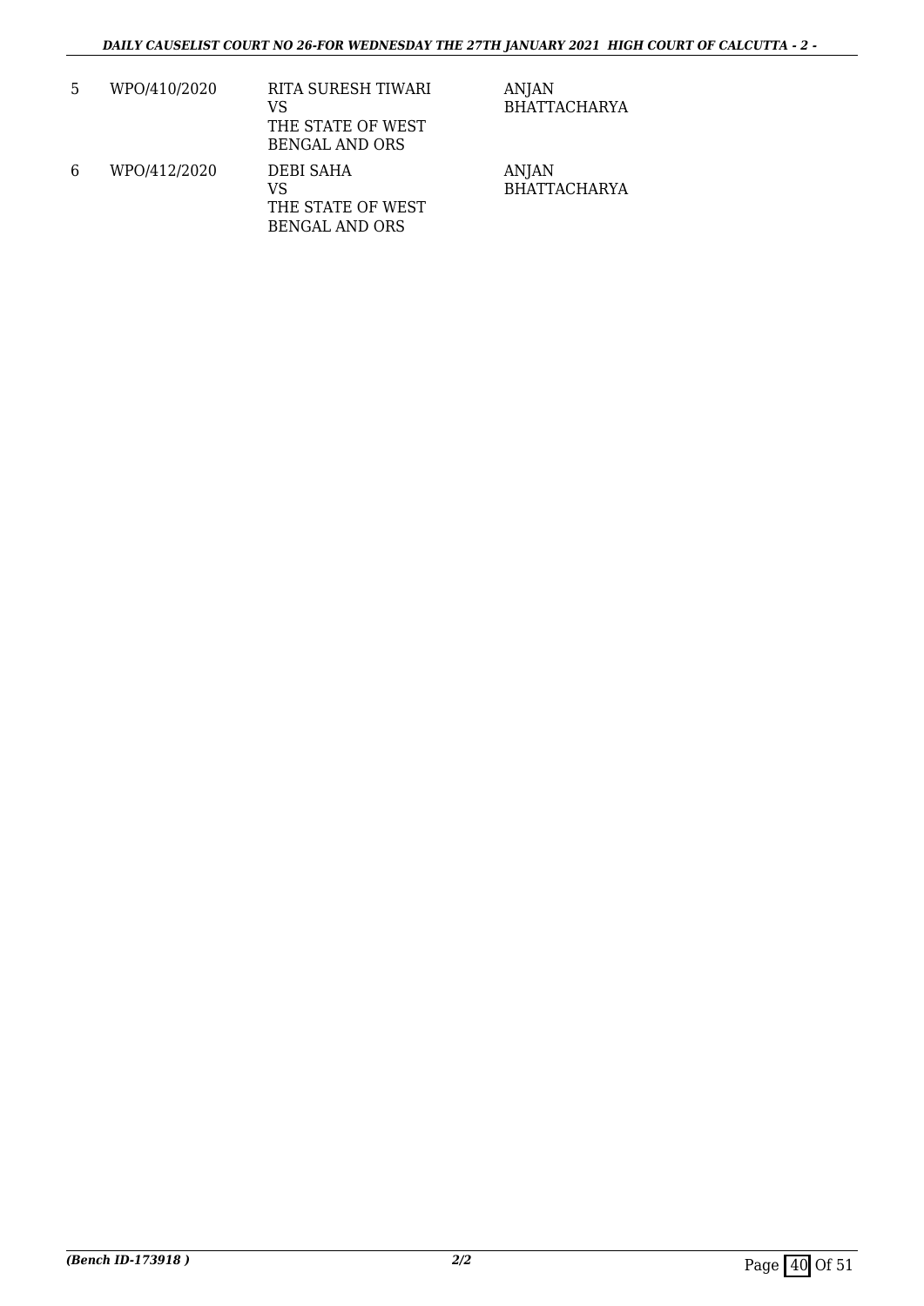| 5 | WPO/410/2020 | RITA SURESH TIWARI<br>VS<br>THE STATE OF WEST BENGAL AND ORS | ANJAN BHATTACHARYA |
|---|---|---|---|
| 6 | WPO/412/2020 | DEBI SAHA<br>VS<br>THE STATE OF WEST BENGAL AND ORS | ANJAN BHATTACHARYA |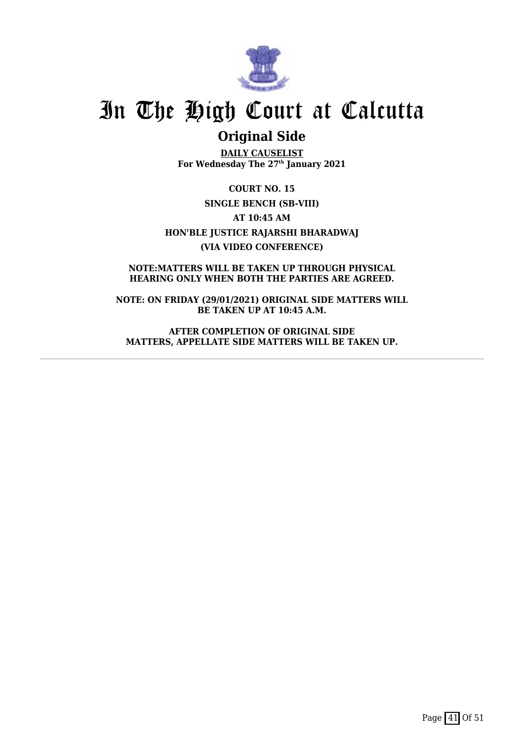# In The High Court at Calcutta

## Original Side

**DAILY CAUSELIST**
**For Wednesday The 27th January 2021**

**COURT NO. 15**

**SINGLE BENCH (SB-VIII)**

**AT 10:45 AM**

**HON'BLE JUSTICE RAJARSHI BHARADWAJ**

**(VIA VIDEO CONFERENCE)**

**NOTE:MATTERS WILL BE TAKEN UP THROUGH PHYSICAL HEARING ONLY WHEN BOTH THE PARTIES ARE AGREED.**

**NOTE: ON FRIDAY (29/01/2021) ORIGINAL SIDE MATTERS WILL BE TAKEN UP AT 10:45 A.M.**

**AFTER COMPLETION OF ORIGINAL SIDE MATTERS, APPELLATE SIDE MATTERS WILL BE TAKEN UP.**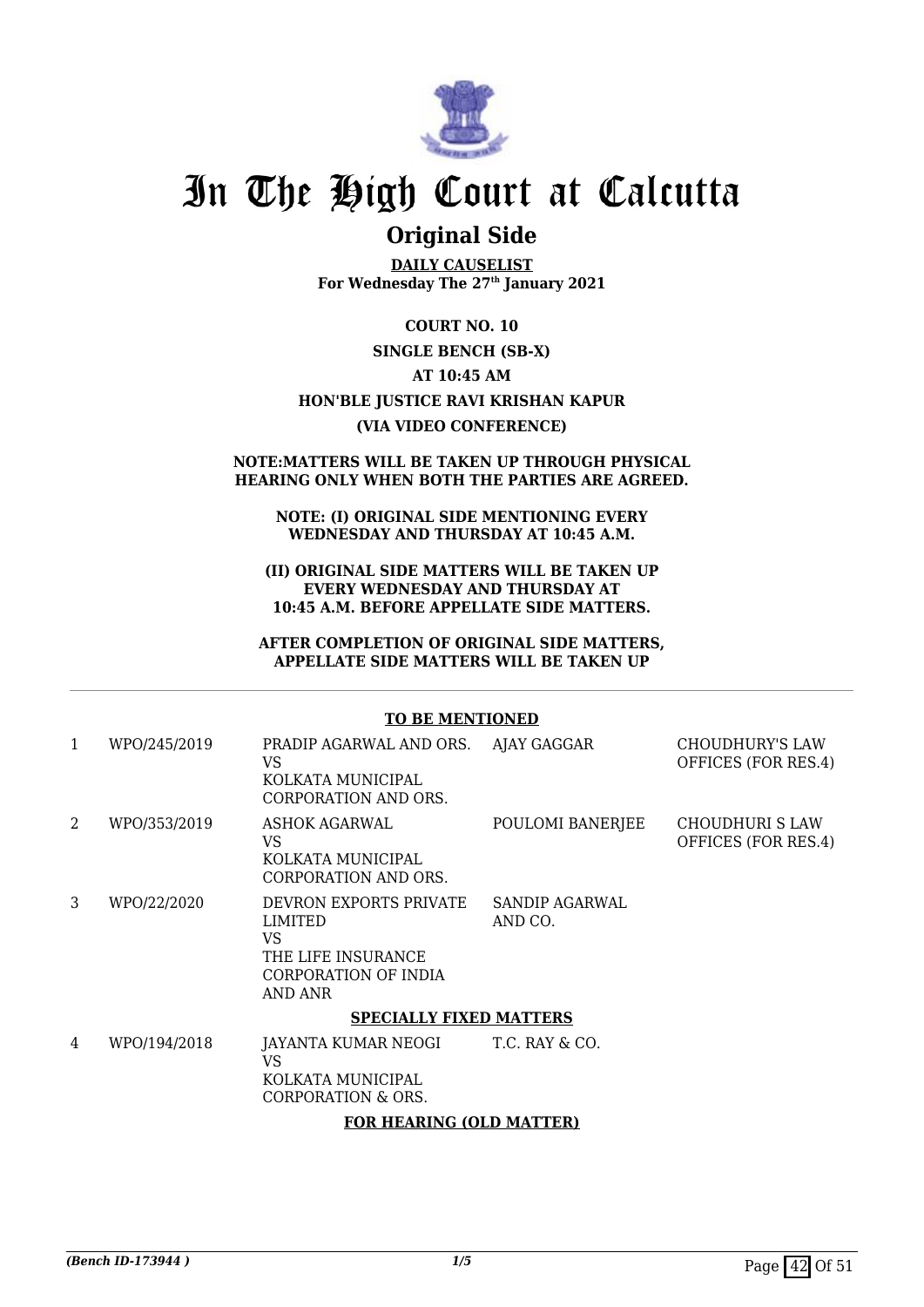# In The High Court at Calcutta

## Original Side

**DAILY CAUSELIST**
**For Wednesday The 27th January 2021**

**COURT NO. 10**

**SINGLE BENCH (SB-X)**

**AT 10:45 AM**

**HON'BLE JUSTICE RAVI KRISHAN KAPUR**

**(VIA VIDEO CONFERENCE)**

**NOTE:MATTERS WILL BE TAKEN UP THROUGH PHYSICAL HEARING ONLY WHEN BOTH THE PARTIES ARE AGREED.**

**NOTE: (I) ORIGINAL SIDE MENTIONING EVERY WEDNESDAY AND THURSDAY AT 10:45 A.M.**

**(II) ORIGINAL SIDE MATTERS WILL BE TAKEN UP EVERY WEDNESDAY AND THURSDAY AT 10:45 A.M. BEFORE APPELLATE SIDE MATTERS.**

**AFTER COMPLETION OF ORIGINAL SIDE MATTERS, APPELLATE SIDE MATTERS WILL BE TAKEN UP**

**TO BE MENTIONED**

| | | | | |
|---|---|---|---|---|
| 1 | WPO/245/2019 | PRADIP AGARWAL AND ORS. VS KOLKATA MUNICIPAL CORPORATION AND ORS. | AJAY GAGGAR | CHOUDHURY'S LAW OFFICES (FOR RES.4) |
| 2 | WPO/353/2019 | ASHOK AGARWAL VS KOLKATA MUNICIPAL CORPORATION AND ORS. | POULOMI BANERJEE | CHOUDHURI S LAW OFFICES (FOR RES.4) |
| 3 | WPO/22/2020 | DEVRON EXPORTS PRIVATE LIMITED VS THE LIFE INSURANCE CORPORATION OF INDIA AND ANR | SANDIP AGARWAL AND CO. | |

**SPECIALLY FIXED MATTERS**

| | | | | |
|---|---|---|---|---|
| 4 | WPO/194/2018 | JAYANTA KUMAR NEOGI VS KOLKATA MUNICIPAL CORPORATION & ORS. | T.C. RAY & CO. | |

**FOR HEARING (OLD MATTER)**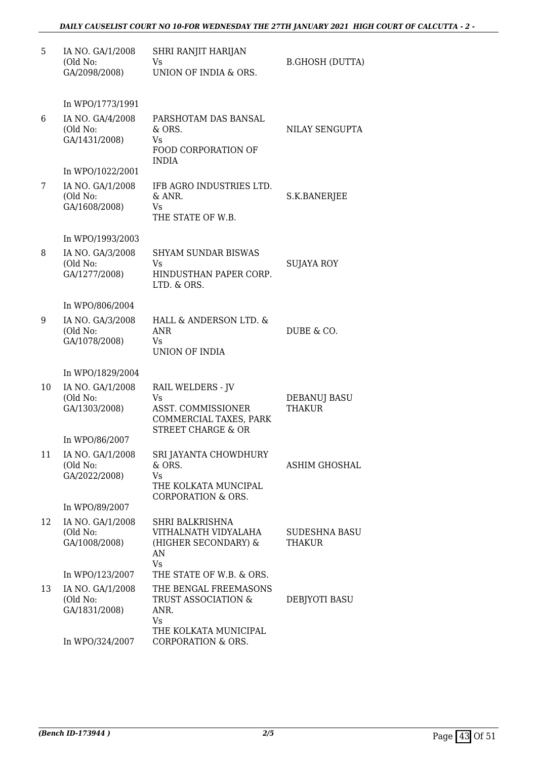| | | | |
|---|---|---|---|
| 5 | IA NO. GA/1/2008 (Old No: GA/2098/2008) | SHRI RANJIT HARIJAN Vs UNION OF INDIA & ORS. | B.GHOSH (DUTTA) |
| | In WPO/1773/1991 | | |
| 6 | IA NO. GA/4/2008 (Old No: GA/1431/2008) | PARSHOTAM DAS BANSAL & ORS. Vs FOOD CORPORATION OF INDIA | NILAY SENGUPTA |
| | In WPO/1022/2001 | | |
| 7 | IA NO. GA/1/2008 (Old No: GA/1608/2008) | IFB AGRO INDUSTRIES LTD. & ANR. Vs THE STATE OF W.B. | S.K.BANERJEE |
| | In WPO/1993/2003 | | |
| 8 | IA NO. GA/3/2008 (Old No: GA/1277/2008) | SHYAM SUNDAR BISWAS Vs HINDUSTHAN PAPER CORP. LTD. & ORS. | SUJAYA ROY |
| | In WPO/806/2004 | | |
| 9 | IA NO. GA/3/2008 (Old No: GA/1078/2008) | HALL & ANDERSON LTD. & ANR Vs UNION OF INDIA | DUBE & CO. |
| | In WPO/1829/2004 | | |
| 10 | IA NO. GA/1/2008 (Old No: GA/1303/2008) | RAIL WELDERS - JV Vs ASST. COMMISSIONER COMMERCIAL TAXES, PARK STREET CHARGE & OR | DEBANUJ BASU THAKUR |
| | In WPO/86/2007 | | |
| 11 | IA NO. GA/1/2008 (Old No: GA/2022/2008) | SRI JAYANTA CHOWDHURY & ORS. Vs THE KOLKATA MUNCIPAL CORPORATION & ORS. | ASHIM GHOSHAL |
| | In WPO/89/2007 | | |
| 12 | IA NO. GA/1/2008 (Old No: GA/1008/2008) | SHRI BALKRISHNA VITHALNATH VIDYALAHA (HIGHER SECONDARY) & AN Vs THE STATE OF W.B. & ORS. | SUDESHNA BASU THAKUR |
| | In WPO/123/2007 | | |
| 13 | IA NO. GA/1/2008 (Old No: GA/1831/2008) | THE BENGAL FREEMASONS TRUST ASSOCIATION & ANR. Vs THE KOLKATA MUNICIPAL CORPORATION & ORS. | DEBJYOTI BASU |
| | In WPO/324/2007 | | |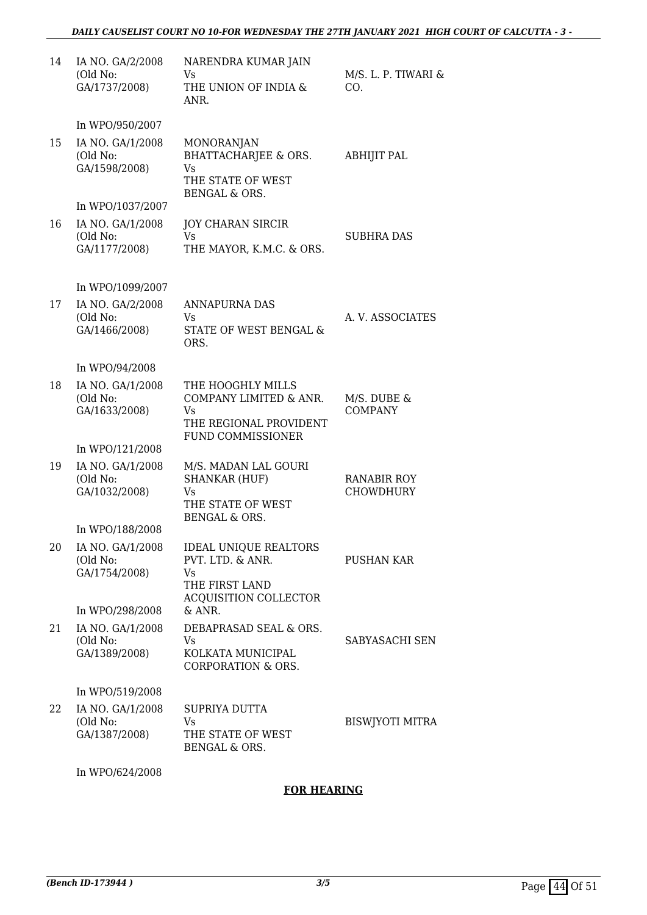| | | | |
|---|---|---|---|
| 14 | IA NO. GA/2/2008 (Old No: GA/1737/2008) | NARENDRA KUMAR JAIN Vs THE UNION OF INDIA & ANR. | M/S. L. P. TIWARI & CO. |
| | In WPO/950/2007 | | |
| 15 | IA NO. GA/1/2008 (Old No: GA/1598/2008) | MONORANJAN BHATTACHARJEE & ORS. Vs THE STATE OF WEST BENGAL & ORS. | ABHIJIT PAL |
| | In WPO/1037/2007 | | |
| 16 | IA NO. GA/1/2008 (Old No: GA/1177/2008) | JOY CHARAN SIRCIR Vs THE MAYOR, K.M.C. & ORS. | SUBHRA DAS |
| | In WPO/1099/2007 | | |
| 17 | IA NO. GA/2/2008 (Old No: GA/1466/2008) | ANNAPURNA DAS Vs STATE OF WEST BENGAL & ORS. | A. V. ASSOCIATES |
| | In WPO/94/2008 | | |
| 18 | IA NO. GA/1/2008 (Old No: GA/1633/2008) | THE HOOGHLY MILLS COMPANY LIMITED & ANR. Vs THE REGIONAL PROVIDENT FUND COMMISSIONER | M/S. DUBE & COMPANY |
| | In WPO/121/2008 | | |
| 19 | IA NO. GA/1/2008 (Old No: GA/1032/2008) | M/S. MADAN LAL GOURI SHANKAR (HUF) Vs THE STATE OF WEST BENGAL & ORS. | RANABIR ROY CHOWDHURY |
| | In WPO/188/2008 | | |
| 20 | IA NO. GA/1/2008 (Old No: GA/1754/2008) | IDEAL UNIQUE REALTORS PVT. LTD. & ANR. Vs THE FIRST LAND ACQUISITION COLLECTOR & ANR. | PUSHAN KAR |
| | In WPO/298/2008 | | |
| 21 | IA NO. GA/1/2008 (Old No: GA/1389/2008) | DEBAPRASAD SEAL & ORS. Vs KOLKATA MUNICIPAL CORPORATION & ORS. | SABYASACHI SEN |
| | In WPO/519/2008 | | |
| 22 | IA NO. GA/1/2008 (Old No: GA/1387/2008) | SUPRIYA DUTTA Vs THE STATE OF WEST BENGAL & ORS. | BISWJYOTI MITRA |
| | In WPO/624/2008 | | |

**FOR HEARING**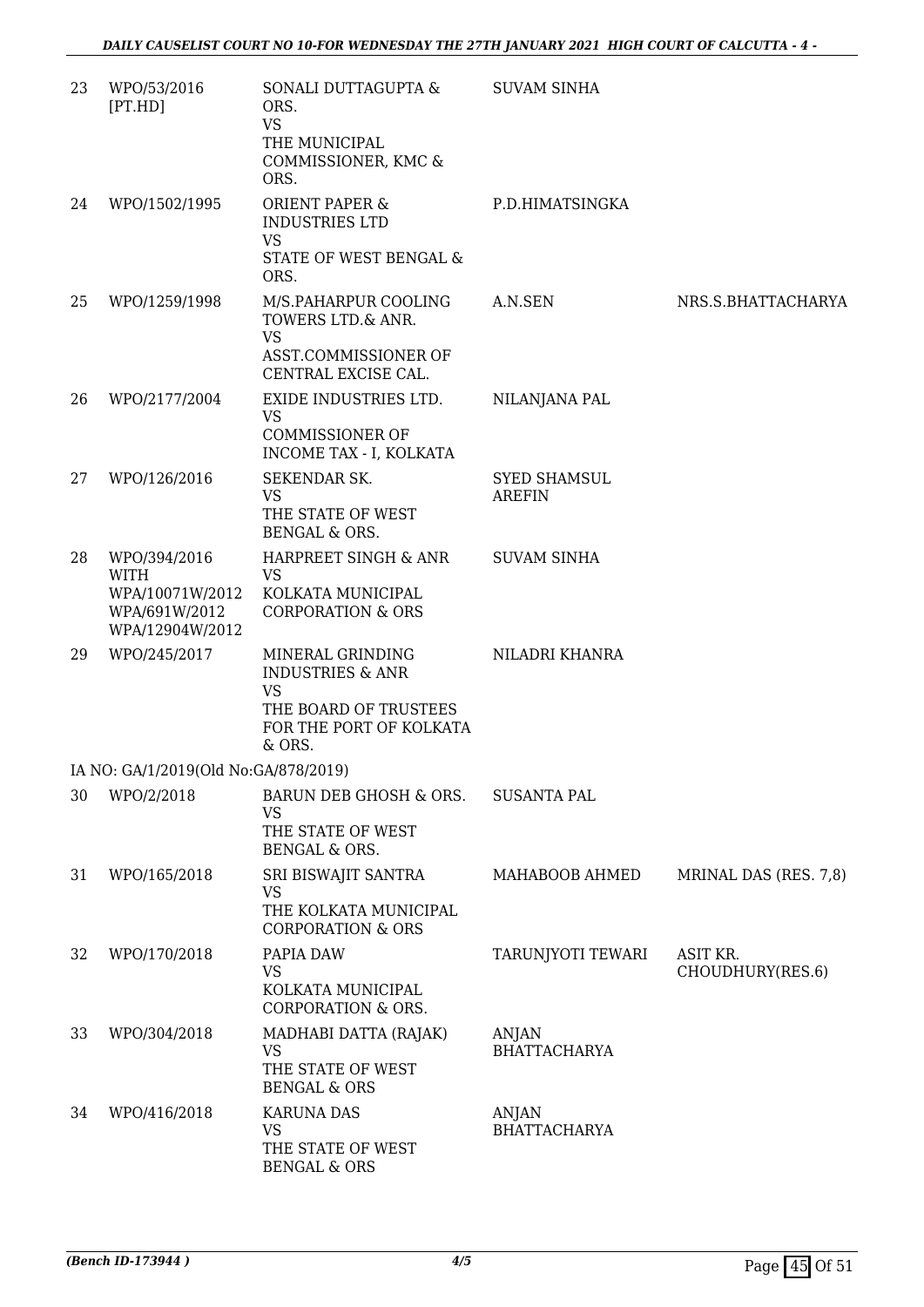| | | | | |
|---|---|---|---|---|
| 23 | WPO/53/2016 [PT.HD] | SONALI DUTTAGUPTA & ORS. VS THE MUNICIPAL COMMISSIONER, KMC & ORS. | SUVAM SINHA | |
| 24 | WPO/1502/1995 | ORIENT PAPER & INDUSTRIES LTD VS STATE OF WEST BENGAL & ORS. | P.D.HIMATSINGKA | |
| 25 | WPO/1259/1998 | M/S.PAHARPUR COOLING TOWERS LTD.& ANR. VS ASST.COMMISSIONER OF CENTRAL EXCISE CAL. | A.N.SEN | NRS.S.BHATTACHARYA |
| 26 | WPO/2177/2004 | EXIDE INDUSTRIES LTD. VS COMMISSIONER OF INCOME TAX - I, KOLKATA | NILANJANA PAL | |
| 27 | WPO/126/2016 | SEKENDAR SK. VS THE STATE OF WEST BENGAL & ORS. | SYED SHAMSUL AREFIN | |
| 28 | WPO/394/2016 WITH WPA/10071W/2012 WPA/691W/2012 WPA/12904W/2012 | HARPREET SINGH & ANR VS KOLKATA MUNICIPAL CORPORATION & ORS | SUVAM SINHA | |
| 29 | WPO/245/2017 | MINERAL GRINDING INDUSTRIES & ANR VS THE BOARD OF TRUSTEES FOR THE PORT OF KOLKATA & ORS. | NILADRI KHANRA | |
| | IA NO: GA/1/2019(Old No:GA/878/2019) | | | |
| 30 | WPO/2/2018 | BARUN DEB GHOSH & ORS. VS THE STATE OF WEST BENGAL & ORS. | SUSANTA PAL | |
| 31 | WPO/165/2018 | SRI BISWAJIT SANTRA VS THE KOLKATA MUNICIPAL CORPORATION & ORS | MAHABOOB AHMED | MRINAL DAS (RES. 7,8) |
| 32 | WPO/170/2018 | PAPIA DAW VS KOLKATA MUNICIPAL CORPORATION & ORS. | TARUNJYOTI TEWARI | ASIT KR. CHOUDHURY(RES.6) |
| 33 | WPO/304/2018 | MADHABI DATTA (RAJAK) VS THE STATE OF WEST BENGAL & ORS | ANJAN BHATTACHARYA | |
| 34 | WPO/416/2018 | KARUNA DAS VS THE STATE OF WEST BENGAL & ORS | ANJAN BHATTACHARYA | |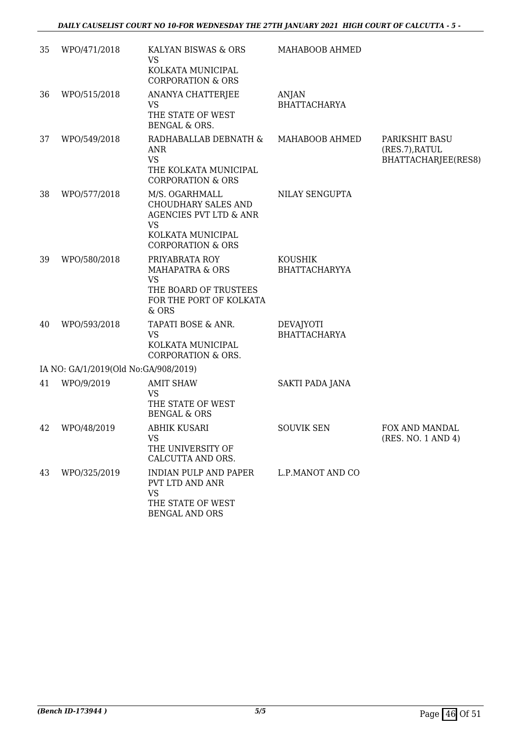| 35 | WPO/471/2018 | KALYAN BISWAS & ORS<br>VS<br>KOLKATA MUNICIPAL CORPORATION & ORS | MAHABOOB AHMED | |
|---|---|---|---|---|
| 36 | WPO/515/2018 | ANANYA CHATTERJEE<br>VS<br>THE STATE OF WEST BENGAL & ORS. | ANJAN BHATTACHARYA | |
| 37 | WPO/549/2018 | RADHABALLAB DEBNATH & ANR<br>VS<br>THE KOLKATA MUNICIPAL CORPORATION & ORS | MAHABOOB AHMED | PARIKSHIT BASU (RES.7),RATUL BHATTACHARJEE(RES8) |
| 38 | WPO/577/2018 | M/S. OGARHMALL CHOUDHARY SALES AND AGENCIES PVT LTD & ANR<br>VS<br>KOLKATA MUNICIPAL CORPORATION & ORS | NILAY SENGUPTA | |
| 39 | WPO/580/2018 | PRIYABRATA ROY MAHAPATRA & ORS<br>VS<br>THE BOARD OF TRUSTEES FOR THE PORT OF KOLKATA & ORS | KOUSHIK BHATTACHARYYA | |
| 40 | WPO/593/2018 | TAPATI BOSE & ANR.<br>VS<br>KOLKATA MUNICIPAL CORPORATION & ORS. | DEVAJYOTI BHATTACHARYA | |
| | IA NO: GA/1/2019(Old No:GA/908/2019) | | | |
| 41 | WPO/9/2019 | AMIT SHAW<br>VS<br>THE STATE OF WEST BENGAL & ORS | SAKTI PADA JANA | |
| 42 | WPO/48/2019 | ABHIK KUSARI<br>VS<br>THE UNIVERSITY OF CALCUTTA AND ORS. | SOUVIK SEN | FOX AND MANDAL (RES. NO. 1 AND 4) |
| 43 | WPO/325/2019 | INDIAN PULP AND PAPER PVT LTD AND ANR<br>VS<br>THE STATE OF WEST BENGAL AND ORS | L.P.MANOT AND CO | |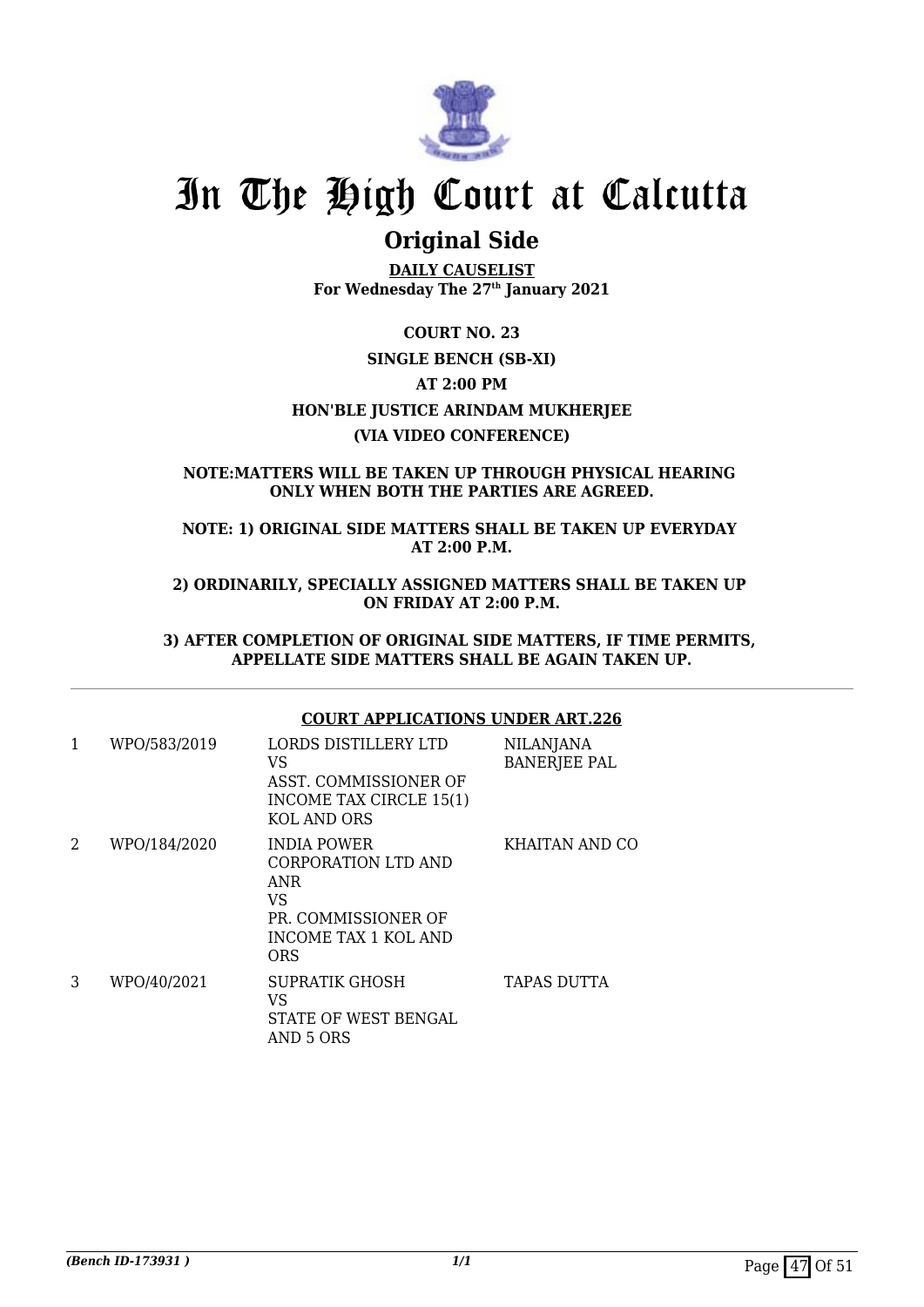# In The High Court at Calcutta

## Original Side

**DAILY CAUSELIST**
**For Wednesday The 27th January 2021**

**COURT NO. 23**

**SINGLE BENCH (SB-XI)**

**AT 2:00 PM**

**HON'BLE JUSTICE ARINDAM MUKHERJEE**

**(VIA VIDEO CONFERENCE)**

**NOTE:MATTERS WILL BE TAKEN UP THROUGH PHYSICAL HEARING ONLY WHEN BOTH THE PARTIES ARE AGREED.**

**NOTE: 1) ORIGINAL SIDE MATTERS SHALL BE TAKEN UP EVERYDAY AT 2:00 P.M.**

**2) ORDINARILY, SPECIALLY ASSIGNED MATTERS SHALL BE TAKEN UP ON FRIDAY AT 2:00 P.M.**

**3) AFTER COMPLETION OF ORIGINAL SIDE MATTERS, IF TIME PERMITS, APPELLATE SIDE MATTERS SHALL BE AGAIN TAKEN UP.**

**COURT APPLICATIONS UNDER ART.226**

| | | | |
|---|---|---|---|
| 1 | WPO/583/2019 | LORDS DISTILLERY LTD VS ASST. COMMISSIONER OF INCOME TAX CIRCLE 15(1) KOL AND ORS | NILANJANA BANERJEE PAL |
| 2 | WPO/184/2020 | INDIA POWER CORPORATION LTD AND ANR VS PR. COMMISSIONER OF INCOME TAX 1 KOL AND ORS | KHAITAN AND CO |
| 3 | WPO/40/2021 | SUPRATIK GHOSH VS STATE OF WEST BENGAL AND 5 ORS | TAPAS DUTTA |

*(Bench ID-173931 )*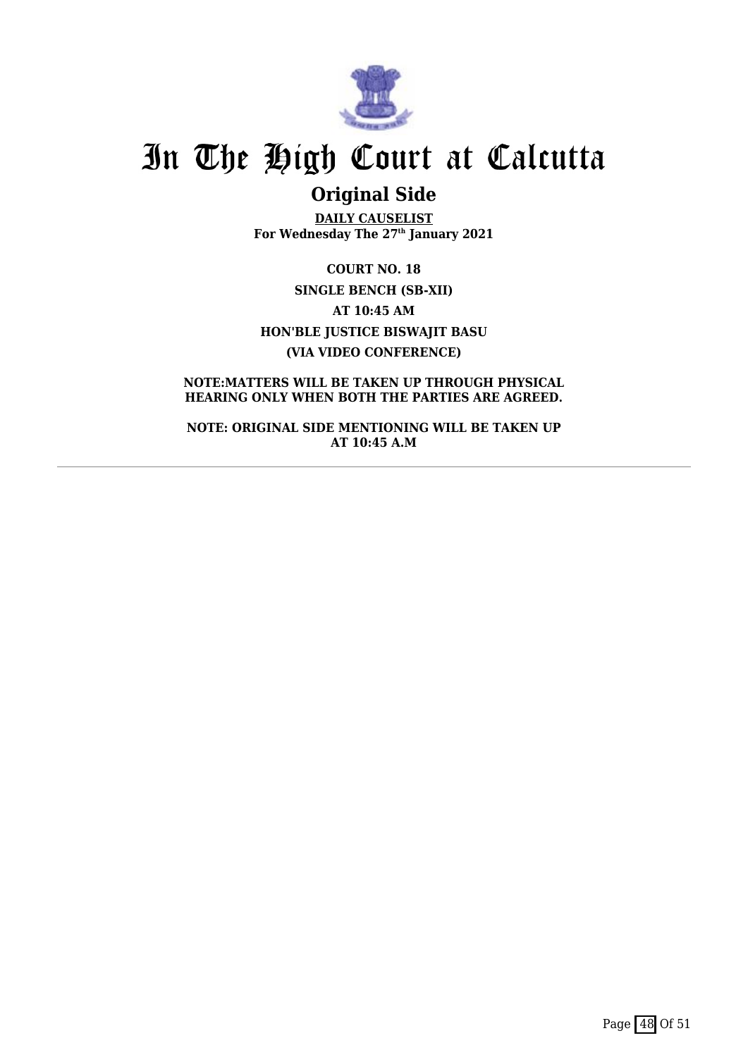# In The High Court at Calcutta

## Original Side

**DAILY CAUSELIST**
**For Wednesday The 27th January 2021**

**COURT NO. 18**

**SINGLE BENCH (SB-XII)**

**AT 10:45 AM**

**HON'BLE JUSTICE BISWAJIT BASU**

**(VIA VIDEO CONFERENCE)**

**NOTE:MATTERS WILL BE TAKEN UP THROUGH PHYSICAL HEARING ONLY WHEN BOTH THE PARTIES ARE AGREED.**

**NOTE: ORIGINAL SIDE MENTIONING WILL BE TAKEN UP AT 10:45 A.M**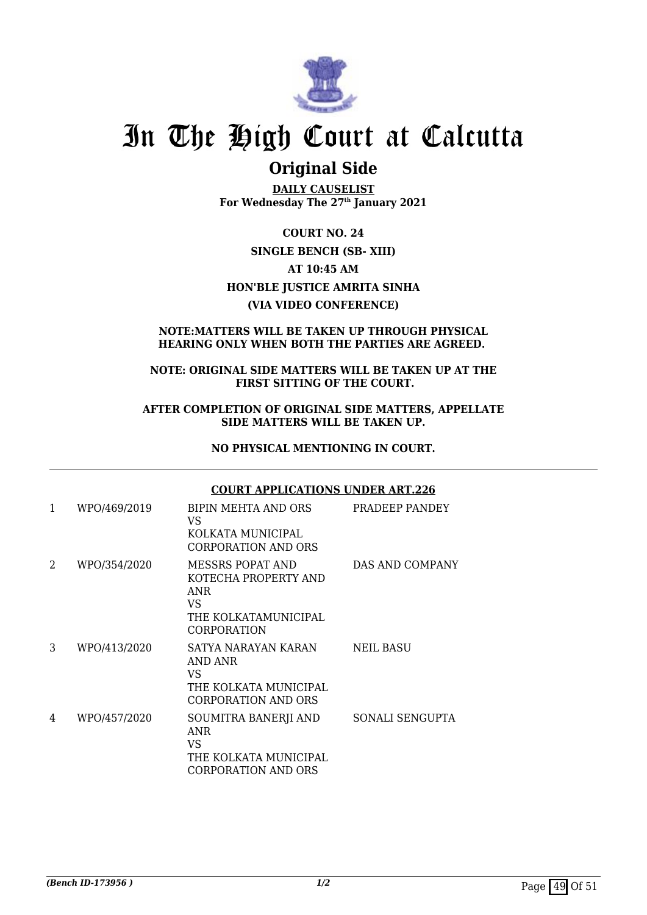# In The High Court at Calcutta

## Original Side

**DAILY CAUSELIST**
**For Wednesday The 27th January 2021**

**COURT NO. 24**

**SINGLE BENCH (SB- XIII)**

**AT 10:45 AM**

**HON'BLE JUSTICE AMRITA SINHA**

**(VIA VIDEO CONFERENCE)**

**NOTE:MATTERS WILL BE TAKEN UP THROUGH PHYSICAL HEARING ONLY WHEN BOTH THE PARTIES ARE AGREED.**

**NOTE: ORIGINAL SIDE MATTERS WILL BE TAKEN UP AT THE FIRST SITTING OF THE COURT.**

**AFTER COMPLETION OF ORIGINAL SIDE MATTERS, APPELLATE SIDE MATTERS WILL BE TAKEN UP.**

**NO PHYSICAL MENTIONING IN COURT.**

**COURT APPLICATIONS UNDER ART.226**

| | | | |
|---|---|---|---|
| 1 | WPO/469/2019 | BIPIN MEHTA AND ORS<br>VS<br>KOLKATA MUNICIPAL CORPORATION AND ORS | PRADEEP PANDEY |
| 2 | WPO/354/2020 | MESSRS POPAT AND KOTECHA PROPERTY AND ANR<br>VS<br>THE KOLKATAMUNICIPAL CORPORATION | DAS AND COMPANY |
| 3 | WPO/413/2020 | SATYA NARAYAN KARAN AND ANR<br>VS<br>THE KOLKATA MUNICIPAL CORPORATION AND ORS | NEIL BASU |
| 4 | WPO/457/2020 | SOUMITRA BANERJI AND ANR<br>VS<br>THE KOLKATA MUNICIPAL CORPORATION AND ORS | SONALI SENGUPTA |

*(Bench ID-173956 )* 1/2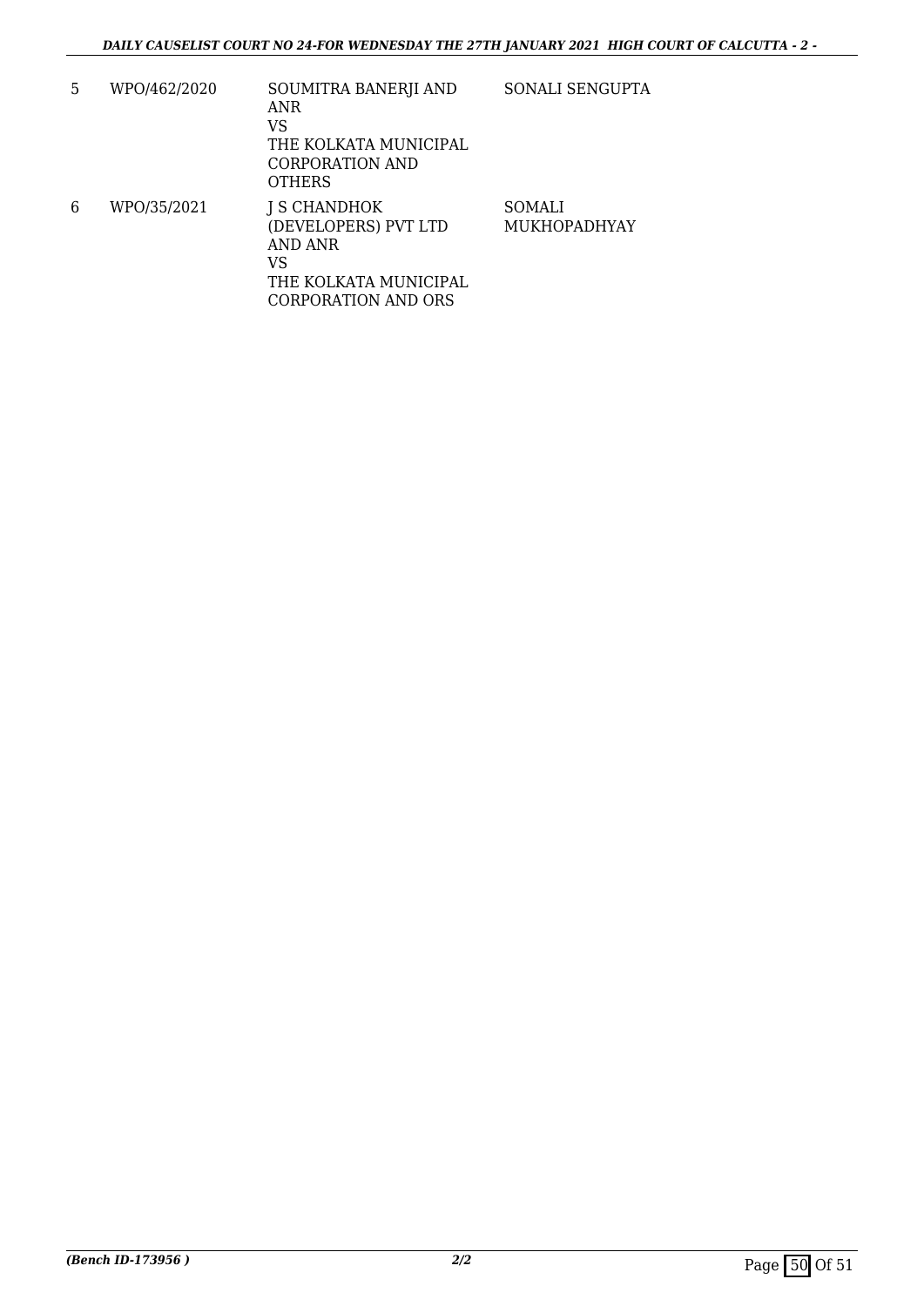| | | | |
|---|---|---|---|
| 5 | WPO/462/2020 | SOUMITRA BANERJI AND ANR<br>VS<br>THE KOLKATA MUNICIPAL CORPORATION AND OTHERS | SONALI SENGUPTA |
| 6 | WPO/35/2021 | J S CHANDHOK (DEVELOPERS) PVT LTD AND ANR<br>VS<br>THE KOLKATA MUNICIPAL CORPORATION AND ORS | SOMALI MUKHOPADHYAY |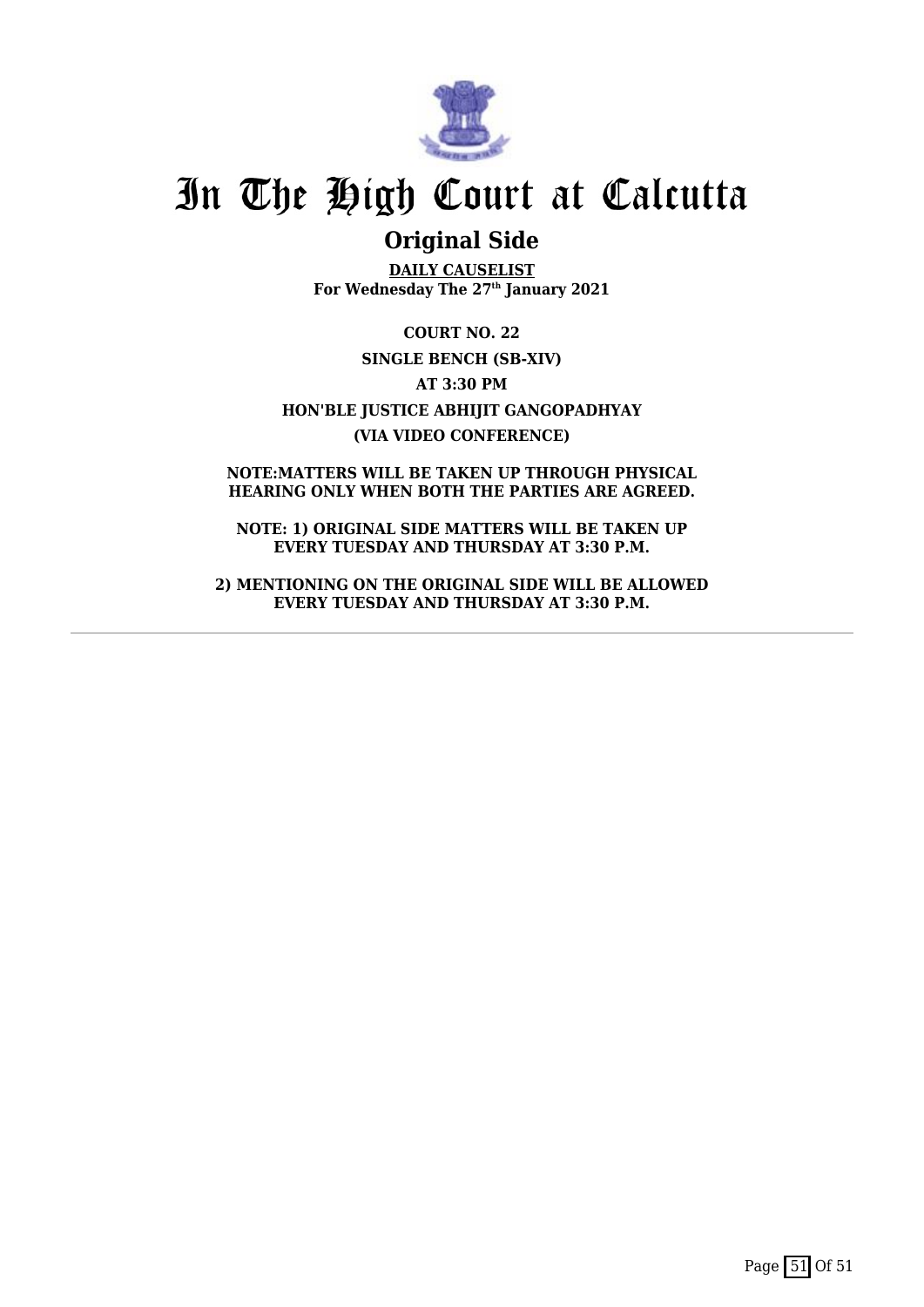# In The High Court at Calcutta

## Original Side

**DAILY CAUSELIST**
**For Wednesday The 27th January 2021**

**COURT NO. 22**

**SINGLE BENCH (SB-XIV)**

**AT 3:30 PM**

**HON'BLE JUSTICE ABHIJIT GANGOPADHYAY**

**(VIA VIDEO CONFERENCE)**

**NOTE:MATTERS WILL BE TAKEN UP THROUGH PHYSICAL HEARING ONLY WHEN BOTH THE PARTIES ARE AGREED.**

**NOTE: 1) ORIGINAL SIDE MATTERS WILL BE TAKEN UP EVERY TUESDAY AND THURSDAY AT 3:30 P.M.**

**2) MENTIONING ON THE ORIGINAL SIDE WILL BE ALLOWED EVERY TUESDAY AND THURSDAY AT 3:30 P.M.**